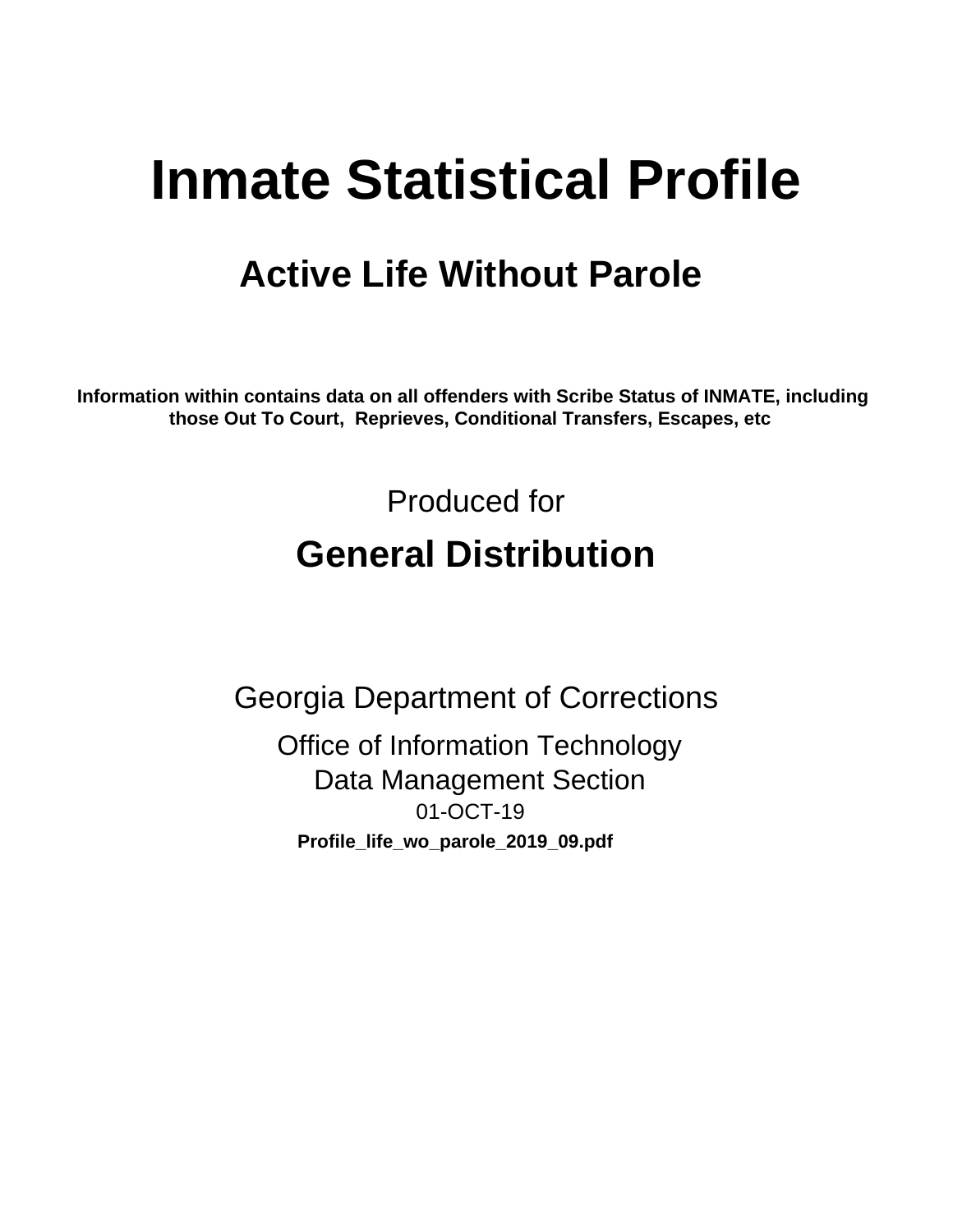# Inmate Statistical Profile

## Active Life Without Parole

**Information within contains data on all offenders with Scribe Status of INMATE, including those Out To Court, Reprieves, Conditional Transfers, Escapes, etc**

Produced for

## General Distribution

Georgia Department of Corrections

Office of Information Technology

Data Management Section

01-OCT-19

**Profile_life_wo_parole_2019_09.pdf**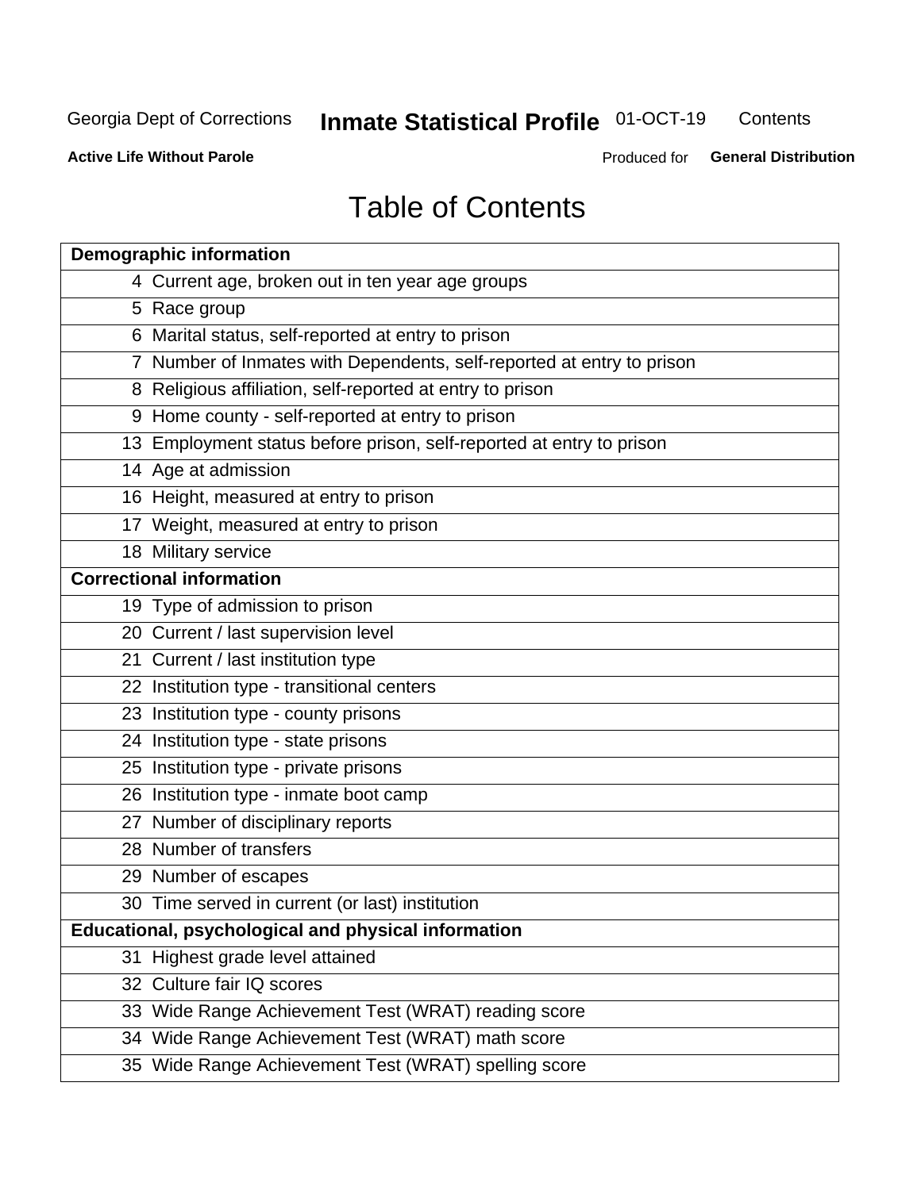# Table of Contents

| Demographic information | |
|---|---|
| 4 | Current age, broken out in ten year age groups |
| 5 | Race group |
| 6 | Marital status, self-reported at entry to prison |
| 7 | Number of Inmates with Dependents, self-reported at entry to prison |
| 8 | Religious affiliation, self-reported at entry to prison |
| 9 | Home county - self-reported at entry to prison |
| 13 | Employment status before prison, self-reported at entry to prison |
| 14 | Age at admission |
| 16 | Height, measured at entry to prison |
| 17 | Weight, measured at entry to prison |
| 18 | Military service |
| **Correctional information** | |
| 19 | Type of admission to prison |
| 20 | Current / last supervision level |
| 21 | Current / last institution type |
| 22 | Institution type - transitional centers |
| 23 | Institution type - county prisons |
| 24 | Institution type - state prisons |
| 25 | Institution type - private prisons |
| 26 | Institution type - inmate boot camp |
| 27 | Number of disciplinary reports |
| 28 | Number of transfers |
| 29 | Number of escapes |
| 30 | Time served in current (or last) institution |
| **Educational, psychological and physical information** | |
| 31 | Highest grade level attained |
| 32 | Culture fair IQ scores |
| 33 | Wide Range Achievement Test (WRAT) reading score |
| 34 | Wide Range Achievement Test (WRAT) math score |
| 35 | Wide Range Achievement Test (WRAT) spelling score |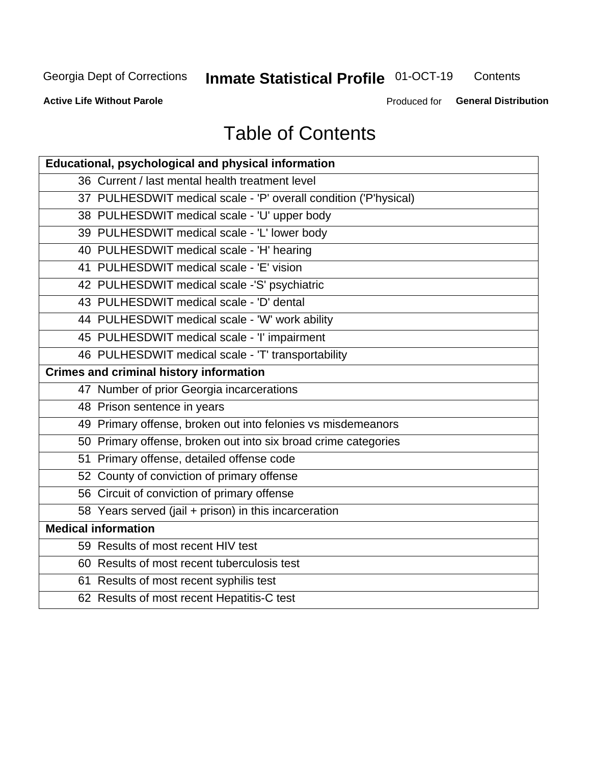# Table of Contents

| Educational, psychological and physical information |
|---|
| 36 Current / last mental health treatment level |
| 37 PULHESDWIT medical scale - 'P' overall condition ('P'hysical) |
| 38 PULHESDWIT medical scale - 'U' upper body |
| 39 PULHESDWIT medical scale - 'L' lower body |
| 40 PULHESDWIT medical scale - 'H' hearing |
| 41 PULHESDWIT medical scale - 'E' vision |
| 42 PULHESDWIT medical scale -'S' psychiatric |
| 43 PULHESDWIT medical scale - 'D' dental |
| 44 PULHESDWIT medical scale - 'W' work ability |
| 45 PULHESDWIT medical scale - 'I' impairment |
| 46 PULHESDWIT medical scale - 'T' transportability |
| **Crimes and criminal history information** |
| 47 Number of prior Georgia incarcerations |
| 48 Prison sentence in years |
| 49 Primary offense, broken out into felonies vs misdemeanors |
| 50 Primary offense, broken out into six broad crime categories |
| 51 Primary offense, detailed offense code |
| 52 County of conviction of primary offense |
| 56 Circuit of conviction of primary offense |
| 58 Years served (jail + prison) in this incarceration |
| **Medical information** |
| 59 Results of most recent HIV test |
| 60 Results of most recent tuberculosis test |
| 61 Results of most recent syphilis test |
| 62 Results of most recent Hepatitis-C test |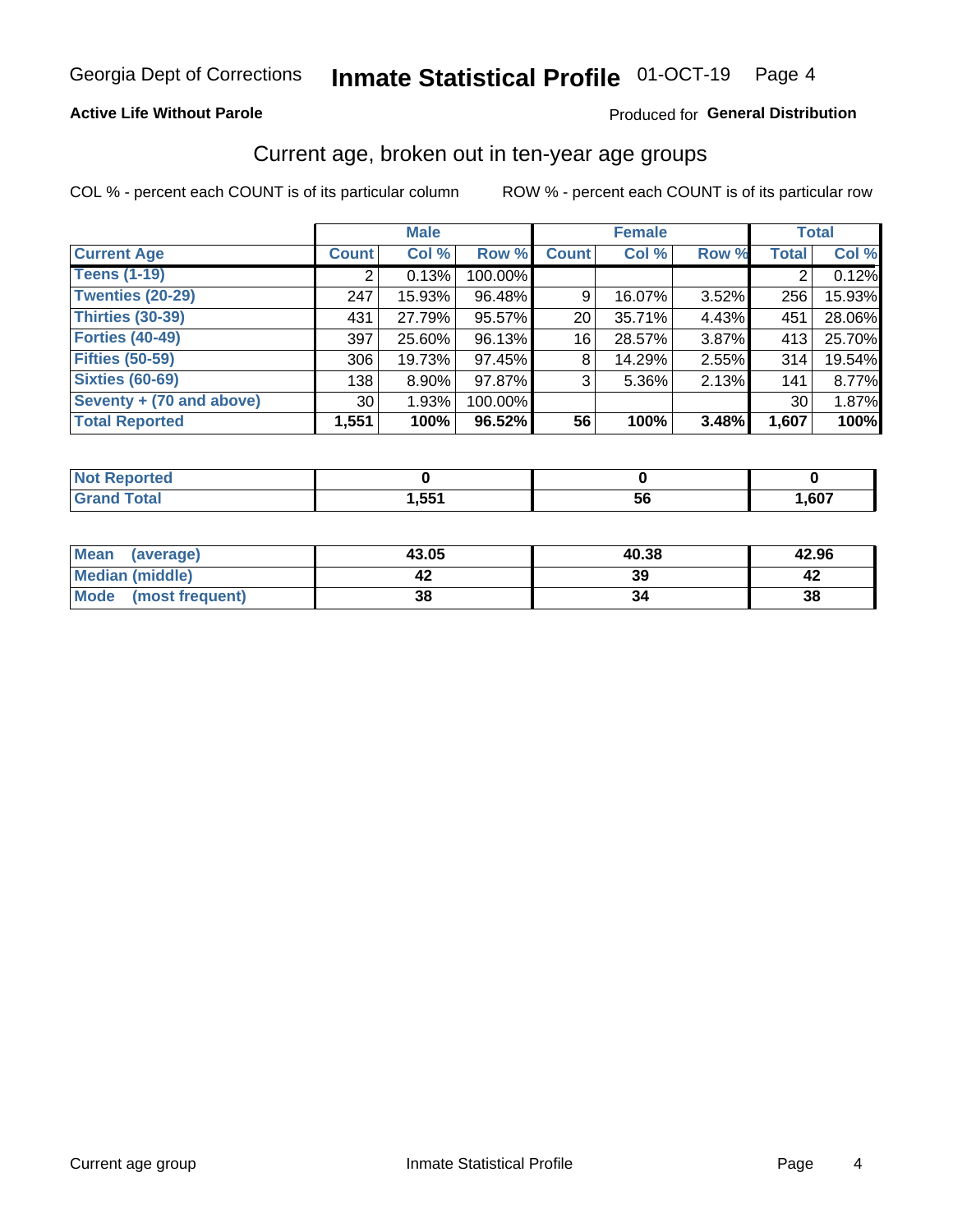Georgia Dept of Corrections **Inmate Statistical Profile** 01-OCT-19

**Active Life Without Parole**

Produced for **General Distribution**

## Current age, broken out in ten-year age groups

COL % - percent each COUNT is of its particular column

ROW % - percent each COUNT is of its particular row

| | Male | | | Female | | | Total | |
|---|---|---|---|---|---|---|---|---|
| **Current Age** | **Count** | **Col %** | **Row %** | **Count** | **Col %** | **Row %** | **Total** | **Col %** |
| **Teens (1-19)** | 2 | 0.13% | 100.00% | | | | 2 | 0.12% |
| **Twenties (20-29)** | 247 | 15.93% | 96.48% | 9 | 16.07% | 3.52% | 256 | 15.93% |
| **Thirties (30-39)** | 431 | 27.79% | 95.57% | 20 | 35.71% | 4.43% | 451 | 28.06% |
| **Forties (40-49)** | 397 | 25.60% | 96.13% | 16 | 28.57% | 3.87% | 413 | 25.70% |
| **Fifties (50-59)** | 306 | 19.73% | 97.45% | 8 | 14.29% | 2.55% | 314 | 19.54% |
| **Sixties (60-69)** | 138 | 8.90% | 97.87% | 3 | 5.36% | 2.13% | 141 | 8.77% |
| **Seventy + (70 and above)** | 30 | 1.93% | 100.00% | | | | 30 | 1.87% |
| **Total Reported** | **1,551** | **100%** | **96.52%** | **56** | **100%** | **3.48%** | **1,607** | **100%** |

| | Male | Female | Total |
|---|---|---|---|
| **Not Reported** | **0** | **0** | **0** |
| **Grand Total** | **1,551** | **56** | **1,607** |

| | Male | Female | Total |
|---|---|---|---|
| **Mean (average)** | **43.05** | **40.38** | **42.96** |
| **Median (middle)** | **42** | **39** | **42** |
| **Mode (most frequent)** | **38** | **34** | **38** |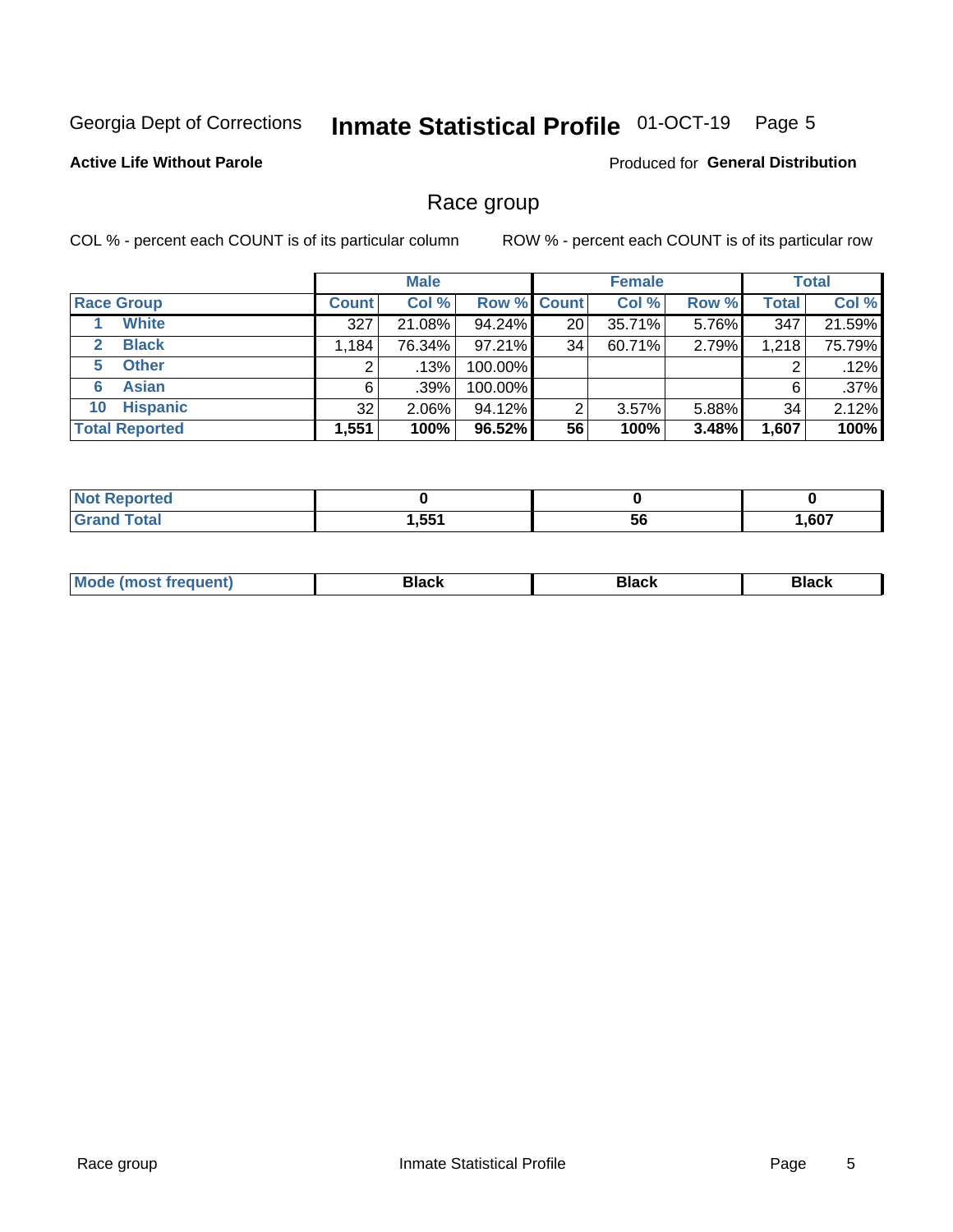Georgia Dept of Corrections **Inmate Statistical Profile** 01-OCT-19 Page 5

**Active Life Without Parole**

Produced for **General Distribution**

## Race group

COL % - percent each COUNT is of its particular column ROW % - percent each COUNT is of its particular row

| | Male | | | Female | | | Total | |
|---|---|---|---|---|---|---|---|---|
| **Race Group** | **Count** | **Col %** | **Row %** | **Count** | **Col %** | **Row %** | **Total** | **Col %** |
| 1 **White** | 327 | 21.08% | 94.24% | 20 | 35.71% | 5.76% | 347 | 21.59% |
| 2 **Black** | 1,184 | 76.34% | 97.21% | 34 | 60.71% | 2.79% | 1,218 | 75.79% |
| 5 **Other** | 2 | .13% | 100.00% | | | | 2 | .12% |
| 6 **Asian** | 6 | .39% | 100.00% | | | | 6 | .37% |
| 10 **Hispanic** | 32 | 2.06% | 94.12% | 2 | 3.57% | 5.88% | 34 | 2.12% |
| **Total Reported** | **1,551** | **100%** | **96.52%** | **56** | **100%** | **3.48%** | **1,607** | **100%** |

| | Male | Female | Total |
|---|---|---|---|
| **Not Reported** | **0** | **0** | **0** |
| **Grand Total** | **1,551** | **56** | **1,607** |

| | Male | Female | Total |
|---|---|---|---|
| **Mode (most frequent)** | **Black** | **Black** | **Black** |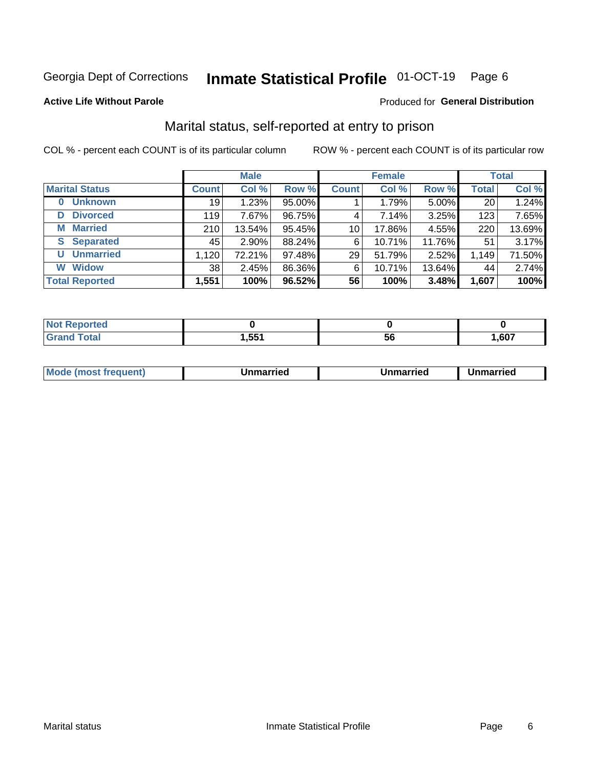Georgia Dept of Corrections **Inmate Statistical Profile** 01-OCT-19 Page 6

**Active Life Without Parole** Produced for **General Distribution**

## Marital status, self-reported at entry to prison

COL % - percent each COUNT is of its particular column ROW % - percent each COUNT is of its particular row

| | Male | | | Female | | | Total | |
|---|---|---|---|---|---|---|---|---|
| **Marital Status** | **Count** | **Col %** | **Row %** | **Count** | **Col %** | **Row %** | **Total** | **Col %** |
| **0 Unknown** | 19 | 1.23% | 95.00% | 1 | 1.79% | 5.00% | 20 | 1.24% |
| **D Divorced** | 119 | 7.67% | 96.75% | 4 | 7.14% | 3.25% | 123 | 7.65% |
| **M Married** | 210 | 13.54% | 95.45% | 10 | 17.86% | 4.55% | 220 | 13.69% |
| **S Separated** | 45 | 2.90% | 88.24% | 6 | 10.71% | 11.76% | 51 | 3.17% |
| **U Unmarried** | 1,120 | 72.21% | 97.48% | 29 | 51.79% | 2.52% | 1,149 | 71.50% |
| **W Widow** | 38 | 2.45% | 86.36% | 6 | 10.71% | 13.64% | 44 | 2.74% |
| **Total Reported** | **1,551** | **100%** | **96.52%** | **56** | **100%** | **3.48%** | **1,607** | **100%** |

| | Male | Female | Total |
|---|---|---|---|
| **Not Reported** | **0** | **0** | **0** |
| **Grand Total** | **1,551** | **56** | **1,607** |

| | Male | Female | Total |
|---|---|---|---|
| **Mode (most frequent)** | **Unmarried** | **Unmarried** | **Unmarried** |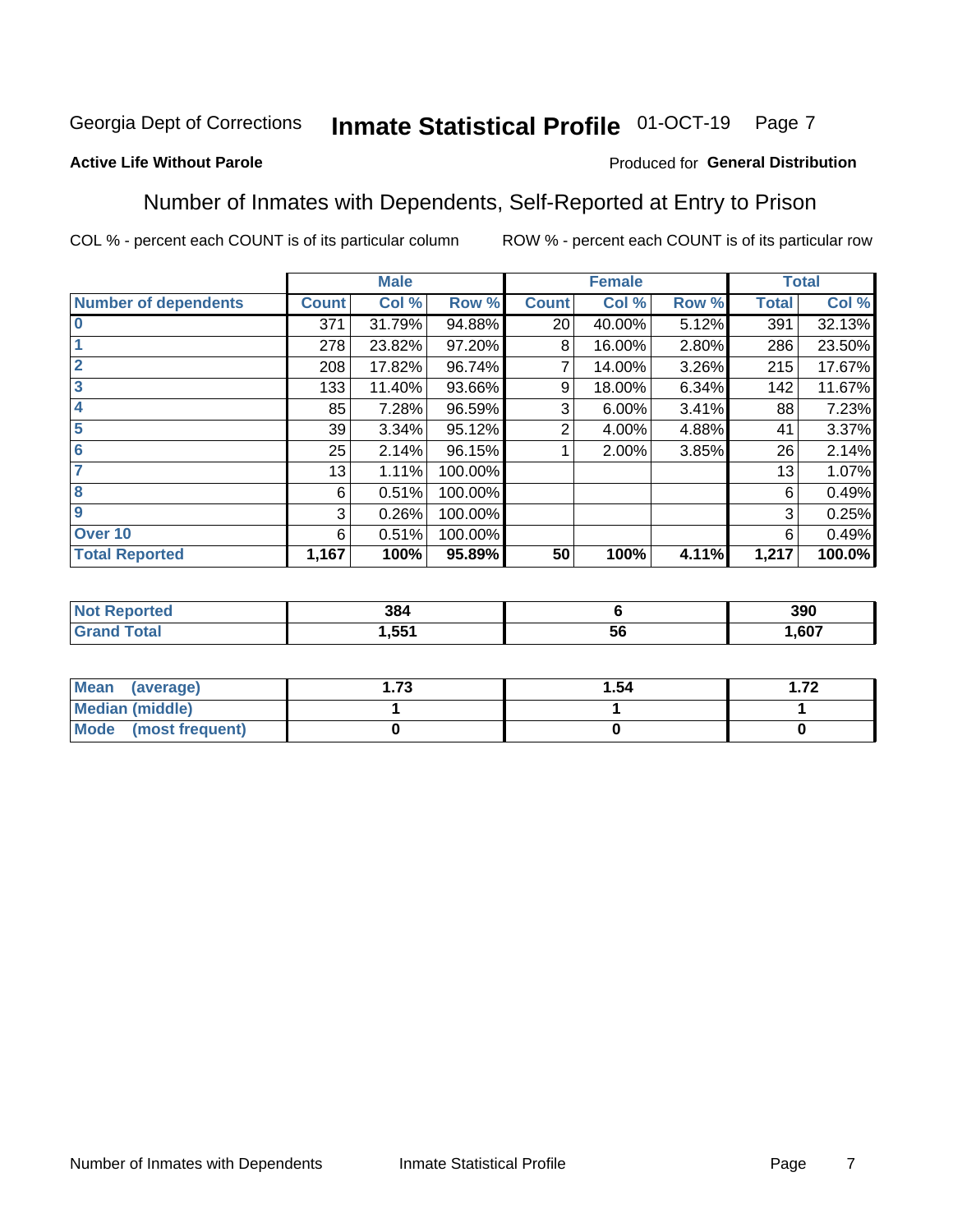Georgia Dept of Corrections **Inmate Statistical Profile** 01-OCT-19

**Active Life Without Parole**

Produced for **General Distribution**

## Number of Inmates with Dependents, Self-Reported at Entry to Prison

COL % - percent each COUNT is of its particular column ROW % - percent each COUNT is of its particular row

| | Male | | | Female | | | Total | |
|---|---|---|---|---|---|---|---|---|
| **Number of dependents** | **Count** | **Col %** | **Row %** | **Count** | **Col %** | **Row %** | **Total** | **Col %** |
| 0 | 371 | 31.79% | 94.88% | 20 | 40.00% | 5.12% | 391 | 32.13% |
| 1 | 278 | 23.82% | 97.20% | 8 | 16.00% | 2.80% | 286 | 23.50% |
| 2 | 208 | 17.82% | 96.74% | 7 | 14.00% | 3.26% | 215 | 17.67% |
| 3 | 133 | 11.40% | 93.66% | 9 | 18.00% | 6.34% | 142 | 11.67% |
| 4 | 85 | 7.28% | 96.59% | 3 | 6.00% | 3.41% | 88 | 7.23% |
| 5 | 39 | 3.34% | 95.12% | 2 | 4.00% | 4.88% | 41 | 3.37% |
| 6 | 25 | 2.14% | 96.15% | 1 | 2.00% | 3.85% | 26 | 2.14% |
| 7 | 13 | 1.11% | 100.00% | | | | 13 | 1.07% |
| 8 | 6 | 0.51% | 100.00% | | | | 6 | 0.49% |
| 9 | 3 | 0.26% | 100.00% | | | | 3 | 0.25% |
| Over 10 | 6 | 0.51% | 100.00% | | | | 6 | 0.49% |
| **Total Reported** | **1,167** | **100%** | **95.89%** | **50** | **100%** | **4.11%** | **1,217** | **100.0%** |

| | Male | Female | Total |
|---|---|---|---|
| **Not Reported** | **384** | **6** | **390** |
| **Grand Total** | **1,551** | **56** | **1,607** |

| | Male | Female | Total |
|---|---|---|---|
| **Mean (average)** | **1.73** | **1.54** | **1.72** |
| **Median (middle)** | **1** | **1** | **1** |
| **Mode (most frequent)** | **0** | **0** | **0** |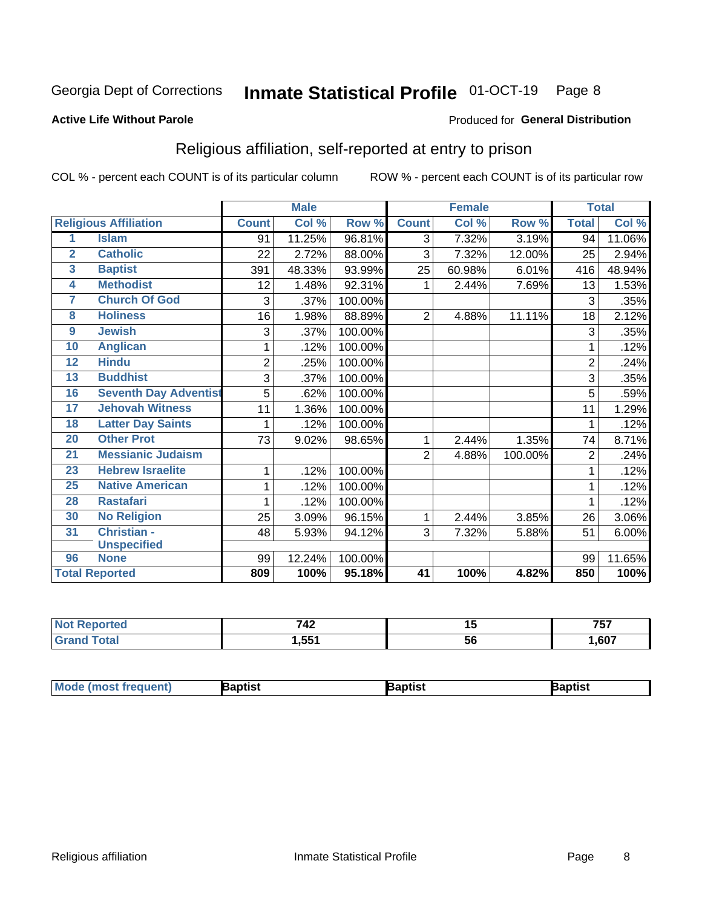Georgia Dept of Corrections **Inmate Statistical Profile** 01-OCT-19

**Active Life Without Parole**

Produced for **General Distribution**

## Religious affiliation, self-reported at entry to prison

COL % - percent each COUNT is of its particular column ROW % - percent each COUNT is of its particular row

| | | Male | | | Female | | | Total | |
|---|---|---|---|---|---|---|---|---|---|
| **Religious Affiliation** | | **Count** | **Col %** | **Row %** | **Count** | **Col %** | **Row %** | **Total** | **Col %** |
| 1 | Islam | 91 | 11.25% | 96.81% | 3 | 7.32% | 3.19% | 94 | 11.06% |
| 2 | Catholic | 22 | 2.72% | 88.00% | 3 | 7.32% | 12.00% | 25 | 2.94% |
| 3 | Baptist | 391 | 48.33% | 93.99% | 25 | 60.98% | 6.01% | 416 | 48.94% |
| 4 | Methodist | 12 | 1.48% | 92.31% | 1 | 2.44% | 7.69% | 13 | 1.53% |
| 7 | Church Of God | 3 | .37% | 100.00% | | | | 3 | .35% |
| 8 | Holiness | 16 | 1.98% | 88.89% | 2 | 4.88% | 11.11% | 18 | 2.12% |
| 9 | Jewish | 3 | .37% | 100.00% | | | | 3 | .35% |
| 10 | Anglican | 1 | .12% | 100.00% | | | | 1 | .12% |
| 12 | Hindu | 2 | .25% | 100.00% | | | | 2 | .24% |
| 13 | Buddhist | 3 | .37% | 100.00% | | | | 3 | .35% |
| 16 | Seventh Day Adventist | 5 | .62% | 100.00% | | | | 5 | .59% |
| 17 | Jehovah Witness | 11 | 1.36% | 100.00% | | | | 11 | 1.29% |
| 18 | Latter Day Saints | 1 | .12% | 100.00% | | | | 1 | .12% |
| 20 | Other Prot | 73 | 9.02% | 98.65% | 1 | 2.44% | 1.35% | 74 | 8.71% |
| 21 | Messianic Judaism | | | | 2 | 4.88% | 100.00% | 2 | .24% |
| 23 | Hebrew Israelite | 1 | .12% | 100.00% | | | | 1 | .12% |
| 25 | Native American | 1 | .12% | 100.00% | | | | 1 | .12% |
| 28 | Rastafari | 1 | .12% | 100.00% | | | | 1 | .12% |
| 30 | No Religion | 25 | 3.09% | 96.15% | 1 | 2.44% | 3.85% | 26 | 3.06% |
| 31 | Christian - Unspecified | 48 | 5.93% | 94.12% | 3 | 7.32% | 5.88% | 51 | 6.00% |
| 96 | None | 99 | 12.24% | 100.00% | | | | 99 | 11.65% |
| **Total Reported** | | **809** | **100%** | **95.18%** | **41** | **100%** | **4.82%** | **850** | **100%** |

| | Male | Female | Total |
|---|---|---|---|
| **Not Reported** | **742** | **15** | **757** |
| **Grand Total** | **1,551** | **56** | **1,607** |

| | Male | Female | Total |
|---|---|---|---|
| **Mode (most frequent)** | **Baptist** | **Baptist** | **Baptist** |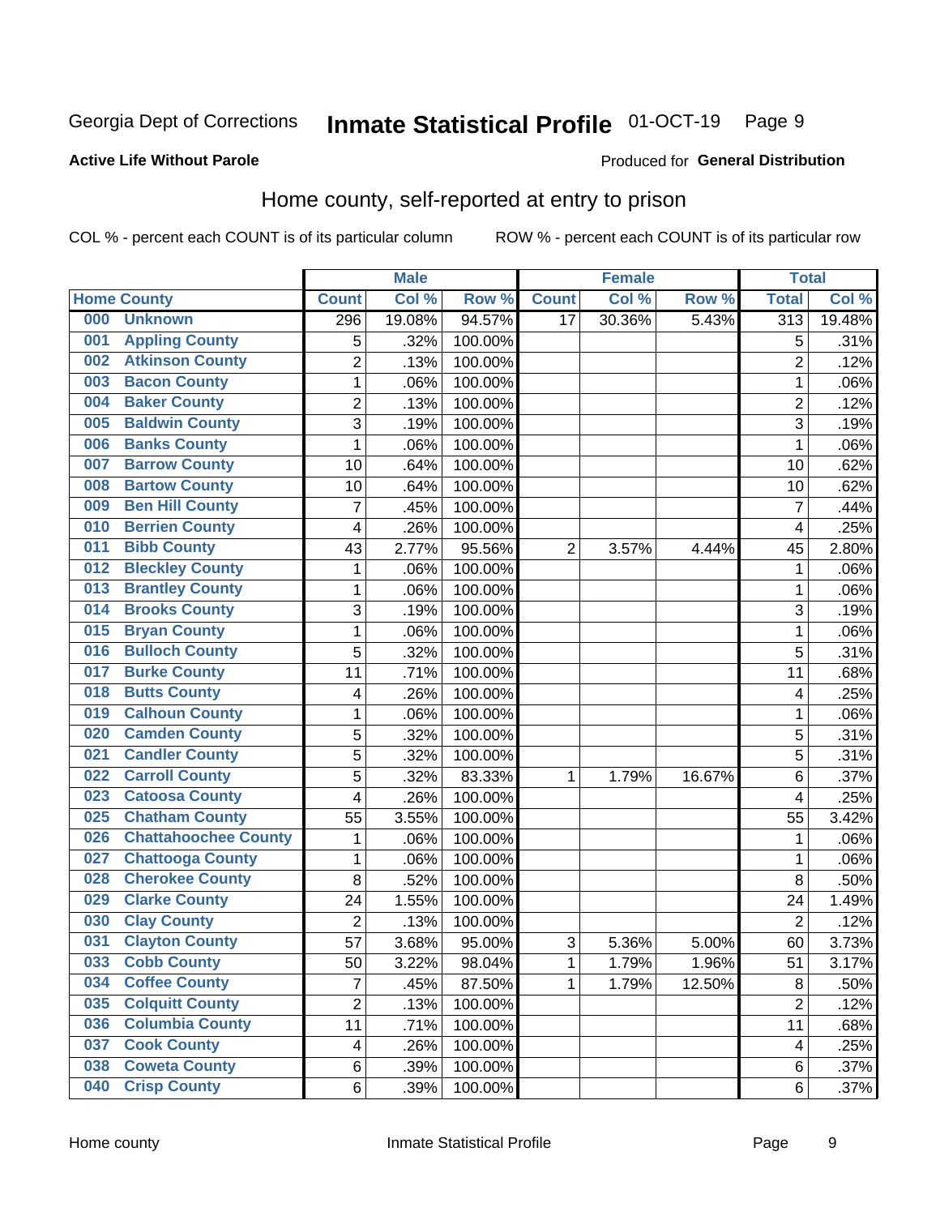Georgia Dept of Corrections **Inmate Statistical Profile** 01-OCT-19

**Active Life Without Parole**

Produced for **General Distribution**

## Home county, self-reported at entry to prison

COL % - percent each COUNT is of its particular column ROW % - percent each COUNT is of its particular row

| | | Male | | | Female | | | Total | |
|---|---|---|---|---|---|---|---|---|---|
| Home County | | Count | Col % | Row % | Count | Col % | Row % | Total | Col % |
| 000 | Unknown | 296 | 19.08% | 94.57% | 17 | 30.36% | 5.43% | 313 | 19.48% |
| 001 | Appling County | 5 | .32% | 100.00% | | | | 5 | .31% |
| 002 | Atkinson County | 2 | .13% | 100.00% | | | | 2 | .12% |
| 003 | Bacon County | 1 | .06% | 100.00% | | | | 1 | .06% |
| 004 | Baker County | 2 | .13% | 100.00% | | | | 2 | .12% |
| 005 | Baldwin County | 3 | .19% | 100.00% | | | | 3 | .19% |
| 006 | Banks County | 1 | .06% | 100.00% | | | | 1 | .06% |
| 007 | Barrow County | 10 | .64% | 100.00% | | | | 10 | .62% |
| 008 | Bartow County | 10 | .64% | 100.00% | | | | 10 | .62% |
| 009 | Ben Hill County | 7 | .45% | 100.00% | | | | 7 | .44% |
| 010 | Berrien County | 4 | .26% | 100.00% | | | | 4 | .25% |
| 011 | Bibb County | 43 | 2.77% | 95.56% | 2 | 3.57% | 4.44% | 45 | 2.80% |
| 012 | Bleckley County | 1 | .06% | 100.00% | | | | 1 | .06% |
| 013 | Brantley County | 1 | .06% | 100.00% | | | | 1 | .06% |
| 014 | Brooks County | 3 | .19% | 100.00% | | | | 3 | .19% |
| 015 | Bryan County | 1 | .06% | 100.00% | | | | 1 | .06% |
| 016 | Bulloch County | 5 | .32% | 100.00% | | | | 5 | .31% |
| 017 | Burke County | 11 | .71% | 100.00% | | | | 11 | .68% |
| 018 | Butts County | 4 | .26% | 100.00% | | | | 4 | .25% |
| 019 | Calhoun County | 1 | .06% | 100.00% | | | | 1 | .06% |
| 020 | Camden County | 5 | .32% | 100.00% | | | | 5 | .31% |
| 021 | Candler County | 5 | .32% | 100.00% | | | | 5 | .31% |
| 022 | Carroll County | 5 | .32% | 83.33% | 1 | 1.79% | 16.67% | 6 | .37% |
| 023 | Catoosa County | 4 | .26% | 100.00% | | | | 4 | .25% |
| 025 | Chatham County | 55 | 3.55% | 100.00% | | | | 55 | 3.42% |
| 026 | Chattahoochee County | 1 | .06% | 100.00% | | | | 1 | .06% |
| 027 | Chattooga County | 1 | .06% | 100.00% | | | | 1 | .06% |
| 028 | Cherokee County | 8 | .52% | 100.00% | | | | 8 | .50% |
| 029 | Clarke County | 24 | 1.55% | 100.00% | | | | 24 | 1.49% |
| 030 | Clay County | 2 | .13% | 100.00% | | | | 2 | .12% |
| 031 | Clayton County | 57 | 3.68% | 95.00% | 3 | 5.36% | 5.00% | 60 | 3.73% |
| 033 | Cobb County | 50 | 3.22% | 98.04% | 1 | 1.79% | 1.96% | 51 | 3.17% |
| 034 | Coffee County | 7 | .45% | 87.50% | 1 | 1.79% | 12.50% | 8 | .50% |
| 035 | Colquitt County | 2 | .13% | 100.00% | | | | 2 | .12% |
| 036 | Columbia County | 11 | .71% | 100.00% | | | | 11 | .68% |
| 037 | Cook County | 4 | .26% | 100.00% | | | | 4 | .25% |
| 038 | Coweta County | 6 | .39% | 100.00% | | | | 6 | .37% |
| 040 | Crisp County | 6 | .39% | 100.00% | | | | 6 | .37% |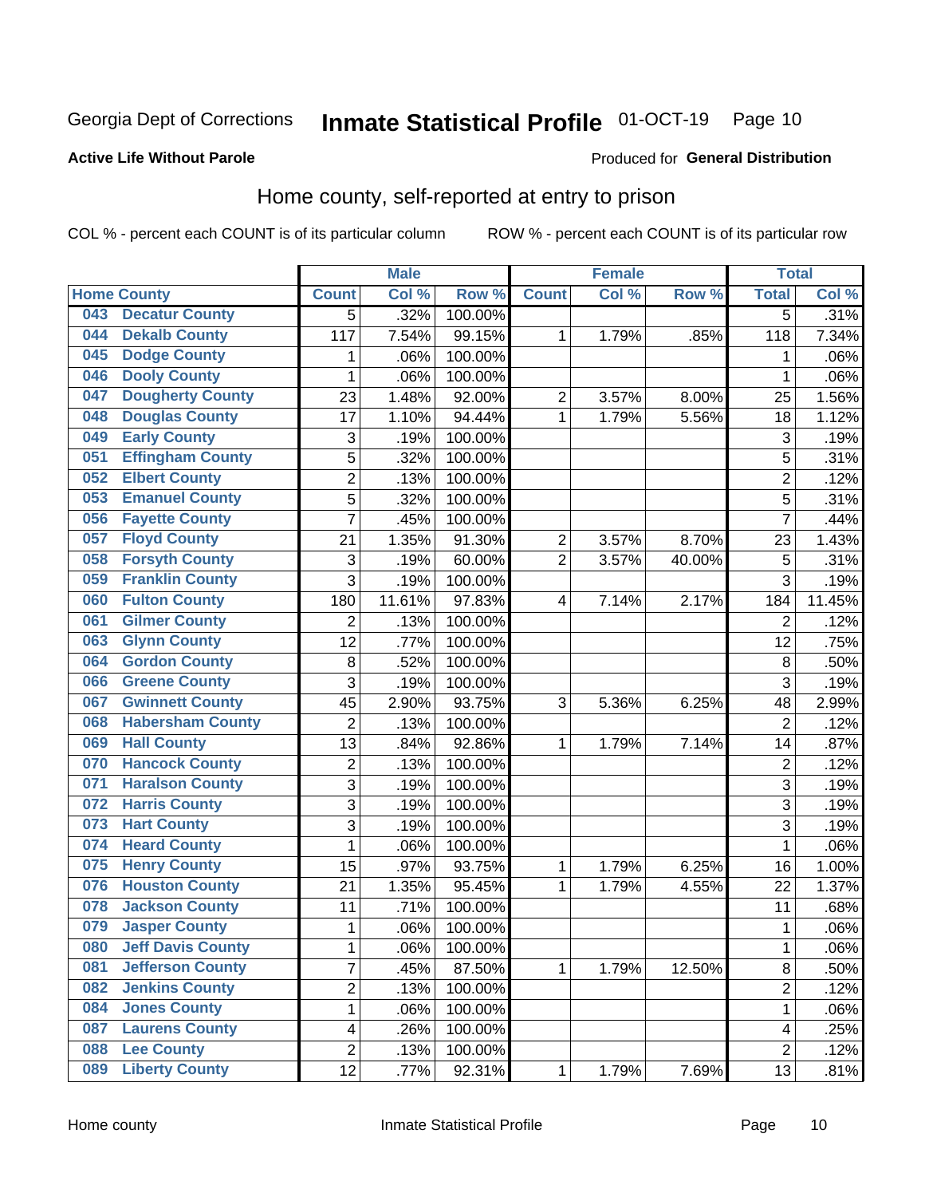Georgia Dept of Corrections **Inmate Statistical Profile** 01-OCT-19

**Active Life Without Parole**

Produced for **General Distribution**

## Home county, self-reported at entry to prison

COL % - percent each COUNT is of its particular column ROW % - percent each COUNT is of its particular row

| Home County | | Male | | | Female | | | Total | |
|---|---|---|---|---|---|---|---|---|---|
| | | Count | Col % | Row % | Count | Col % | Row % | Total | Col % |
| 043 | Decatur County | 5 | .32% | 100.00% | | | | 5 | .31% |
| 044 | Dekalb County | 117 | 7.54% | 99.15% | 1 | 1.79% | .85% | 118 | 7.34% |
| 045 | Dodge County | 1 | .06% | 100.00% | | | | 1 | .06% |
| 046 | Dooly County | 1 | .06% | 100.00% | | | | 1 | .06% |
| 047 | Dougherty County | 23 | 1.48% | 92.00% | 2 | 3.57% | 8.00% | 25 | 1.56% |
| 048 | Douglas County | 17 | 1.10% | 94.44% | 1 | 1.79% | 5.56% | 18 | 1.12% |
| 049 | Early County | 3 | .19% | 100.00% | | | | 3 | .19% |
| 051 | Effingham County | 5 | .32% | 100.00% | | | | 5 | .31% |
| 052 | Elbert County | 2 | .13% | 100.00% | | | | 2 | .12% |
| 053 | Emanuel County | 5 | .32% | 100.00% | | | | 5 | .31% |
| 056 | Fayette County | 7 | .45% | 100.00% | | | | 7 | .44% |
| 057 | Floyd County | 21 | 1.35% | 91.30% | 2 | 3.57% | 8.70% | 23 | 1.43% |
| 058 | Forsyth County | 3 | .19% | 60.00% | 2 | 3.57% | 40.00% | 5 | .31% |
| 059 | Franklin County | 3 | .19% | 100.00% | | | | 3 | .19% |
| 060 | Fulton County | 180 | 11.61% | 97.83% | 4 | 7.14% | 2.17% | 184 | 11.45% |
| 061 | Gilmer County | 2 | .13% | 100.00% | | | | 2 | .12% |
| 063 | Glynn County | 12 | .77% | 100.00% | | | | 12 | .75% |
| 064 | Gordon County | 8 | .52% | 100.00% | | | | 8 | .50% |
| 066 | Greene County | 3 | .19% | 100.00% | | | | 3 | .19% |
| 067 | Gwinnett County | 45 | 2.90% | 93.75% | 3 | 5.36% | 6.25% | 48 | 2.99% |
| 068 | Habersham County | 2 | .13% | 100.00% | | | | 2 | .12% |
| 069 | Hall County | 13 | .84% | 92.86% | 1 | 1.79% | 7.14% | 14 | .87% |
| 070 | Hancock County | 2 | .13% | 100.00% | | | | 2 | .12% |
| 071 | Haralson County | 3 | .19% | 100.00% | | | | 3 | .19% |
| 072 | Harris County | 3 | .19% | 100.00% | | | | 3 | .19% |
| 073 | Hart County | 3 | .19% | 100.00% | | | | 3 | .19% |
| 074 | Heard County | 1 | .06% | 100.00% | | | | 1 | .06% |
| 075 | Henry County | 15 | .97% | 93.75% | 1 | 1.79% | 6.25% | 16 | 1.00% |
| 076 | Houston County | 21 | 1.35% | 95.45% | 1 | 1.79% | 4.55% | 22 | 1.37% |
| 078 | Jackson County | 11 | .71% | 100.00% | | | | 11 | .68% |
| 079 | Jasper County | 1 | .06% | 100.00% | | | | 1 | .06% |
| 080 | Jeff Davis County | 1 | .06% | 100.00% | | | | 1 | .06% |
| 081 | Jefferson County | 7 | .45% | 87.50% | 1 | 1.79% | 12.50% | 8 | .50% |
| 082 | Jenkins County | 2 | .13% | 100.00% | | | | 2 | .12% |
| 084 | Jones County | 1 | .06% | 100.00% | | | | 1 | .06% |
| 087 | Laurens County | 4 | .26% | 100.00% | | | | 4 | .25% |
| 088 | Lee County | 2 | .13% | 100.00% | | | | 2 | .12% |
| 089 | Liberty County | 12 | .77% | 92.31% | 1 | 1.79% | 7.69% | 13 | .81% |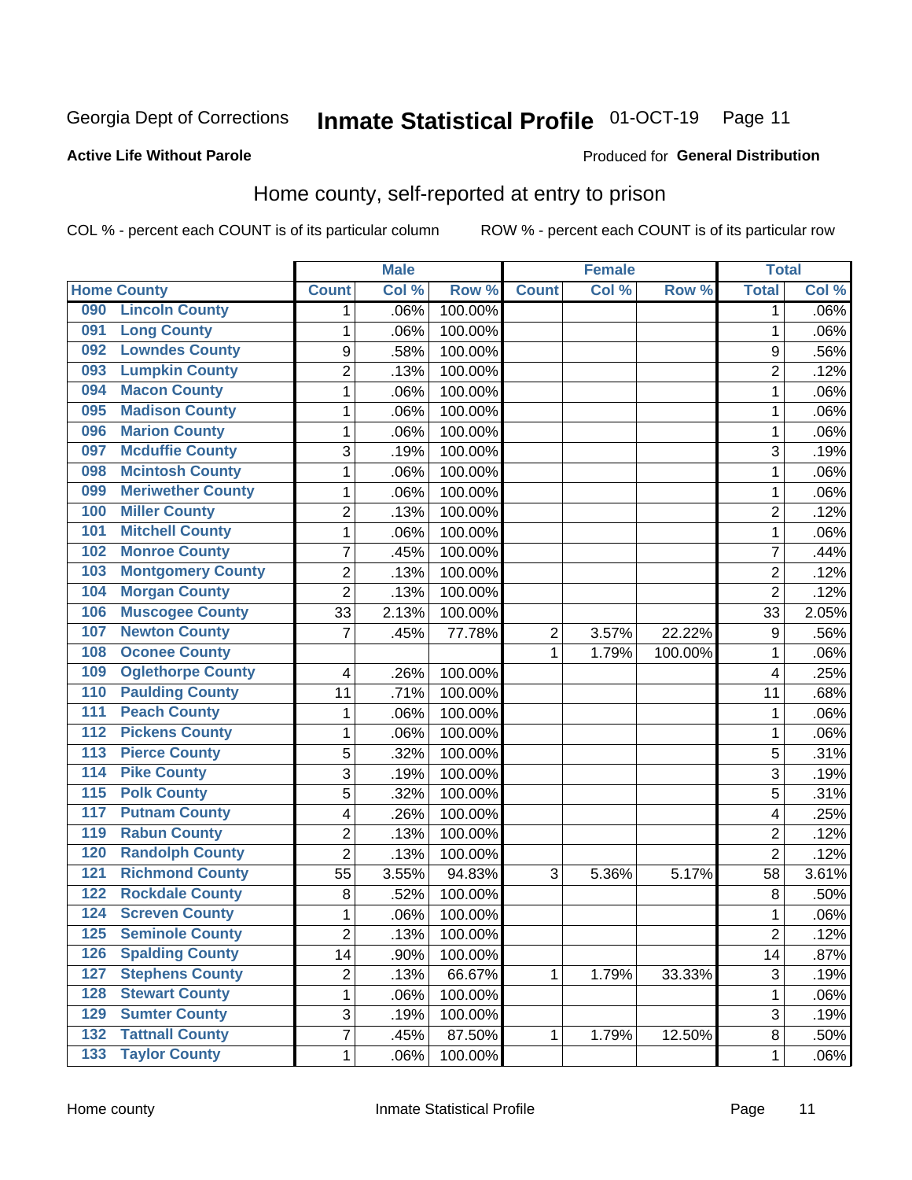Georgia Dept of Corrections **Inmate Statistical Profile** 01-OCT-19

**Active Life Without Parole**

Produced for **General Distribution**

## Home county, self-reported at entry to prison

COL % - percent each COUNT is of its particular column ROW % - percent each COUNT is of its particular row

| Home County | | Male | | | Female | | | Total | |
|---|---|---|---|---|---|---|---|---|---|
| | | Count | Col % | Row % | Count | Col % | Row % | Total | Col % |
| 090 | Lincoln County | 1 | .06% | 100.00% | | | | 1 | .06% |
| 091 | Long County | 1 | .06% | 100.00% | | | | 1 | .06% |
| 092 | Lowndes County | 9 | .58% | 100.00% | | | | 9 | .56% |
| 093 | Lumpkin County | 2 | .13% | 100.00% | | | | 2 | .12% |
| 094 | Macon County | 1 | .06% | 100.00% | | | | 1 | .06% |
| 095 | Madison County | 1 | .06% | 100.00% | | | | 1 | .06% |
| 096 | Marion County | 1 | .06% | 100.00% | | | | 1 | .06% |
| 097 | Mcduffie County | 3 | .19% | 100.00% | | | | 3 | .19% |
| 098 | Mcintosh County | 1 | .06% | 100.00% | | | | 1 | .06% |
| 099 | Meriwether County | 1 | .06% | 100.00% | | | | 1 | .06% |
| 100 | Miller County | 2 | .13% | 100.00% | | | | 2 | .12% |
| 101 | Mitchell County | 1 | .06% | 100.00% | | | | 1 | .06% |
| 102 | Monroe County | 7 | .45% | 100.00% | | | | 7 | .44% |
| 103 | Montgomery County | 2 | .13% | 100.00% | | | | 2 | .12% |
| 104 | Morgan County | 2 | .13% | 100.00% | | | | 2 | .12% |
| 106 | Muscogee County | 33 | 2.13% | 100.00% | | | | 33 | 2.05% |
| 107 | Newton County | 7 | .45% | 77.78% | 2 | 3.57% | 22.22% | 9 | .56% |
| 108 | Oconee County | | | | 1 | 1.79% | 100.00% | 1 | .06% |
| 109 | Oglethorpe County | 4 | .26% | 100.00% | | | | 4 | .25% |
| 110 | Paulding County | 11 | .71% | 100.00% | | | | 11 | .68% |
| 111 | Peach County | 1 | .06% | 100.00% | | | | 1 | .06% |
| 112 | Pickens County | 1 | .06% | 100.00% | | | | 1 | .06% |
| 113 | Pierce County | 5 | .32% | 100.00% | | | | 5 | .31% |
| 114 | Pike County | 3 | .19% | 100.00% | | | | 3 | .19% |
| 115 | Polk County | 5 | .32% | 100.00% | | | | 5 | .31% |
| 117 | Putnam County | 4 | .26% | 100.00% | | | | 4 | .25% |
| 119 | Rabun County | 2 | .13% | 100.00% | | | | 2 | .12% |
| 120 | Randolph County | 2 | .13% | 100.00% | | | | 2 | .12% |
| 121 | Richmond County | 55 | 3.55% | 94.83% | 3 | 5.36% | 5.17% | 58 | 3.61% |
| 122 | Rockdale County | 8 | .52% | 100.00% | | | | 8 | .50% |
| 124 | Screven County | 1 | .06% | 100.00% | | | | 1 | .06% |
| 125 | Seminole County | 2 | .13% | 100.00% | | | | 2 | .12% |
| 126 | Spalding County | 14 | .90% | 100.00% | | | | 14 | .87% |
| 127 | Stephens County | 2 | .13% | 66.67% | 1 | 1.79% | 33.33% | 3 | .19% |
| 128 | Stewart County | 1 | .06% | 100.00% | | | | 1 | .06% |
| 129 | Sumter County | 3 | .19% | 100.00% | | | | 3 | .19% |
| 132 | Tattnall County | 7 | .45% | 87.50% | 1 | 1.79% | 12.50% | 8 | .50% |
| 133 | Taylor County | 1 | .06% | 100.00% | | | | 1 | .06% |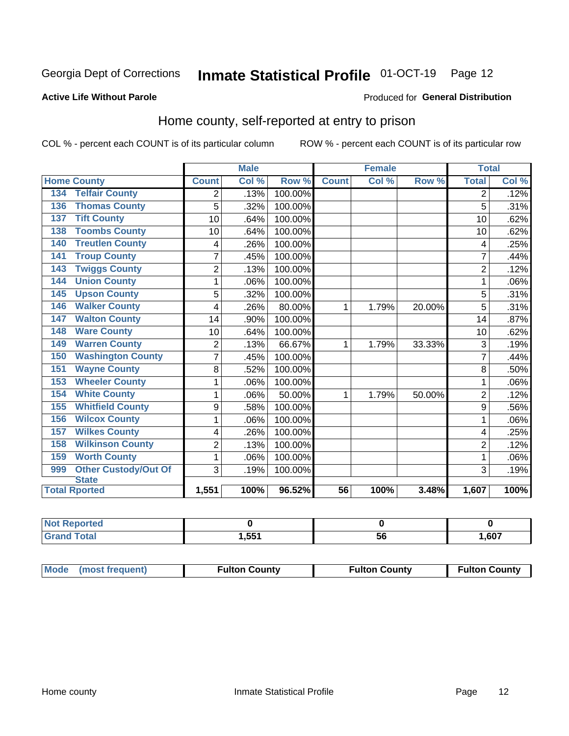Georgia Dept of Corrections **Inmate Statistical Profile** 01-OCT-19

**Active Life Without Parole**

Produced for **General Distribution**

## Home county, self-reported at entry to prison

COL % - percent each COUNT is of its particular column ROW % - percent each COUNT is of its particular row

| | | Male | | | Female | | | Total | |
|---|---|---|---|---|---|---|---|---|---|
| Home County | | Count | Col % | Row % | Count | Col % | Row % | Total | Col % |
| 134 | Telfair County | 2 | .13% | 100.00% | | | | 2 | .12% |
| 136 | Thomas County | 5 | .32% | 100.00% | | | | 5 | .31% |
| 137 | Tift County | 10 | .64% | 100.00% | | | | 10 | .62% |
| 138 | Toombs County | 10 | .64% | 100.00% | | | | 10 | .62% |
| 140 | Treutlen County | 4 | .26% | 100.00% | | | | 4 | .25% |
| 141 | Troup County | 7 | .45% | 100.00% | | | | 7 | .44% |
| 143 | Twiggs County | 2 | .13% | 100.00% | | | | 2 | .12% |
| 144 | Union County | 1 | .06% | 100.00% | | | | 1 | .06% |
| 145 | Upson County | 5 | .32% | 100.00% | | | | 5 | .31% |
| 146 | Walker County | 4 | .26% | 80.00% | 1 | 1.79% | 20.00% | 5 | .31% |
| 147 | Walton County | 14 | .90% | 100.00% | | | | 14 | .87% |
| 148 | Ware County | 10 | .64% | 100.00% | | | | 10 | .62% |
| 149 | Warren County | 2 | .13% | 66.67% | 1 | 1.79% | 33.33% | 3 | .19% |
| 150 | Washington County | 7 | .45% | 100.00% | | | | 7 | .44% |
| 151 | Wayne County | 8 | .52% | 100.00% | | | | 8 | .50% |
| 153 | Wheeler County | 1 | .06% | 100.00% | | | | 1 | .06% |
| 154 | White County | 1 | .06% | 50.00% | 1 | 1.79% | 50.00% | 2 | .12% |
| 155 | Whitfield County | 9 | .58% | 100.00% | | | | 9 | .56% |
| 156 | Wilcox County | 1 | .06% | 100.00% | | | | 1 | .06% |
| 157 | Wilkes County | 4 | .26% | 100.00% | | | | 4 | .25% |
| 158 | Wilkinson County | 2 | .13% | 100.00% | | | | 2 | .12% |
| 159 | Worth County | 1 | .06% | 100.00% | | | | 1 | .06% |
| 999 | Other Custody/Out Of State | 3 | .19% | 100.00% | | | | 3 | .19% |
| Total Rported | | 1,551 | 100% | 96.52% | 56 | 100% | 3.48% | 1,607 | 100% |

| | Male | Female | Total |
|---|---|---|---|
| Not Reported | 0 | 0 | 0 |
| Grand Total | 1,551 | 56 | 1,607 |

| | Male | Female | Total |
|---|---|---|---|
| Mode (most frequent) | Fulton County | Fulton County | Fulton County |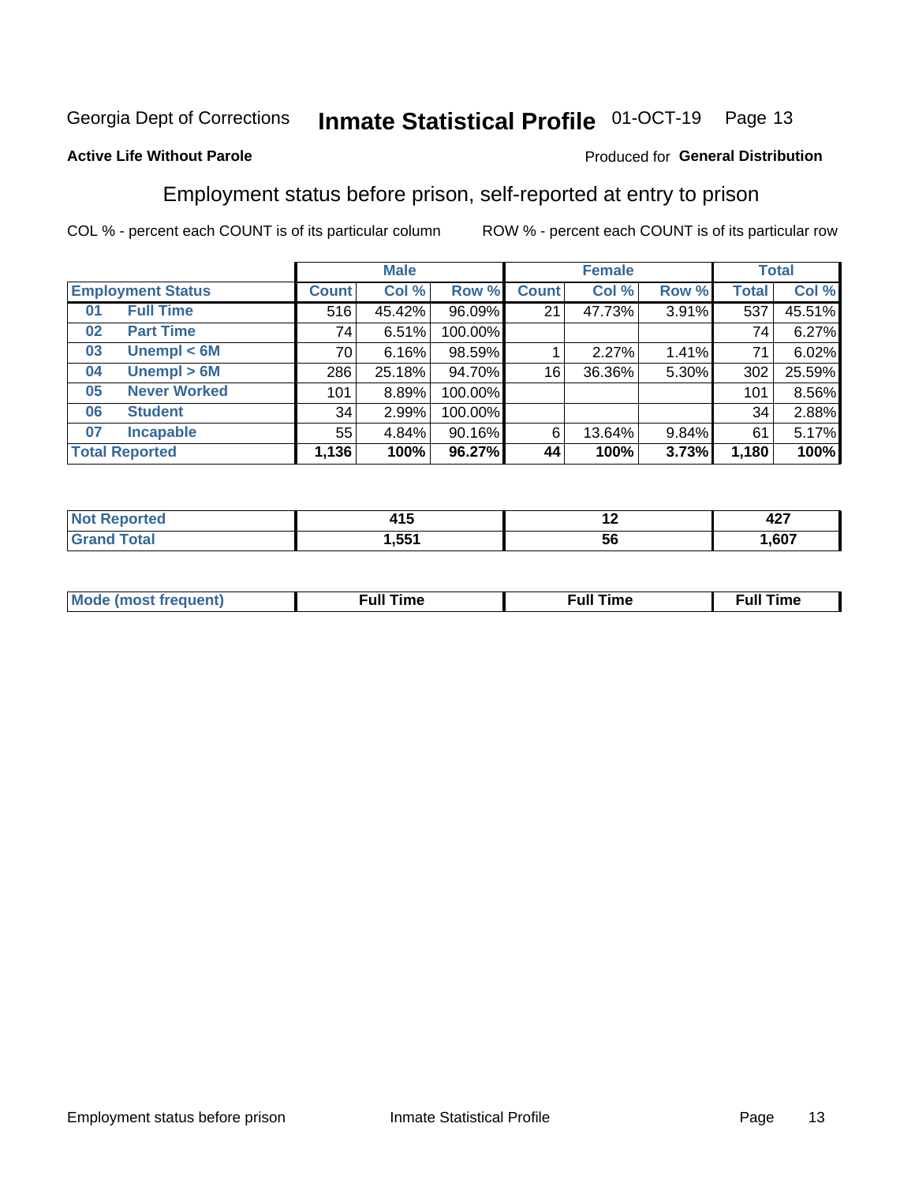Georgia Dept of Corrections **Inmate Statistical Profile** 01-OCT-19

**Active Life Without Parole**

Produced for **General Distribution**

## Employment status before prison, self-reported at entry to prison

COL % - percent each COUNT is of its particular column ROW % - percent each COUNT is of its particular row

| Employment Status | | Male | | | Female | | | Total | |
|---|---|---|---|---|---|---|---|---|---|
| | | Count | Col % | Row % | Count | Col % | Row % | Total | Col % |
| 01 | Full Time | 516 | 45.42% | 96.09% | 21 | 47.73% | 3.91% | 537 | 45.51% |
| 02 | Part Time | 74 | 6.51% | 100.00% | | | | 74 | 6.27% |
| 03 | Unempl < 6M | 70 | 6.16% | 98.59% | 1 | 2.27% | 1.41% | 71 | 6.02% |
| 04 | Unempl > 6M | 286 | 25.18% | 94.70% | 16 | 36.36% | 5.30% | 302 | 25.59% |
| 05 | Never Worked | 101 | 8.89% | 100.00% | | | | 101 | 8.56% |
| 06 | Student | 34 | 2.99% | 100.00% | | | | 34 | 2.88% |
| 07 | Incapable | 55 | 4.84% | 90.16% | 6 | 13.64% | 9.84% | 61 | 5.17% |
| **Total Reported** | | **1,136** | **100%** | **96.27%** | **44** | **100%** | **3.73%** | **1,180** | **100%** |

| | Male | Female | Total |
|---|---|---|---|
| Not Reported | **415** | **12** | **427** |
| Grand Total | **1,551** | **56** | **1,607** |

| | Male | Female | Total |
|---|---|---|---|
| Mode (most frequent) | **Full Time** | **Full Time** | **Full Time** |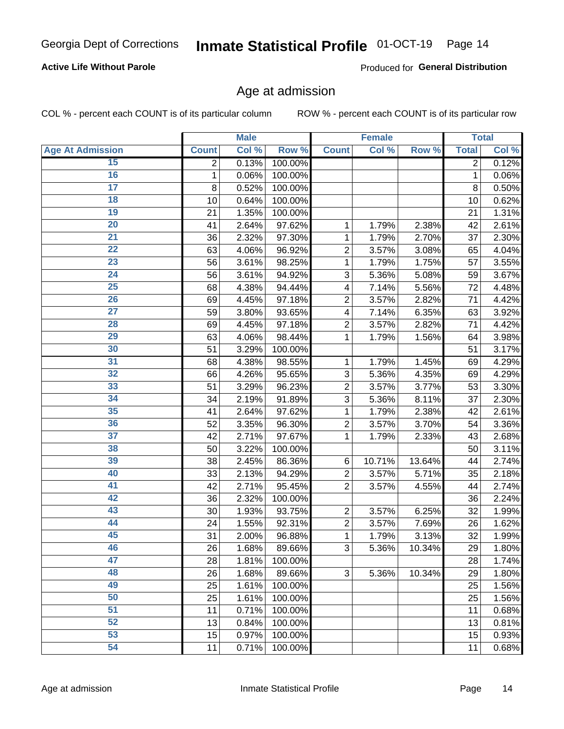Georgia Dept of Corrections **Inmate Statistical Profile** 01-OCT-19

**Active Life Without Parole**

Produced for **General Distribution**

## Age at admission

COL % - percent each COUNT is of its particular column    ROW % - percent each COUNT is of its particular row

| | Male | | | Female | | | Total | |
|---|---|---|---|---|---|---|---|---|
| **Age At Admission** | **Count** | **Col %** | **Row %** | **Count** | **Col %** | **Row %** | **Total** | **Col %** |
| 15 | 2 | 0.13% | 100.00% | | | | 2 | 0.12% |
| 16 | 1 | 0.06% | 100.00% | | | | 1 | 0.06% |
| 17 | 8 | 0.52% | 100.00% | | | | 8 | 0.50% |
| 18 | 10 | 0.64% | 100.00% | | | | 10 | 0.62% |
| 19 | 21 | 1.35% | 100.00% | | | | 21 | 1.31% |
| 20 | 41 | 2.64% | 97.62% | 1 | 1.79% | 2.38% | 42 | 2.61% |
| 21 | 36 | 2.32% | 97.30% | 1 | 1.79% | 2.70% | 37 | 2.30% |
| 22 | 63 | 4.06% | 96.92% | 2 | 3.57% | 3.08% | 65 | 4.04% |
| 23 | 56 | 3.61% | 98.25% | 1 | 1.79% | 1.75% | 57 | 3.55% |
| 24 | 56 | 3.61% | 94.92% | 3 | 5.36% | 5.08% | 59 | 3.67% |
| 25 | 68 | 4.38% | 94.44% | 4 | 7.14% | 5.56% | 72 | 4.48% |
| 26 | 69 | 4.45% | 97.18% | 2 | 3.57% | 2.82% | 71 | 4.42% |
| 27 | 59 | 3.80% | 93.65% | 4 | 7.14% | 6.35% | 63 | 3.92% |
| 28 | 69 | 4.45% | 97.18% | 2 | 3.57% | 2.82% | 71 | 4.42% |
| 29 | 63 | 4.06% | 98.44% | 1 | 1.79% | 1.56% | 64 | 3.98% |
| 30 | 51 | 3.29% | 100.00% | | | | 51 | 3.17% |
| 31 | 68 | 4.38% | 98.55% | 1 | 1.79% | 1.45% | 69 | 4.29% |
| 32 | 66 | 4.26% | 95.65% | 3 | 5.36% | 4.35% | 69 | 4.29% |
| 33 | 51 | 3.29% | 96.23% | 2 | 3.57% | 3.77% | 53 | 3.30% |
| 34 | 34 | 2.19% | 91.89% | 3 | 5.36% | 8.11% | 37 | 2.30% |
| 35 | 41 | 2.64% | 97.62% | 1 | 1.79% | 2.38% | 42 | 2.61% |
| 36 | 52 | 3.35% | 96.30% | 2 | 3.57% | 3.70% | 54 | 3.36% |
| 37 | 42 | 2.71% | 97.67% | 1 | 1.79% | 2.33% | 43 | 2.68% |
| 38 | 50 | 3.22% | 100.00% | | | | 50 | 3.11% |
| 39 | 38 | 2.45% | 86.36% | 6 | 10.71% | 13.64% | 44 | 2.74% |
| 40 | 33 | 2.13% | 94.29% | 2 | 3.57% | 5.71% | 35 | 2.18% |
| 41 | 42 | 2.71% | 95.45% | 2 | 3.57% | 4.55% | 44 | 2.74% |
| 42 | 36 | 2.32% | 100.00% | | | | 36 | 2.24% |
| 43 | 30 | 1.93% | 93.75% | 2 | 3.57% | 6.25% | 32 | 1.99% |
| 44 | 24 | 1.55% | 92.31% | 2 | 3.57% | 7.69% | 26 | 1.62% |
| 45 | 31 | 2.00% | 96.88% | 1 | 1.79% | 3.13% | 32 | 1.99% |
| 46 | 26 | 1.68% | 89.66% | 3 | 5.36% | 10.34% | 29 | 1.80% |
| 47 | 28 | 1.81% | 100.00% | | | | 28 | 1.74% |
| 48 | 26 | 1.68% | 89.66% | 3 | 5.36% | 10.34% | 29 | 1.80% |
| 49 | 25 | 1.61% | 100.00% | | | | 25 | 1.56% |
| 50 | 25 | 1.61% | 100.00% | | | | 25 | 1.56% |
| 51 | 11 | 0.71% | 100.00% | | | | 11 | 0.68% |
| 52 | 13 | 0.84% | 100.00% | | | | 13 | 0.81% |
| 53 | 15 | 0.97% | 100.00% | | | | 15 | 0.93% |
| 54 | 11 | 0.71% | 100.00% | | | | 11 | 0.68% |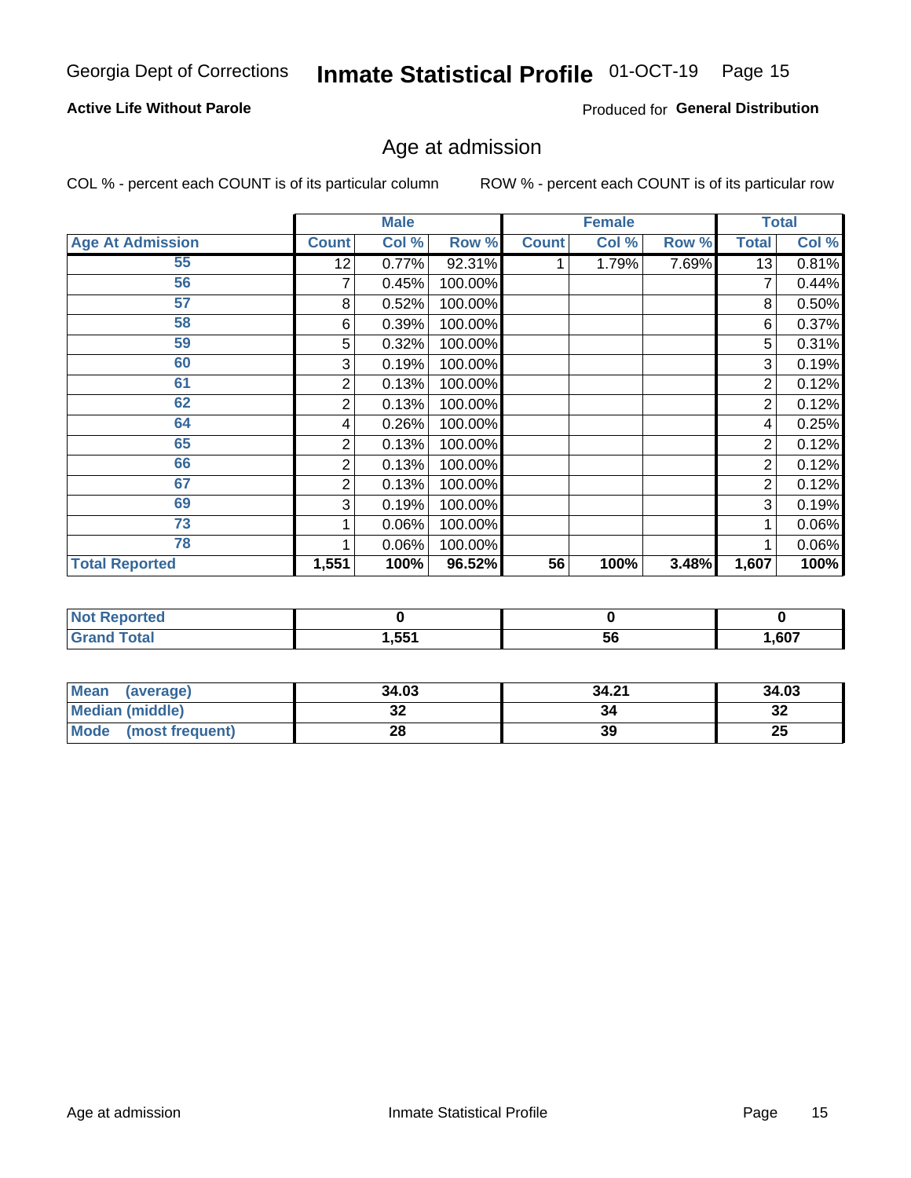Georgia Dept of Corrections **Inmate Statistical Profile** 01-OCT-19

**Active Life Without Parole**

Produced for **General Distribution**

## Age at admission

COL % - percent each COUNT is of its particular column

ROW % - percent each COUNT is of its particular row

| | Male | | | Female | | | Total | |
|---|---|---|---|---|---|---|---|---|
| **Age At Admission** | **Count** | **Col %** | **Row %** | **Count** | **Col %** | **Row %** | **Total** | **Col %** |
| 55 | 12 | 0.77% | 92.31% | 1 | 1.79% | 7.69% | 13 | 0.81% |
| 56 | 7 | 0.45% | 100.00% | | | | 7 | 0.44% |
| 57 | 8 | 0.52% | 100.00% | | | | 8 | 0.50% |
| 58 | 6 | 0.39% | 100.00% | | | | 6 | 0.37% |
| 59 | 5 | 0.32% | 100.00% | | | | 5 | 0.31% |
| 60 | 3 | 0.19% | 100.00% | | | | 3 | 0.19% |
| 61 | 2 | 0.13% | 100.00% | | | | 2 | 0.12% |
| 62 | 2 | 0.13% | 100.00% | | | | 2 | 0.12% |
| 64 | 4 | 0.26% | 100.00% | | | | 4 | 0.25% |
| 65 | 2 | 0.13% | 100.00% | | | | 2 | 0.12% |
| 66 | 2 | 0.13% | 100.00% | | | | 2 | 0.12% |
| 67 | 2 | 0.13% | 100.00% | | | | 2 | 0.12% |
| 69 | 3 | 0.19% | 100.00% | | | | 3 | 0.19% |
| 73 | 1 | 0.06% | 100.00% | | | | 1 | 0.06% |
| 78 | 1 | 0.06% | 100.00% | | | | 1 | 0.06% |
| **Total Reported** | **1,551** | **100%** | **96.52%** | **56** | **100%** | **3.48%** | **1,607** | **100%** |

| | Male | Female | Total |
|---|---|---|---|
| **Not Reported** | **0** | **0** | **0** |
| **Grand Total** | **1,551** | **56** | **1,607** |

| | Male | Female | Total |
|---|---|---|---|
| **Mean (average)** | **34.03** | **34.21** | **34.03** |
| **Median (middle)** | **32** | **34** | **32** |
| **Mode (most frequent)** | **28** | **39** | **25** |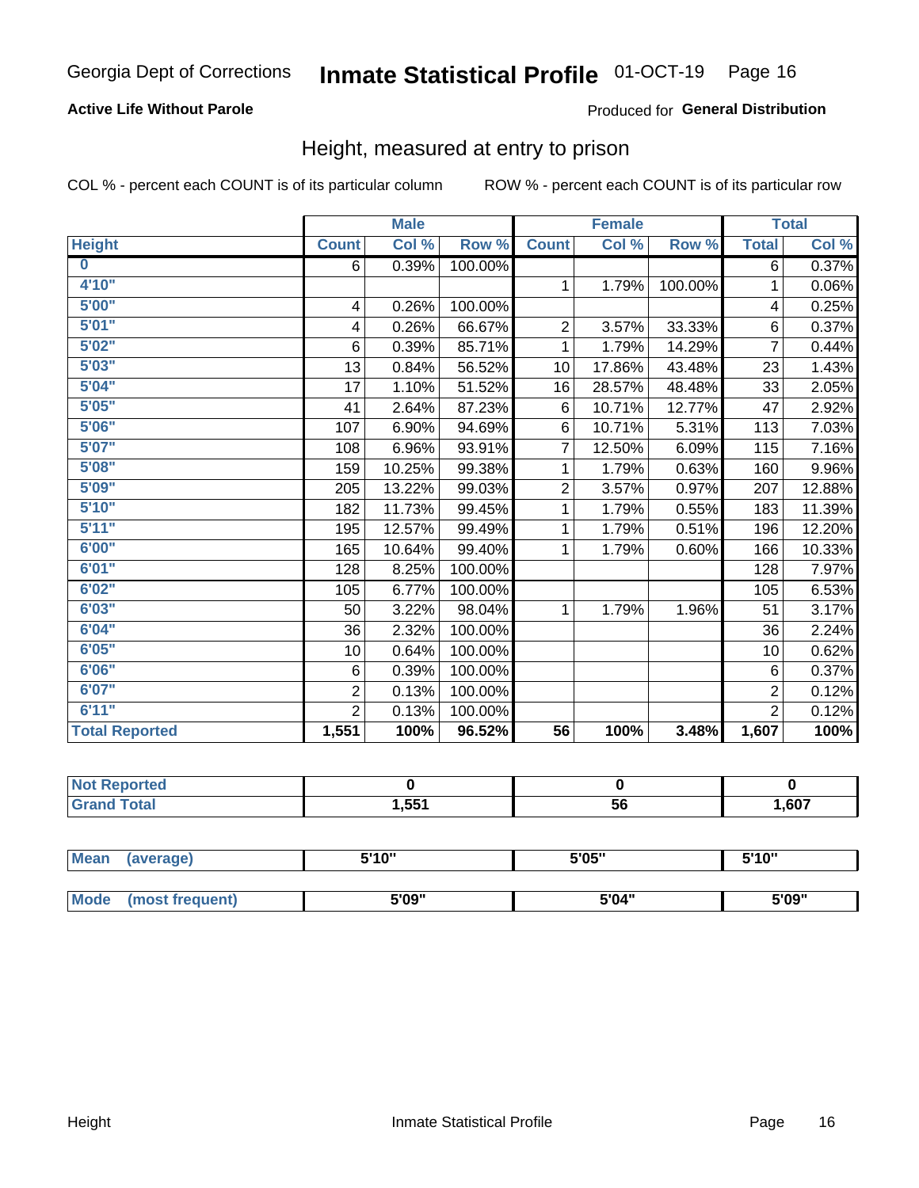Georgia Dept of Corrections **Inmate Statistical Profile** 01-OCT-19

**Active Life Without Parole**

Produced for **General Distribution**

## Height, measured at entry to prison

COL % - percent each COUNT is of its particular column ROW % - percent each COUNT is of its particular row

| | Male | | | Female | | | Total | |
|---|---|---|---|---|---|---|---|---|
| Height | Count | Col % | Row % | Count | Col % | Row % | Total | Col % |
| 0 | 6 | 0.39% | 100.00% | | | | 6 | 0.37% |
| 4'10" | | | | 1 | 1.79% | 100.00% | 1 | 0.06% |
| 5'00" | 4 | 0.26% | 100.00% | | | | 4 | 0.25% |
| 5'01" | 4 | 0.26% | 66.67% | 2 | 3.57% | 33.33% | 6 | 0.37% |
| 5'02" | 6 | 0.39% | 85.71% | 1 | 1.79% | 14.29% | 7 | 0.44% |
| 5'03" | 13 | 0.84% | 56.52% | 10 | 17.86% | 43.48% | 23 | 1.43% |
| 5'04" | 17 | 1.10% | 51.52% | 16 | 28.57% | 48.48% | 33 | 2.05% |
| 5'05" | 41 | 2.64% | 87.23% | 6 | 10.71% | 12.77% | 47 | 2.92% |
| 5'06" | 107 | 6.90% | 94.69% | 6 | 10.71% | 5.31% | 113 | 7.03% |
| 5'07" | 108 | 6.96% | 93.91% | 7 | 12.50% | 6.09% | 115 | 7.16% |
| 5'08" | 159 | 10.25% | 99.38% | 1 | 1.79% | 0.63% | 160 | 9.96% |
| 5'09" | 205 | 13.22% | 99.03% | 2 | 3.57% | 0.97% | 207 | 12.88% |
| 5'10" | 182 | 11.73% | 99.45% | 1 | 1.79% | 0.55% | 183 | 11.39% |
| 5'11" | 195 | 12.57% | 99.49% | 1 | 1.79% | 0.51% | 196 | 12.20% |
| 6'00" | 165 | 10.64% | 99.40% | 1 | 1.79% | 0.60% | 166 | 10.33% |
| 6'01" | 128 | 8.25% | 100.00% | | | | 128 | 7.97% |
| 6'02" | 105 | 6.77% | 100.00% | | | | 105 | 6.53% |
| 6'03" | 50 | 3.22% | 98.04% | 1 | 1.79% | 1.96% | 51 | 3.17% |
| 6'04" | 36 | 2.32% | 100.00% | | | | 36 | 2.24% |
| 6'05" | 10 | 0.64% | 100.00% | | | | 10 | 0.62% |
| 6'06" | 6 | 0.39% | 100.00% | | | | 6 | 0.37% |
| 6'07" | 2 | 0.13% | 100.00% | | | | 2 | 0.12% |
| 6'11" | 2 | 0.13% | 100.00% | | | | 2 | 0.12% |
| **Total Reported** | **1,551** | **100%** | **96.52%** | **56** | **100%** | **3.48%** | **1,607** | **100%** |

| | Male | Female | Total |
|---|---|---|---|
| Not Reported | 0 | 0 | 0 |
| Grand Total | 1,551 | 56 | 1,607 |

| | Male | Female | Total |
|---|---|---|---|
| Mean (average) | 5'10" | 5'05" | 5'10" |
| Mode (most frequent) | 5'09" | 5'04" | 5'09" |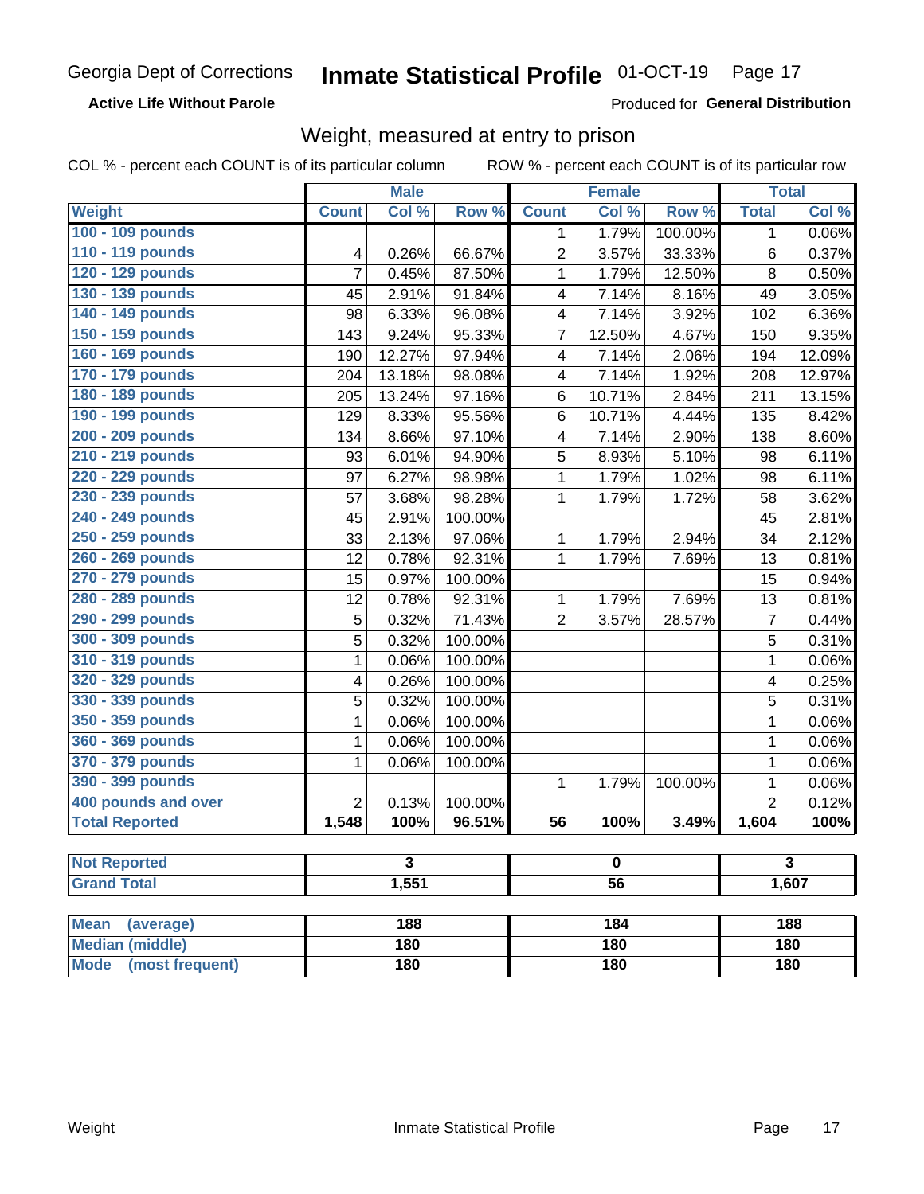Georgia Dept of Corrections **Inmate Statistical Profile** 01-OCT-19

**Active Life Without Parole**

Produced for **General Distribution**

## Weight, measured at entry to prison

COL % - percent each COUNT is of its particular column ROW % - percent each COUNT is of its particular row

| | Male | | | Female | | | Total | |
|---|---|---|---|---|---|---|---|---|
| **Weight** | **Count** | **Col %** | **Row %** | **Count** | **Col %** | **Row %** | **Total** | **Col %** |
| 100 - 109 pounds | | | | 1 | 1.79% | 100.00% | 1 | 0.06% |
| 110 - 119 pounds | 4 | 0.26% | 66.67% | 2 | 3.57% | 33.33% | 6 | 0.37% |
| 120 - 129 pounds | 7 | 0.45% | 87.50% | 1 | 1.79% | 12.50% | 8 | 0.50% |
| 130 - 139 pounds | 45 | 2.91% | 91.84% | 4 | 7.14% | 8.16% | 49 | 3.05% |
| 140 - 149 pounds | 98 | 6.33% | 96.08% | 4 | 7.14% | 3.92% | 102 | 6.36% |
| 150 - 159 pounds | 143 | 9.24% | 95.33% | 7 | 12.50% | 4.67% | 150 | 9.35% |
| 160 - 169 pounds | 190 | 12.27% | 97.94% | 4 | 7.14% | 2.06% | 194 | 12.09% |
| 170 - 179 pounds | 204 | 13.18% | 98.08% | 4 | 7.14% | 1.92% | 208 | 12.97% |
| 180 - 189 pounds | 205 | 13.24% | 97.16% | 6 | 10.71% | 2.84% | 211 | 13.15% |
| 190 - 199 pounds | 129 | 8.33% | 95.56% | 6 | 10.71% | 4.44% | 135 | 8.42% |
| 200 - 209 pounds | 134 | 8.66% | 97.10% | 4 | 7.14% | 2.90% | 138 | 8.60% |
| 210 - 219 pounds | 93 | 6.01% | 94.90% | 5 | 8.93% | 5.10% | 98 | 6.11% |
| 220 - 229 pounds | 97 | 6.27% | 98.98% | 1 | 1.79% | 1.02% | 98 | 6.11% |
| 230 - 239 pounds | 57 | 3.68% | 98.28% | 1 | 1.79% | 1.72% | 58 | 3.62% |
| 240 - 249 pounds | 45 | 2.91% | 100.00% | | | | 45 | 2.81% |
| 250 - 259 pounds | 33 | 2.13% | 97.06% | 1 | 1.79% | 2.94% | 34 | 2.12% |
| 260 - 269 pounds | 12 | 0.78% | 92.31% | 1 | 1.79% | 7.69% | 13 | 0.81% |
| 270 - 279 pounds | 15 | 0.97% | 100.00% | | | | 15 | 0.94% |
| 280 - 289 pounds | 12 | 0.78% | 92.31% | 1 | 1.79% | 7.69% | 13 | 0.81% |
| 290 - 299 pounds | 5 | 0.32% | 71.43% | 2 | 3.57% | 28.57% | 7 | 0.44% |
| 300 - 309 pounds | 5 | 0.32% | 100.00% | | | | 5 | 0.31% |
| 310 - 319 pounds | 1 | 0.06% | 100.00% | | | | 1 | 0.06% |
| 320 - 329 pounds | 4 | 0.26% | 100.00% | | | | 4 | 0.25% |
| 330 - 339 pounds | 5 | 0.32% | 100.00% | | | | 5 | 0.31% |
| 350 - 359 pounds | 1 | 0.06% | 100.00% | | | | 1 | 0.06% |
| 360 - 369 pounds | 1 | 0.06% | 100.00% | | | | 1 | 0.06% |
| 370 - 379 pounds | 1 | 0.06% | 100.00% | | | | 1 | 0.06% |
| 390 - 399 pounds | | | | 1 | 1.79% | 100.00% | 1 | 0.06% |
| 400 pounds and over | 2 | 0.13% | 100.00% | | | | 2 | 0.12% |
| **Total Reported** | **1,548** | **100%** | **96.51%** | **56** | **100%** | **3.49%** | **1,604** | **100%** |

| | Male | Female | Total |
|---|---|---|---|
| Not Reported | 3 | 0 | 3 |
| Grand Total | 1,551 | 56 | 1,607 |

| | Male | Female | Total |
|---|---|---|---|
| Mean (average) | 188 | 184 | 188 |
| Median (middle) | 180 | 180 | 180 |
| Mode (most frequent) | 180 | 180 | 180 |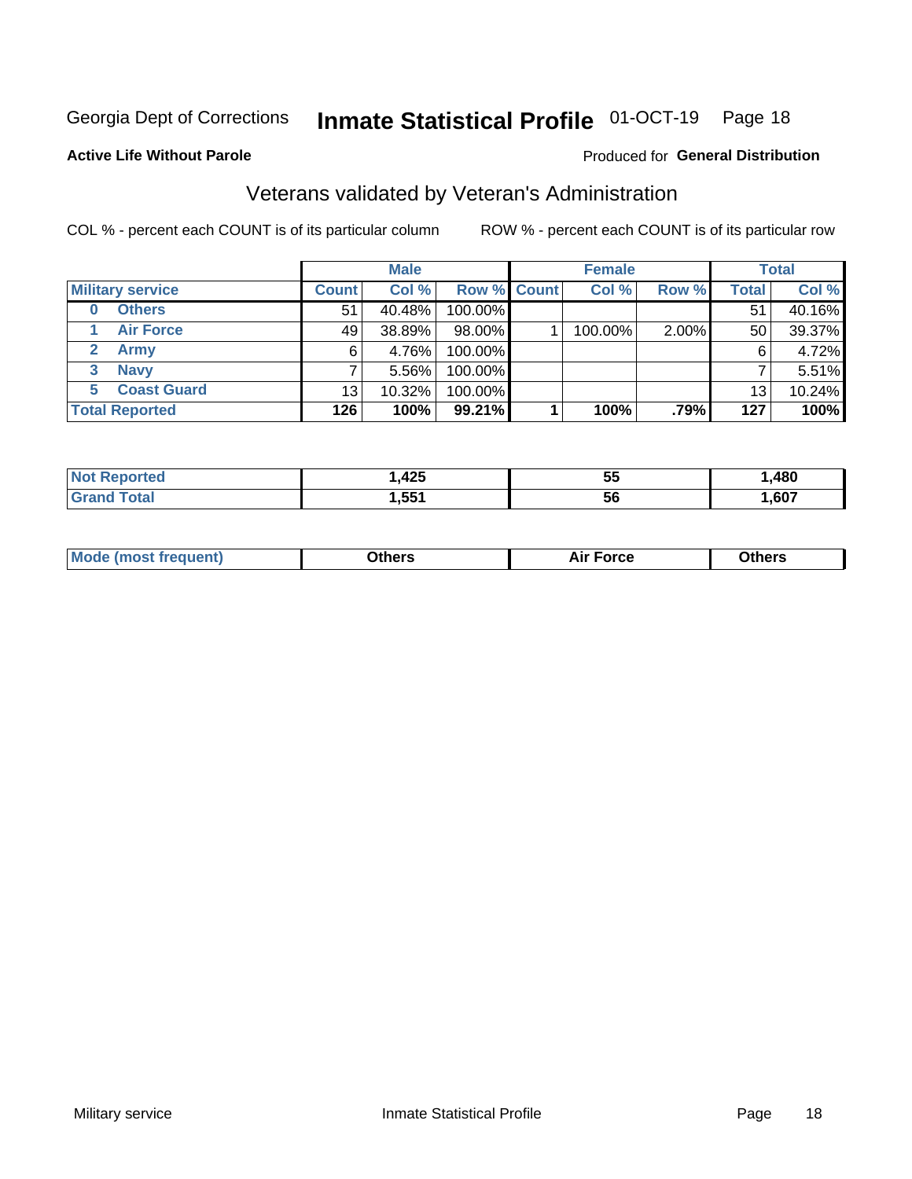Georgia Dept of Corrections **Inmate Statistical Profile** 01-OCT-19

**Active Life Without Parole**

Produced for **General Distribution**

## Veterans validated by Veteran's Administration

COL % - percent each COUNT is of its particular column

ROW % - percent each COUNT is of its particular row

| | Male | | | Female | | | Total | |
|---|---|---|---|---|---|---|---|---|
| **Military service** | **Count** | **Col %** | **Row %** | **Count** | **Col %** | **Row %** | **Total** | **Col %** |
| **0 Others** | 51 | 40.48% | 100.00% | | | | 51 | 40.16% |
| **1 Air Force** | 49 | 38.89% | 98.00% | 1 | 100.00% | 2.00% | 50 | 39.37% |
| **2 Army** | 6 | 4.76% | 100.00% | | | | 6 | 4.72% |
| **3 Navy** | 7 | 5.56% | 100.00% | | | | 7 | 5.51% |
| **5 Coast Guard** | 13 | 10.32% | 100.00% | | | | 13 | 10.24% |
| **Total Reported** | **126** | **100%** | **99.21%** | **1** | **100%** | **.79%** | **127** | **100%** |

| | Male | Female | Total |
|---|---|---|---|
| **Not Reported** | **1,425** | **55** | **1,480** |
| **Grand Total** | **1,551** | **56** | **1,607** |

| | Male | Female | Total |
|---|---|---|---|
| **Mode (most frequent)** | **Others** | **Air Force** | **Others** |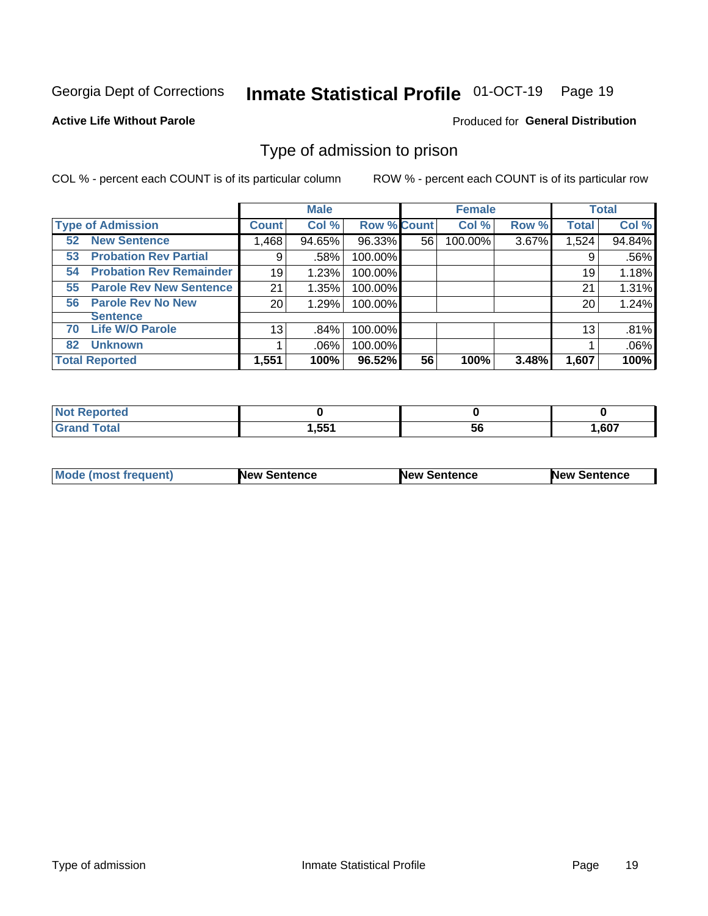Georgia Dept of Corrections **Inmate Statistical Profile** 01-OCT-19

**Active Life Without Parole**

Produced for **General Distribution**

## Type of admission to prison

COL % - percent each COUNT is of its particular column ROW % - percent each COUNT is of its particular row

| | Male | | | Female | | | Total | |
|---|---|---|---|---|---|---|---|---|
| **Type of Admission** | **Count** | **Col %** | **Row %** | **Count** | **Col %** | **Row %** | **Total** | **Col %** |
| 52 New Sentence | 1,468 | 94.65% | 96.33% | 56 | 100.00% | 3.67% | 1,524 | 94.84% |
| 53 Probation Rev Partial | 9 | .58% | 100.00% | | | | 9 | .56% |
| 54 Probation Rev Remainder | 19 | 1.23% | 100.00% | | | | 19 | 1.18% |
| 55 Parole Rev New Sentence | 21 | 1.35% | 100.00% | | | | 21 | 1.31% |
| 56 Parole Rev No New Sentence | 20 | 1.29% | 100.00% | | | | 20 | 1.24% |
| 70 Life W/O Parole | 13 | .84% | 100.00% | | | | 13 | .81% |
| 82 Unknown | 1 | .06% | 100.00% | | | | 1 | .06% |
| **Total Reported** | **1,551** | **100%** | **96.52%** | **56** | **100%** | **3.48%** | **1,607** | **100%** |

| | Male | Female | Total |
|---|---|---|---|
| Not Reported | **0** | **0** | **0** |
| Grand Total | **1,551** | **56** | **1,607** |

| | Male | Female | Total |
|---|---|---|---|
| Mode (most frequent) | **New Sentence** | **New Sentence** | **New Sentence** |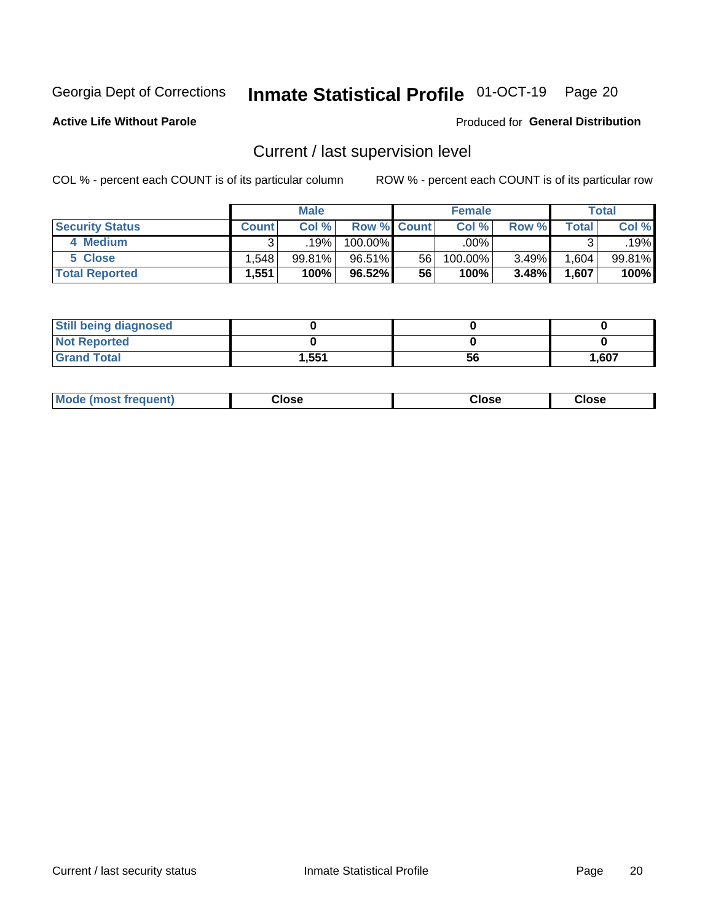Georgia Dept of Corrections **Inmate Statistical Profile** 01-OCT-19 Page 20

**Active Life Without Parole**

Produced for **General Distribution**

## Current / last supervision level

COL % - percent each COUNT is of its particular column    ROW % - percent each COUNT is of its particular row

| | Male | | | Female | | | Total | |
|---|---|---|---|---|---|---|---|---|
| **Security Status** | **Count** | **Col %** | **Row %** | **Count** | **Col %** | **Row %** | **Total** | **Col %** |
| 4 Medium | 3 | .19% | 100.00% | | .00% | | 3 | .19% |
| 5 Close | 1,548 | 99.81% | 96.51% | 56 | 100.00% | 3.49% | 1,604 | 99.81% |
| **Total Reported** | **1,551** | **100%** | **96.52%** | **56** | **100%** | **3.48%** | **1,607** | **100%** |

| | Male | Female | Total |
|---|---|---|---|
| **Still being diagnosed** | **0** | **0** | **0** |
| **Not Reported** | **0** | **0** | **0** |
| **Grand Total** | **1,551** | **56** | **1,607** |

| | Male | Female | Total |
|---|---|---|---|
| **Mode (most frequent)** | **Close** | **Close** | **Close** |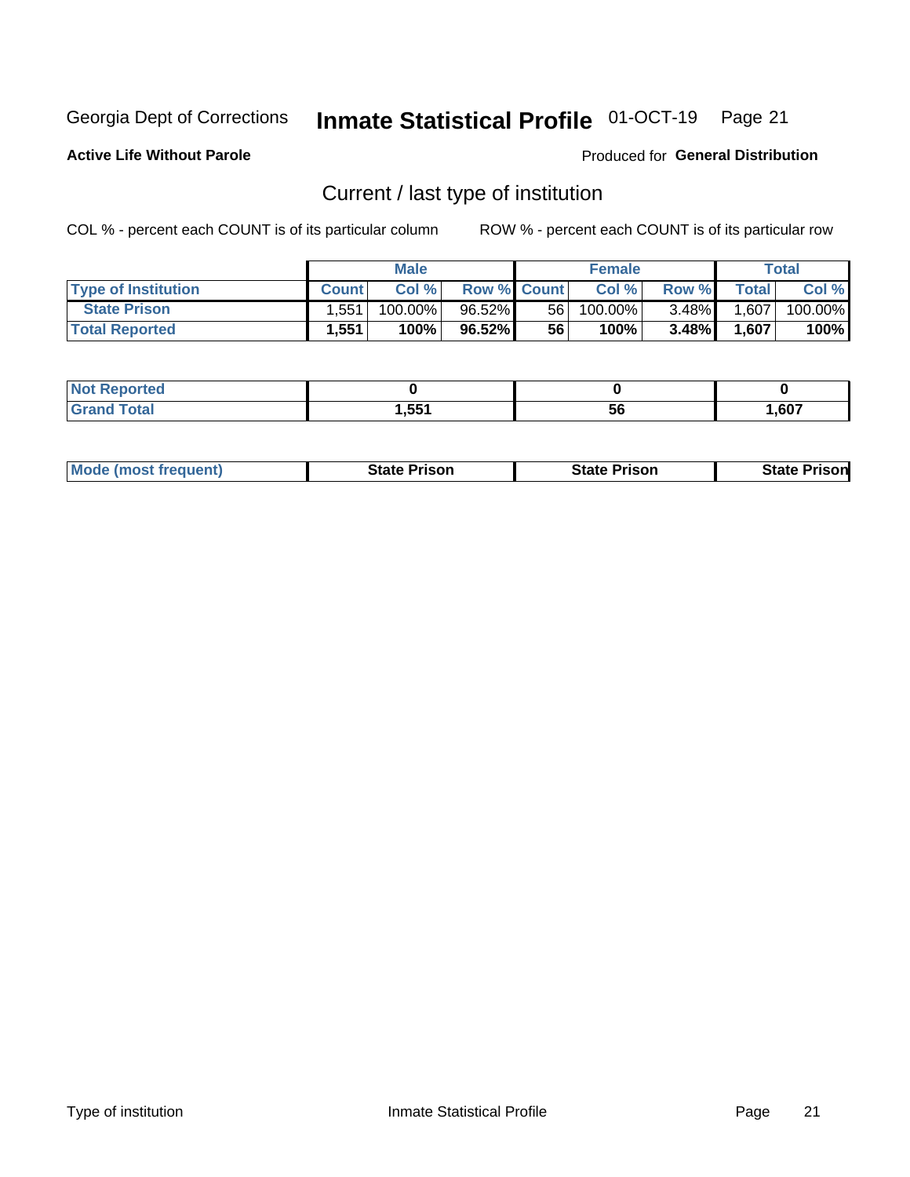Georgia Dept of Corrections **Inmate Statistical Profile** 01-OCT-19 Page 21

**Active Life Without Parole**

Produced for **General Distribution**

## Current / last type of institution

COL % - percent each COUNT is of its particular column

ROW % - percent each COUNT is of its particular row

| | Male | | | Female | | | Total | |
|---|---|---|---|---|---|---|---|---|
| **Type of Institution** | **Count** | **Col %** | **Row %** | **Count** | **Col %** | **Row %** | **Total** | **Col %** |
| State Prison | 1,551 | 100.00% | 96.52% | 56 | 100.00% | 3.48% | 1,607 | 100.00% |
| **Total Reported** | **1,551** | **100%** | **96.52%** | **56** | **100%** | **3.48%** | **1,607** | **100%** |

| | Male | Female | Total |
|---|---|---|---|
| **Not Reported** | **0** | **0** | **0** |
| **Grand Total** | **1,551** | **56** | **1,607** |

| | Male | Female | Total |
|---|---|---|---|
| **Mode (most frequent)** | **State Prison** | **State Prison** | **State Prison** |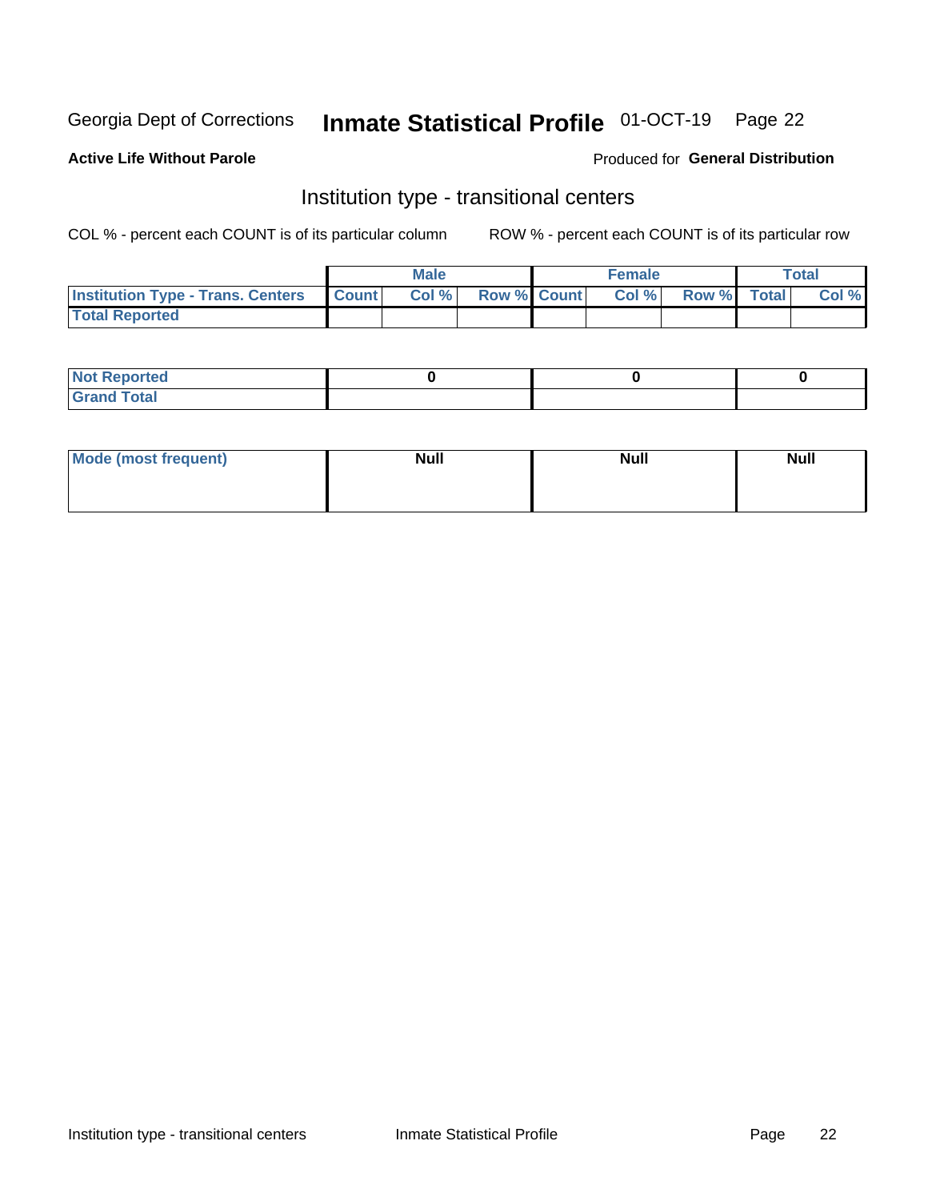Georgia Dept of Corrections **Inmate Statistical Profile** 01-OCT-19 Page 22

**Active Life Without Parole**

Produced for **General Distribution**

## Institution type - transitional centers

COL % - percent each COUNT is of its particular column ROW % - percent each COUNT is of its particular row

| | Male | | | Female | | | Total | |
|---|---|---|---|---|---|---|---|---|
| Institution Type - Trans. Centers | Count | Col % | Row % | Count | Col % | Row % | Total | Col % |
| Total Reported | | | | | | | | |
| Not Reported | 0 | | | 0 | | | 0 | |
| Grand Total | | | | | | | | |

| | Male | Female | Total |
|---|---|---|---|
| Mode (most frequent) | Null | Null | Null |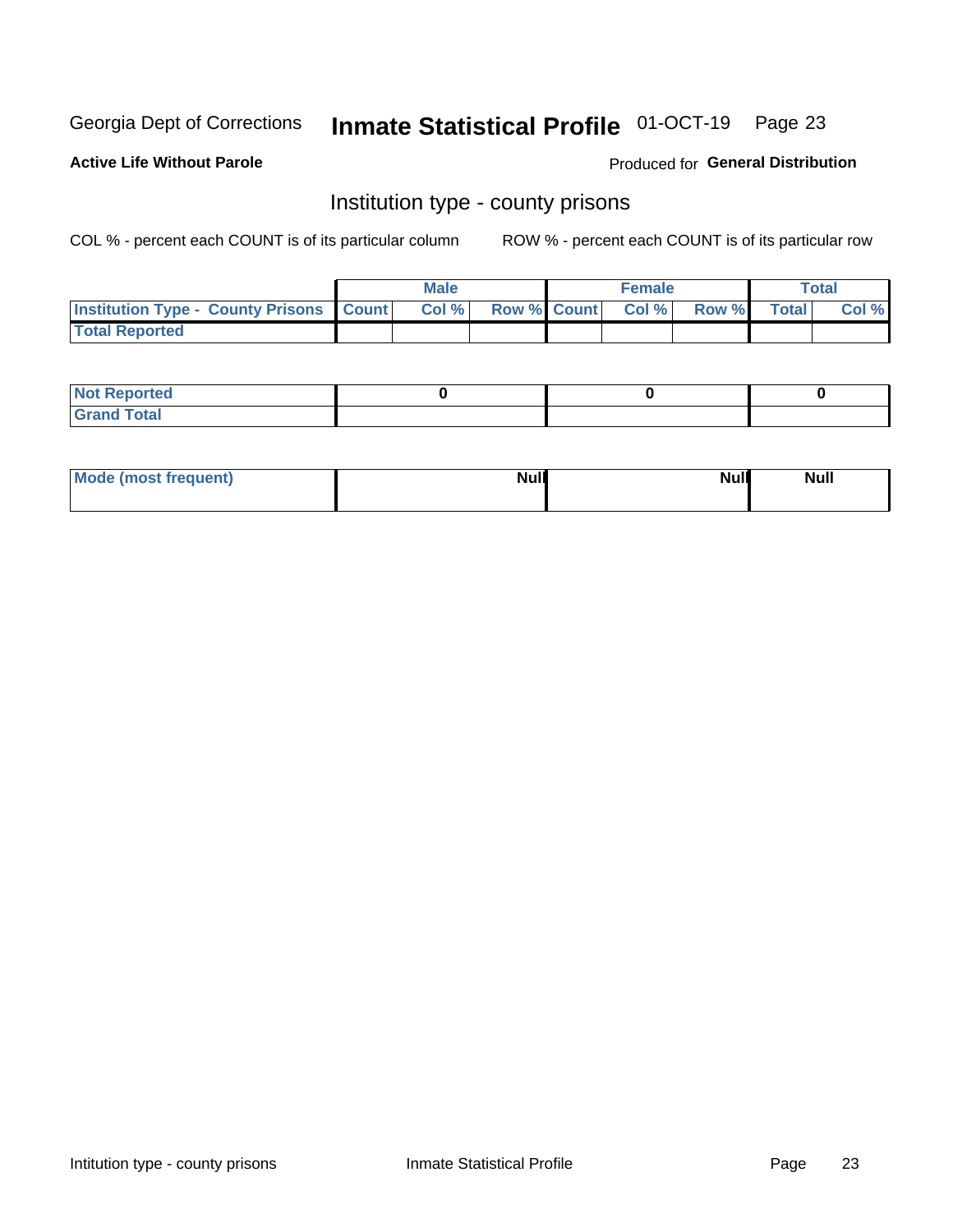Georgia Dept of Corrections **Inmate Statistical Profile** 01-OCT-19

**Active Life Without Parole**

Produced for **General Distribution**

## Institution type - county prisons

COL % - percent each COUNT is of its particular column

ROW % - percent each COUNT is of its particular row

| | Male | | | Female | | | Total | |
|---|---|---|---|---|---|---|---|---|
| **Institution Type - County Prisons** | **Count** | **Col %** | **Row %** | **Count** | **Col %** | **Row %** | **Total** | **Col %** |
| **Total Reported** | | | | | | | | |

| | Male | Female | Total |
|---|---|---|---|
| **Not Reported** | 0 | 0 | 0 |
| **Grand Total** | | | |

| | Male | Female | Total |
|---|---|---|---|
| **Mode (most frequent)** | Null | Null | Null |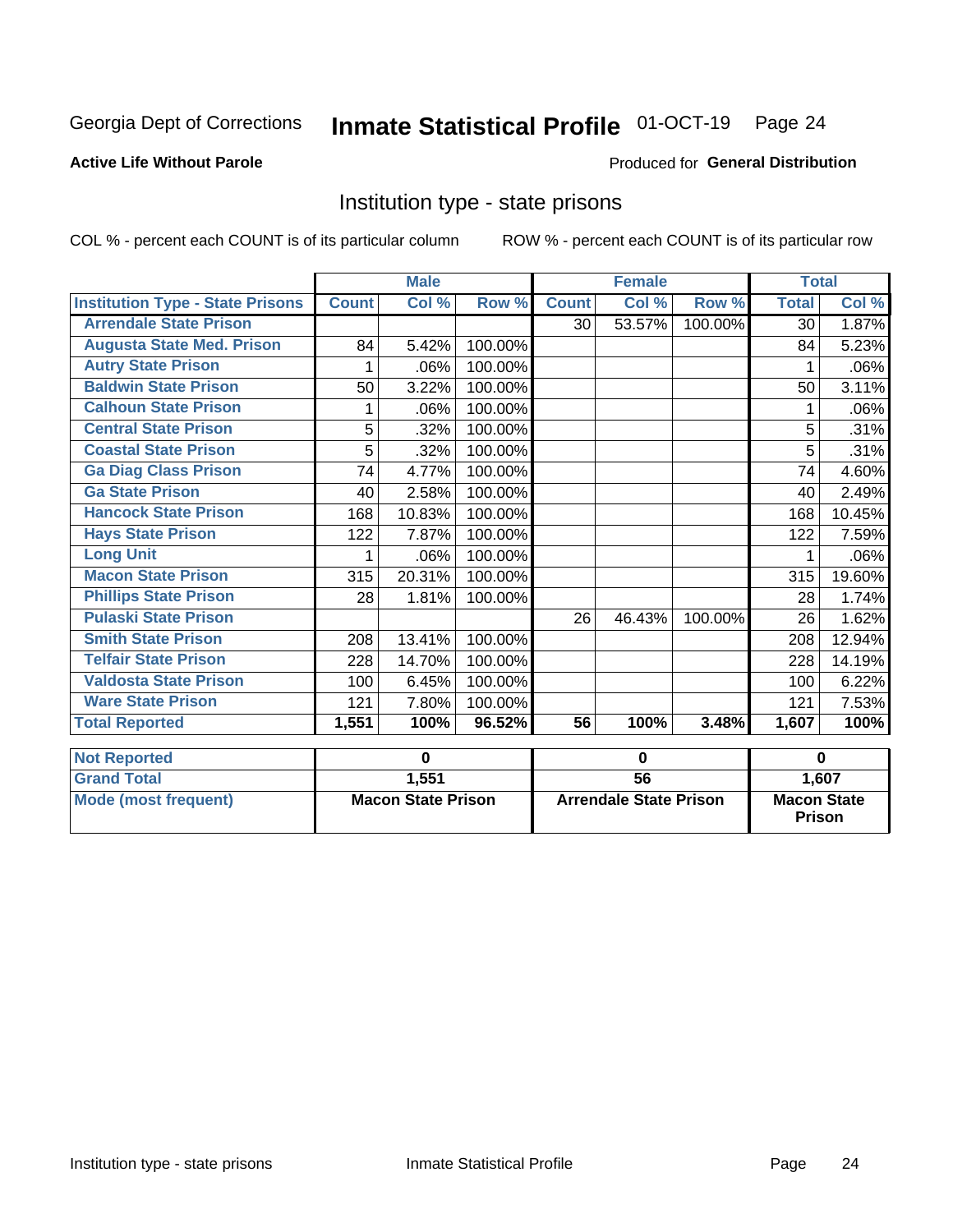Georgia Dept of Corrections **Inmate Statistical Profile** 01-OCT-19

**Active Life Without Parole**

Produced for **General Distribution**

## Institution type - state prisons

COL % - percent each COUNT is of its particular column

ROW % - percent each COUNT is of its particular row

| | Male | | | Female | | | Total | |
|---|---|---|---|---|---|---|---|---|
| **Institution Type - State Prisons** | **Count** | **Col %** | **Row %** | **Count** | **Col %** | **Row %** | **Total** | **Col %** |
| **Arrendale State Prison** | | | | 30 | 53.57% | 100.00% | 30 | 1.87% |
| **Augusta State Med. Prison** | 84 | 5.42% | 100.00% | | | | 84 | 5.23% |
| **Autry State Prison** | 1 | .06% | 100.00% | | | | 1 | .06% |
| **Baldwin State Prison** | 50 | 3.22% | 100.00% | | | | 50 | 3.11% |
| **Calhoun State Prison** | 1 | .06% | 100.00% | | | | 1 | .06% |
| **Central State Prison** | 5 | .32% | 100.00% | | | | 5 | .31% |
| **Coastal State Prison** | 5 | .32% | 100.00% | | | | 5 | .31% |
| **Ga Diag Class Prison** | 74 | 4.77% | 100.00% | | | | 74 | 4.60% |
| **Ga State Prison** | 40 | 2.58% | 100.00% | | | | 40 | 2.49% |
| **Hancock State Prison** | 168 | 10.83% | 100.00% | | | | 168 | 10.45% |
| **Hays State Prison** | 122 | 7.87% | 100.00% | | | | 122 | 7.59% |
| **Long Unit** | 1 | .06% | 100.00% | | | | 1 | .06% |
| **Macon State Prison** | 315 | 20.31% | 100.00% | | | | 315 | 19.60% |
| **Phillips State Prison** | 28 | 1.81% | 100.00% | | | | 28 | 1.74% |
| **Pulaski State Prison** | | | | 26 | 46.43% | 100.00% | 26 | 1.62% |
| **Smith State Prison** | 208 | 13.41% | 100.00% | | | | 208 | 12.94% |
| **Telfair State Prison** | 228 | 14.70% | 100.00% | | | | 228 | 14.19% |
| **Valdosta State Prison** | 100 | 6.45% | 100.00% | | | | 100 | 6.22% |
| **Ware State Prison** | 121 | 7.80% | 100.00% | | | | 121 | 7.53% |
| **Total Reported** | **1,551** | **100%** | **96.52%** | **56** | **100%** | **3.48%** | **1,607** | **100%** |

| | Male | Female | Total |
|---|---|---|---|
| **Not Reported** | **0** | **0** | **0** |
| **Grand Total** | **1,551** | **56** | **1,607** |
| **Mode (most frequent)** | **Macon State Prison** | **Arrendale State Prison** | **Macon State Prison** |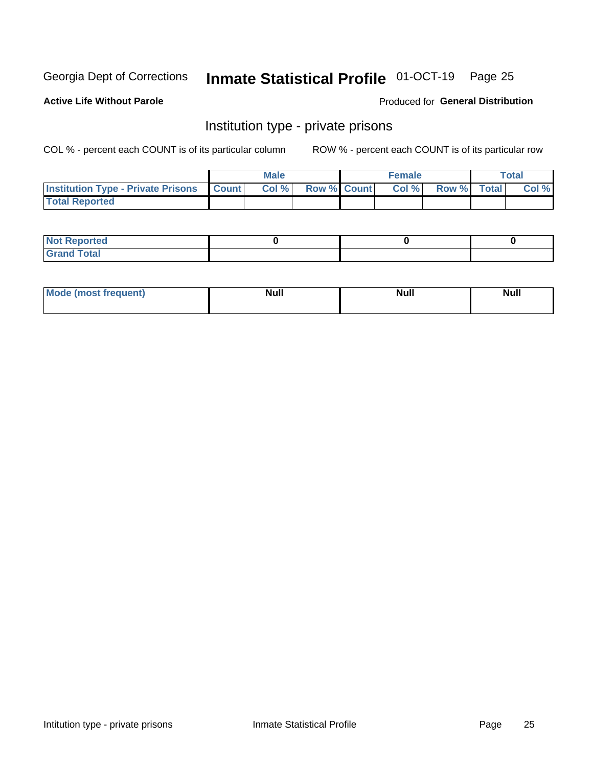Georgia Dept of Corrections **Inmate Statistical Profile** 01-OCT-19 Page 25

**Active Life Without Parole**

Produced for **General Distribution**

## Institution type - private prisons

COL % - percent each COUNT is of its particular column

ROW % - percent each COUNT is of its particular row

| | Male | | | Female | | | Total | |
|---|---|---|---|---|---|---|---|---|
| Institution Type - Private Prisons | Count | Col % | Row % | Count | Col % | Row % | Total | Col % |
| Total Reported | | | | | | | | |

| | | | |
|---|---|---|---|
| Not Reported | 0 | 0 | 0 |
| Grand Total | | | |

| | | | |
|---|---|---|---|
| Mode (most frequent) | Null | Null | Null |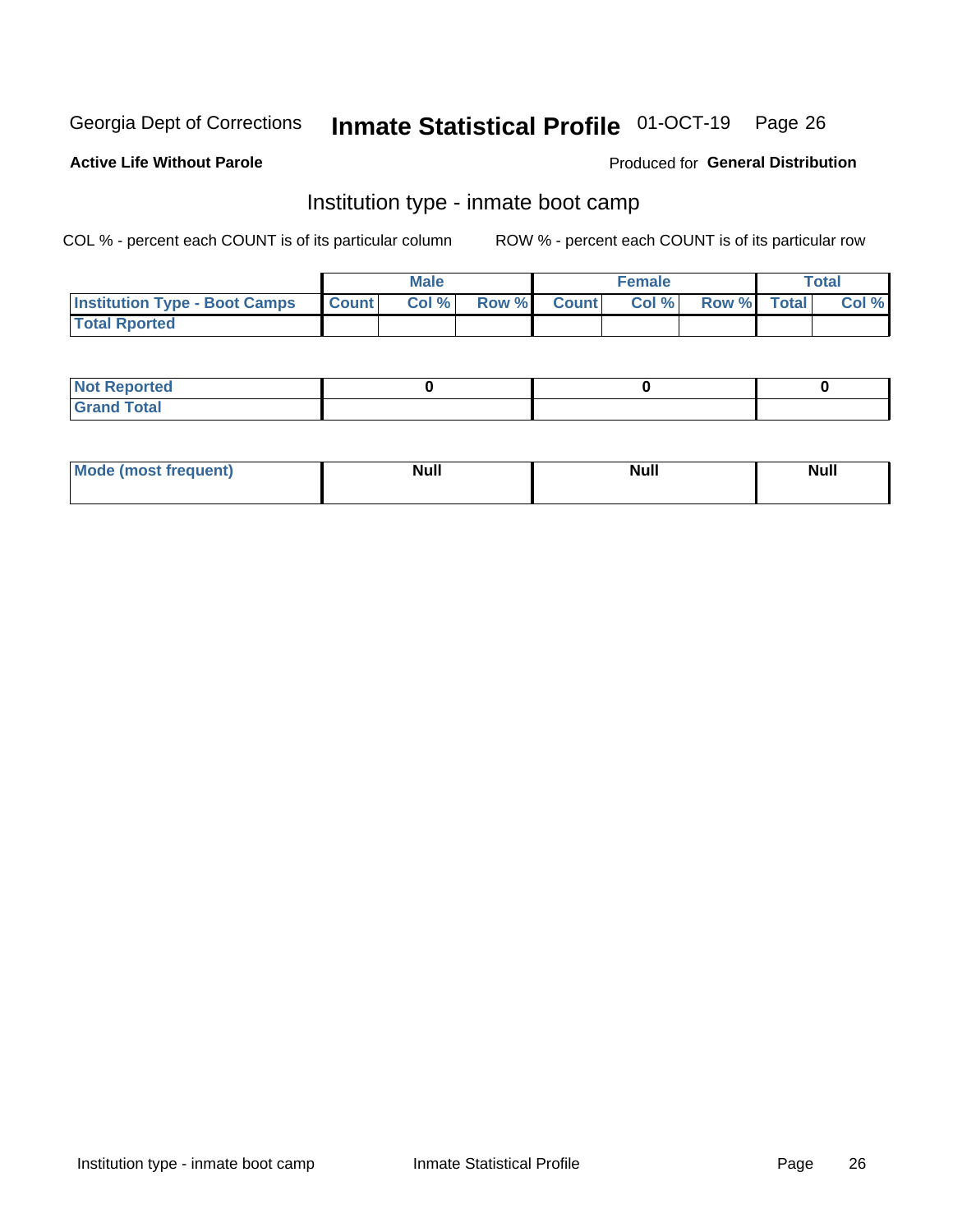Georgia Dept of Corrections **Inmate Statistical Profile** 01-OCT-19

**Active Life Without Parole**

Produced for **General Distribution**

## Institution type - inmate boot camp

COL % - percent each COUNT is of its particular column

ROW % - percent each COUNT is of its particular row

| | Male | | | Female | | | Total | |
|---|---|---|---|---|---|---|---|---|
| **Institution Type - Boot Camps** | **Count** | **Col %** | **Row %** | **Count** | **Col %** | **Row %** | **Total** | **Col %** |
| **Total Rported** | | | | | | | | |

| | Male | Female | Total |
|---|---|---|---|
| **Not Reported** | **0** | **0** | **0** |
| **Grand Total** | | | |

| | Male | Female | Total |
|---|---|---|---|
| **Mode (most frequent)** | **Null** | **Null** | **Null** |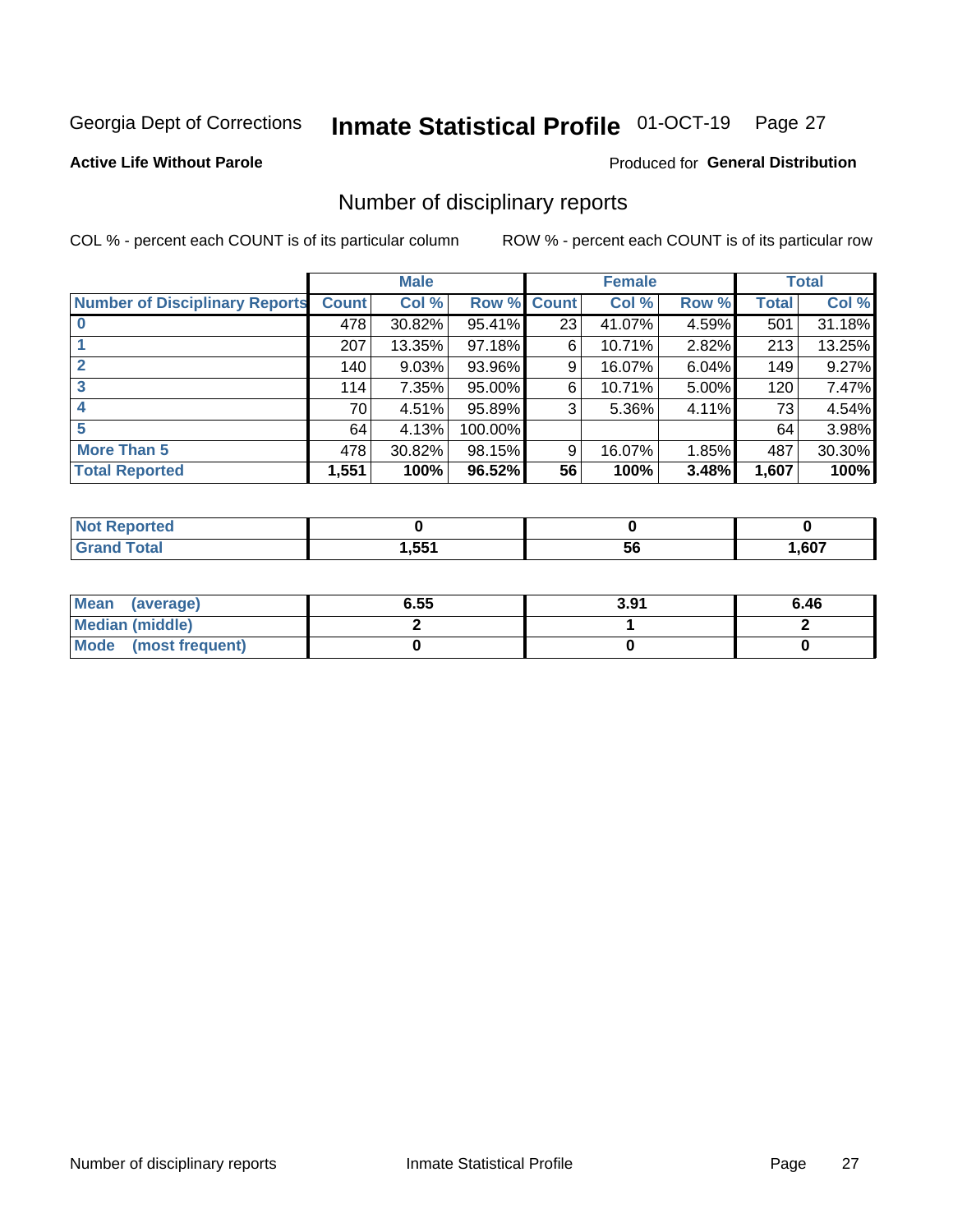Georgia Dept of Corrections **Inmate Statistical Profile** 01-OCT-19

**Active Life Without Parole**

Produced for **General Distribution**

## Number of disciplinary reports

COL % - percent each COUNT is of its particular column    ROW % - percent each COUNT is of its particular row

| | Male | | | Female | | | Total | |
|---|---|---|---|---|---|---|---|---|
| **Number of Disciplinary Reports** | **Count** | **Col %** | **Row %** | **Count** | **Col %** | **Row %** | **Total** | **Col %** |
| **0** | 478 | 30.82% | 95.41% | 23 | 41.07% | 4.59% | 501 | 31.18% |
| **1** | 207 | 13.35% | 97.18% | 6 | 10.71% | 2.82% | 213 | 13.25% |
| **2** | 140 | 9.03% | 93.96% | 9 | 16.07% | 6.04% | 149 | 9.27% |
| **3** | 114 | 7.35% | 95.00% | 6 | 10.71% | 5.00% | 120 | 7.47% |
| **4** | 70 | 4.51% | 95.89% | 3 | 5.36% | 4.11% | 73 | 4.54% |
| **5** | 64 | 4.13% | 100.00% | | | | 64 | 3.98% |
| **More Than 5** | 478 | 30.82% | 98.15% | 9 | 16.07% | 1.85% | 487 | 30.30% |
| **Total Reported** | **1,551** | **100%** | **96.52%** | **56** | **100%** | **3.48%** | **1,607** | **100%** |

| | Male | Female | Total |
|---|---|---|---|
| **Not Reported** | **0** | **0** | **0** |
| **Grand Total** | **1,551** | **56** | **1,607** |

| | Male | Female | Total |
|---|---|---|---|
| **Mean (average)** | **6.55** | **3.91** | **6.46** |
| **Median (middle)** | **2** | **1** | **2** |
| **Mode (most frequent)** | **0** | **0** | **0** |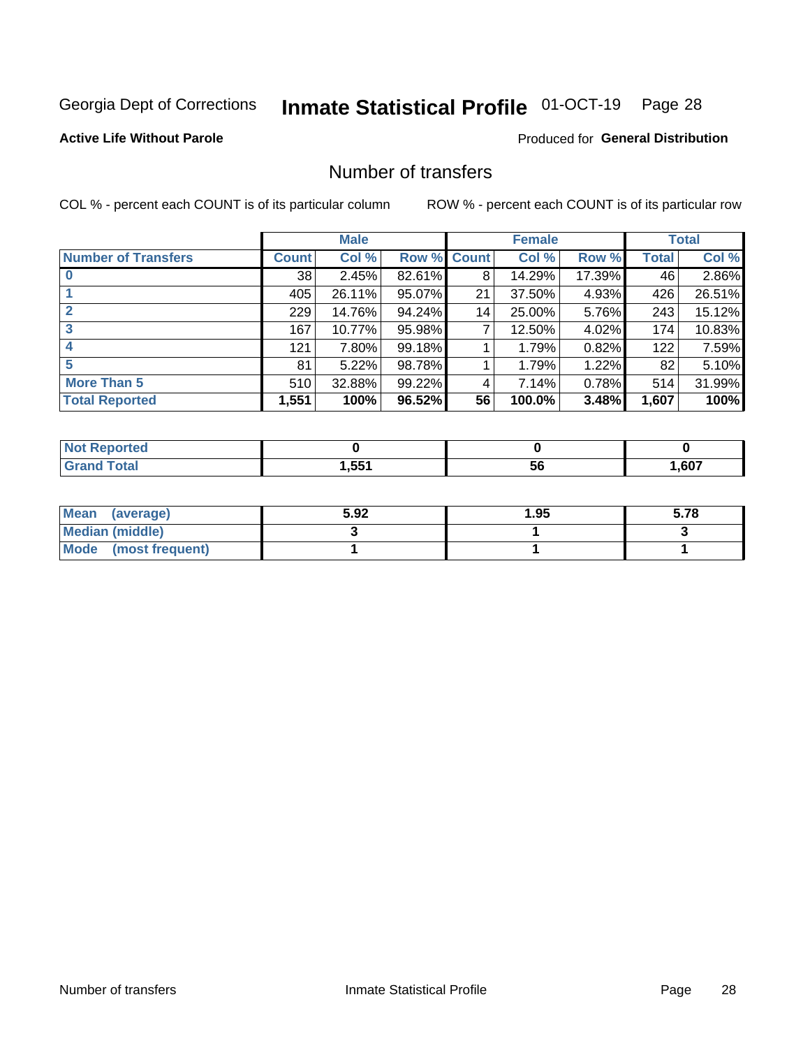Georgia Dept of Corrections **Inmate Statistical Profile** 01-OCT-19

**Active Life Without Parole**

Produced for **General Distribution**

## Number of transfers

COL % - percent each COUNT is of its particular column ROW % - percent each COUNT is of its particular row

| | Male | | | Female | | | Total | |
|---|---|---|---|---|---|---|---|---|
| **Number of Transfers** | **Count** | **Col %** | **Row %** | **Count** | **Col %** | **Row %** | **Total** | **Col %** |
| **0** | 38 | 2.45% | 82.61% | 8 | 14.29% | 17.39% | 46 | 2.86% |
| **1** | 405 | 26.11% | 95.07% | 21 | 37.50% | 4.93% | 426 | 26.51% |
| **2** | 229 | 14.76% | 94.24% | 14 | 25.00% | 5.76% | 243 | 15.12% |
| **3** | 167 | 10.77% | 95.98% | 7 | 12.50% | 4.02% | 174 | 10.83% |
| **4** | 121 | 7.80% | 99.18% | 1 | 1.79% | 0.82% | 122 | 7.59% |
| **5** | 81 | 5.22% | 98.78% | 1 | 1.79% | 1.22% | 82 | 5.10% |
| **More Than 5** | 510 | 32.88% | 99.22% | 4 | 7.14% | 0.78% | 514 | 31.99% |
| **Total Reported** | **1,551** | **100%** | **96.52%** | **56** | **100.0%** | **3.48%** | **1,607** | **100%** |

| | Male | Female | Total |
|---|---|---|---|
| **Not Reported** | **0** | **0** | **0** |
| **Grand Total** | **1,551** | **56** | **1,607** |

| | Male | Female | Total |
|---|---|---|---|
| **Mean (average)** | **5.92** | **1.95** | **5.78** |
| **Median (middle)** | **3** | **1** | **3** |
| **Mode (most frequent)** | **1** | **1** | **1** |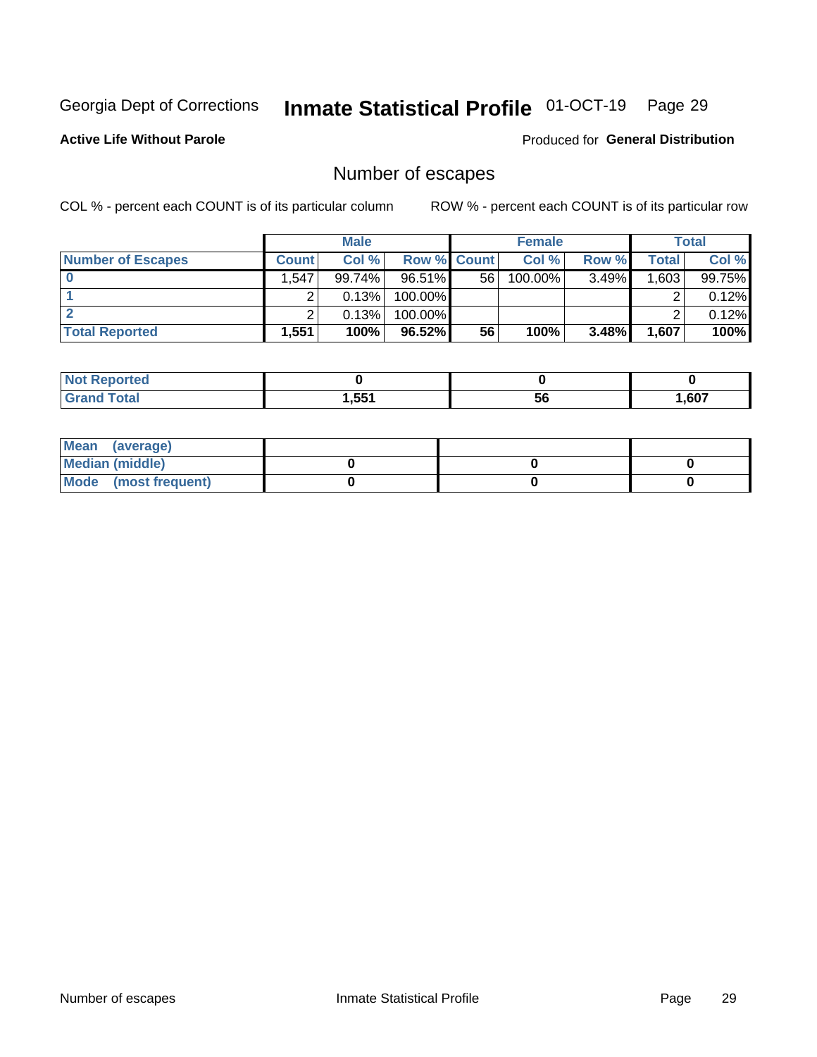Georgia Dept of Corrections **Inmate Statistical Profile** 01-OCT-19 Page 29

**Active Life Without Parole**

Produced for **General Distribution**

## Number of escapes

COL % - percent each COUNT is of its particular column

ROW % - percent each COUNT is of its particular row

| | Male | | | Female | | | Total | |
|---|---|---|---|---|---|---|---|---|
| **Number of Escapes** | **Count** | **Col %** | **Row %** | **Count** | **Col %** | **Row %** | **Total** | **Col %** |
| **0** | 1,547 | 99.74% | 96.51% | 56 | 100.00% | 3.49% | 1,603 | 99.75% |
| **1** | 2 | 0.13% | 100.00% | | | | 2 | 0.12% |
| **2** | 2 | 0.13% | 100.00% | | | | 2 | 0.12% |
| **Total Reported** | **1,551** | **100%** | **96.52%** | **56** | **100%** | **3.48%** | **1,607** | **100%** |

| | Male | Female | Total |
|---|---|---|---|
| **Not Reported** | **0** | **0** | **0** |
| **Grand Total** | **1,551** | **56** | **1,607** |

| | Male | Female | Total |
|---|---|---|---|
| **Mean (average)** | | | |
| **Median (middle)** | **0** | **0** | **0** |
| **Mode (most frequent)** | **0** | **0** | **0** |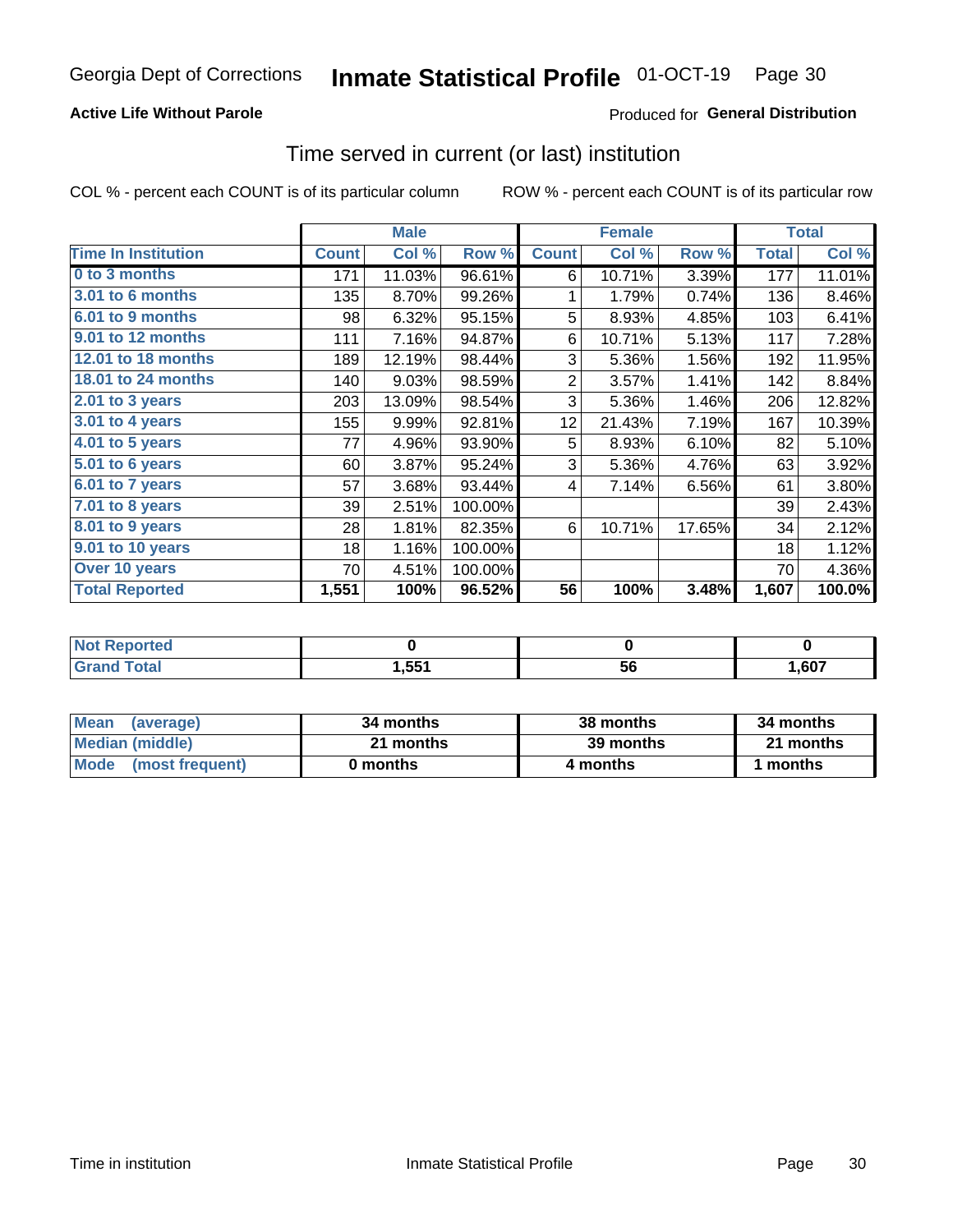Georgia Dept of Corrections **Inmate Statistical Profile** 01-OCT-19

**Active Life Without Parole**

Produced for **General Distribution**

## Time served in current (or last) institution

COL % - percent each COUNT is of its particular column

ROW % - percent each COUNT is of its particular row

| | Male | | | Female | | | Total | |
|---|---|---|---|---|---|---|---|---|
| **Time In Institution** | **Count** | **Col %** | **Row %** | **Count** | **Col %** | **Row %** | **Total** | **Col %** |
| 0 to 3 months | 171 | 11.03% | 96.61% | 6 | 10.71% | 3.39% | 177 | 11.01% |
| 3.01 to 6 months | 135 | 8.70% | 99.26% | 1 | 1.79% | 0.74% | 136 | 8.46% |
| 6.01 to 9 months | 98 | 6.32% | 95.15% | 5 | 8.93% | 4.85% | 103 | 6.41% |
| 9.01 to 12 months | 111 | 7.16% | 94.87% | 6 | 10.71% | 5.13% | 117 | 7.28% |
| 12.01 to 18 months | 189 | 12.19% | 98.44% | 3 | 5.36% | 1.56% | 192 | 11.95% |
| 18.01 to 24 months | 140 | 9.03% | 98.59% | 2 | 3.57% | 1.41% | 142 | 8.84% |
| 2.01 to 3 years | 203 | 13.09% | 98.54% | 3 | 5.36% | 1.46% | 206 | 12.82% |
| 3.01 to 4 years | 155 | 9.99% | 92.81% | 12 | 21.43% | 7.19% | 167 | 10.39% |
| 4.01 to 5 years | 77 | 4.96% | 93.90% | 5 | 8.93% | 6.10% | 82 | 5.10% |
| 5.01 to 6 years | 60 | 3.87% | 95.24% | 3 | 5.36% | 4.76% | 63 | 3.92% |
| 6.01 to 7 years | 57 | 3.68% | 93.44% | 4 | 7.14% | 6.56% | 61 | 3.80% |
| 7.01 to 8 years | 39 | 2.51% | 100.00% | | | | 39 | 2.43% |
| 8.01 to 9 years | 28 | 1.81% | 82.35% | 6 | 10.71% | 17.65% | 34 | 2.12% |
| 9.01 to 10 years | 18 | 1.16% | 100.00% | | | | 18 | 1.12% |
| Over 10 years | 70 | 4.51% | 100.00% | | | | 70 | 4.36% |
| **Total Reported** | **1,551** | **100%** | **96.52%** | **56** | **100%** | **3.48%** | **1,607** | **100.0%** |

| | Male | Female | Total |
|---|---|---|---|
| Not Reported | **0** | **0** | **0** |
| Grand Total | **1,551** | **56** | **1,607** |

| | Male | Female | Total |
|---|---|---|---|
| Mean (average) | **34 months** | **38 months** | **34 months** |
| Median (middle) | **21 months** | **39 months** | **21 months** |
| Mode (most frequent) | **0 months** | **4 months** | **1 months** |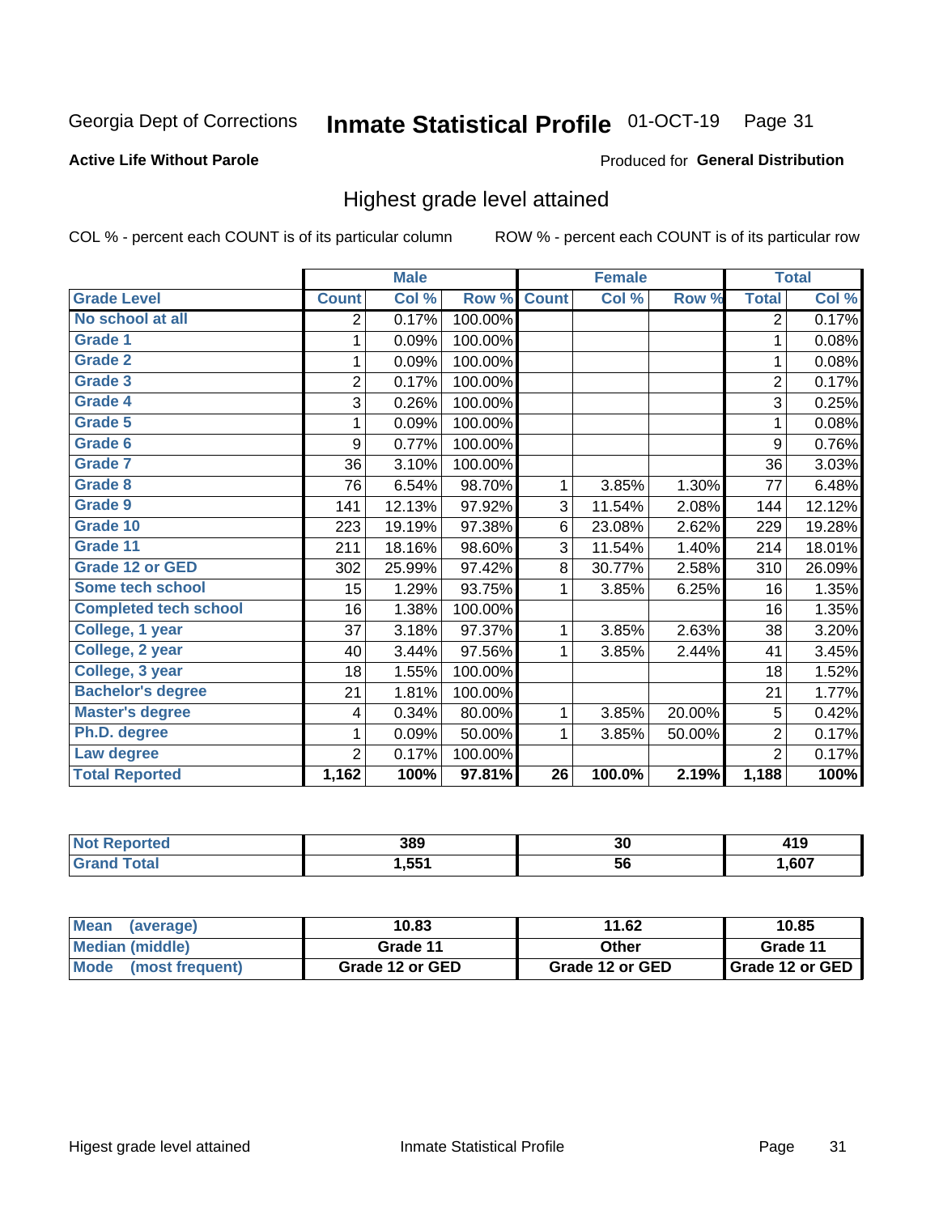Georgia Dept of Corrections **Inmate Statistical Profile** 01-OCT-19

**Active Life Without Parole**

Produced for **General Distribution**

## Highest grade level attained

COL % - percent each COUNT is of its particular column

ROW % - percent each COUNT is of its particular row

| | Male | | | Female | | | Total | |
|---|---|---|---|---|---|---|---|---|
| **Grade Level** | **Count** | **Col %** | **Row %** | **Count** | **Col %** | **Row %** | **Total** | **Col %** |
| No school at all | 2 | 0.17% | 100.00% | | | | 2 | 0.17% |
| Grade 1 | 1 | 0.09% | 100.00% | | | | 1 | 0.08% |
| Grade 2 | 1 | 0.09% | 100.00% | | | | 1 | 0.08% |
| Grade 3 | 2 | 0.17% | 100.00% | | | | 2 | 0.17% |
| Grade 4 | 3 | 0.26% | 100.00% | | | | 3 | 0.25% |
| Grade 5 | 1 | 0.09% | 100.00% | | | | 1 | 0.08% |
| Grade 6 | 9 | 0.77% | 100.00% | | | | 9 | 0.76% |
| Grade 7 | 36 | 3.10% | 100.00% | | | | 36 | 3.03% |
| Grade 8 | 76 | 6.54% | 98.70% | 1 | 3.85% | 1.30% | 77 | 6.48% |
| Grade 9 | 141 | 12.13% | 97.92% | 3 | 11.54% | 2.08% | 144 | 12.12% |
| Grade 10 | 223 | 19.19% | 97.38% | 6 | 23.08% | 2.62% | 229 | 19.28% |
| Grade 11 | 211 | 18.16% | 98.60% | 3 | 11.54% | 1.40% | 214 | 18.01% |
| Grade 12 or GED | 302 | 25.99% | 97.42% | 8 | 30.77% | 2.58% | 310 | 26.09% |
| Some tech school | 15 | 1.29% | 93.75% | 1 | 3.85% | 6.25% | 16 | 1.35% |
| Completed tech school | 16 | 1.38% | 100.00% | | | | 16 | 1.35% |
| College, 1 year | 37 | 3.18% | 97.37% | 1 | 3.85% | 2.63% | 38 | 3.20% |
| College, 2 year | 40 | 3.44% | 97.56% | 1 | 3.85% | 2.44% | 41 | 3.45% |
| College, 3 year | 18 | 1.55% | 100.00% | | | | 18 | 1.52% |
| Bachelor's degree | 21 | 1.81% | 100.00% | | | | 21 | 1.77% |
| Master's degree | 4 | 0.34% | 80.00% | 1 | 3.85% | 20.00% | 5 | 0.42% |
| Ph.D. degree | 1 | 0.09% | 50.00% | 1 | 3.85% | 50.00% | 2 | 0.17% |
| Law degree | 2 | 0.17% | 100.00% | | | | 2 | 0.17% |
| **Total Reported** | **1,162** | **100%** | **97.81%** | **26** | **100.0%** | **2.19%** | **1,188** | **100%** |

| | Male | Female | Total |
|---|---|---|---|
| Not Reported | **389** | **30** | **419** |
| Grand Total | **1,551** | **56** | **1,607** |

| | Male | Female | Total |
|---|---|---|---|
| Mean (average) | **10.83** | **11.62** | **10.85** |
| Median (middle) | **Grade 11** | **Other** | **Grade 11** |
| Mode (most frequent) | **Grade 12 or GED** | **Grade 12 or GED** | **Grade 12 or GED** |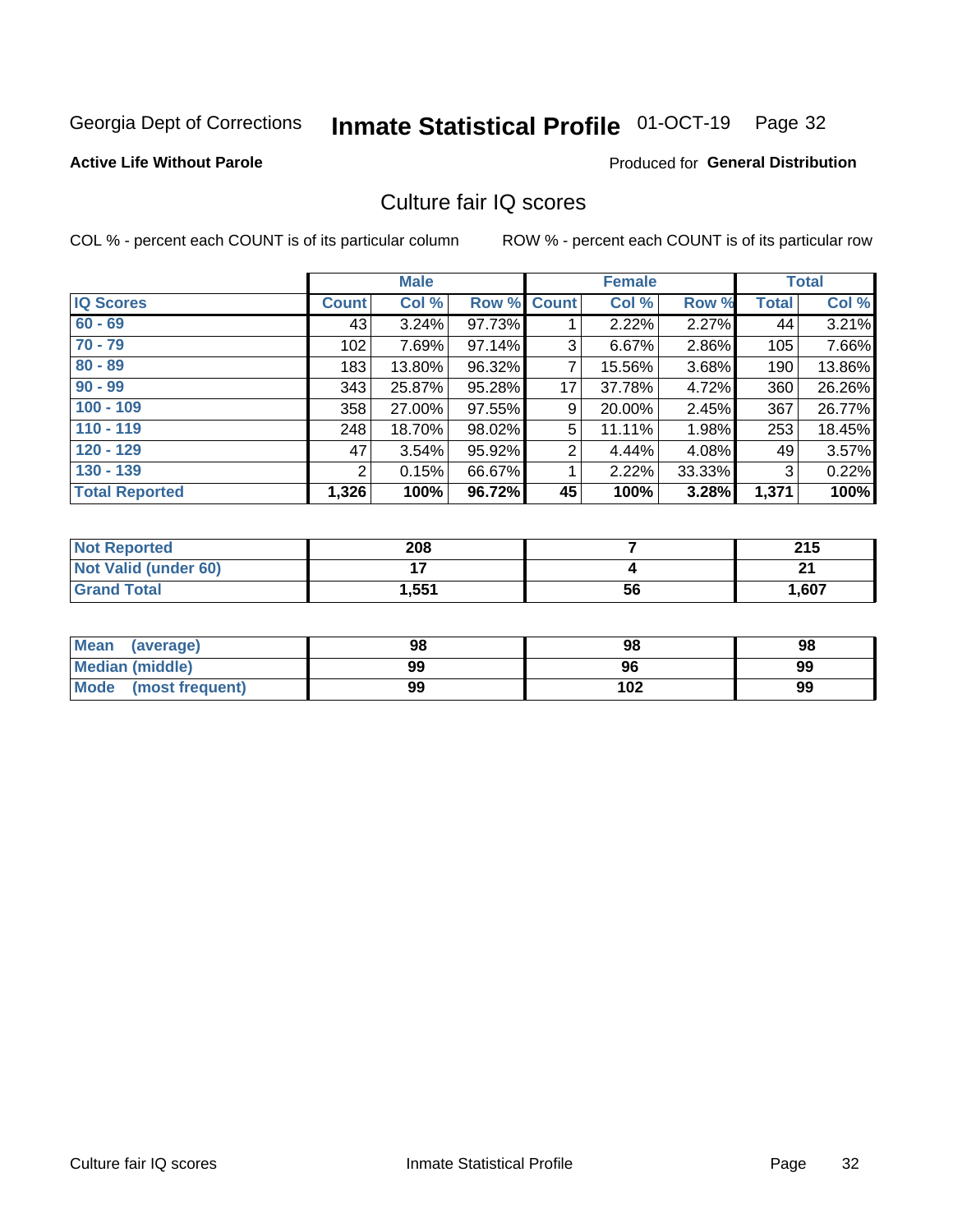Georgia Dept of Corrections **Inmate Statistical Profile** 01-OCT-19

**Active Life Without Parole**

Produced for **General Distribution**

## Culture fair IQ scores

COL % - percent each COUNT is of its particular column

ROW % - percent each COUNT is of its particular row

| | Male | | | Female | | | Total | |
|---|---|---|---|---|---|---|---|---|
| **IQ Scores** | **Count** | **Col %** | **Row %** | **Count** | **Col %** | **Row %** | **Total** | **Col %** |
| 60 - 69 | 43 | 3.24% | 97.73% | 1 | 2.22% | 2.27% | 44 | 3.21% |
| 70 - 79 | 102 | 7.69% | 97.14% | 3 | 6.67% | 2.86% | 105 | 7.66% |
| 80 - 89 | 183 | 13.80% | 96.32% | 7 | 15.56% | 3.68% | 190 | 13.86% |
| 90 - 99 | 343 | 25.87% | 95.28% | 17 | 37.78% | 4.72% | 360 | 26.26% |
| 100 - 109 | 358 | 27.00% | 97.55% | 9 | 20.00% | 2.45% | 367 | 26.77% |
| 110 - 119 | 248 | 18.70% | 98.02% | 5 | 11.11% | 1.98% | 253 | 18.45% |
| 120 - 129 | 47 | 3.54% | 95.92% | 2 | 4.44% | 4.08% | 49 | 3.57% |
| 130 - 139 | 2 | 0.15% | 66.67% | 1 | 2.22% | 33.33% | 3 | 0.22% |
| **Total Reported** | **1,326** | **100%** | **96.72%** | **45** | **100%** | **3.28%** | **1,371** | **100%** |

| | Male | Female | Total |
|---|---|---|---|
| Not Reported | 208 | 7 | 215 |
| Not Valid (under 60) | 17 | 4 | 21 |
| Grand Total | 1,551 | 56 | 1,607 |

| | Male | Female | Total |
|---|---|---|---|
| Mean (average) | 98 | 98 | 98 |
| Median (middle) | 99 | 96 | 99 |
| Mode (most frequent) | 99 | 102 | 99 |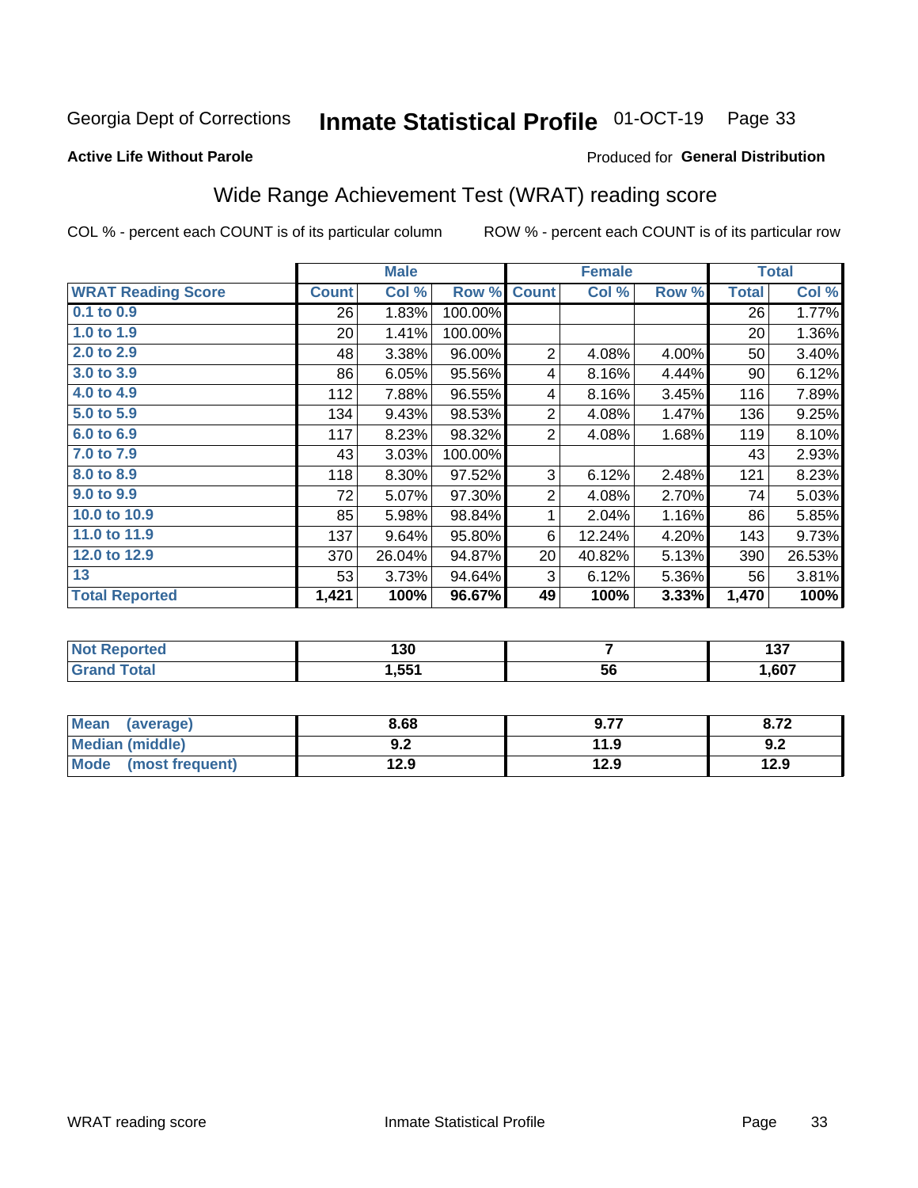Georgia Dept of Corrections **Inmate Statistical Profile** 01-OCT-19

**Active Life Without Parole**

Produced for **General Distribution**

## Wide Range Achievement Test (WRAT) reading score

COL % - percent each COUNT is of its particular column     ROW % - percent each COUNT is of its particular row

| | Male | | | Female | | | Total | |
|---|---|---|---|---|---|---|---|---|
| **WRAT Reading Score** | **Count** | **Col %** | **Row %** | **Count** | **Col %** | **Row %** | **Total** | **Col %** |
| 0.1 to 0.9 | 26 | 1.83% | 100.00% | | | | 26 | 1.77% |
| 1.0 to 1.9 | 20 | 1.41% | 100.00% | | | | 20 | 1.36% |
| 2.0 to 2.9 | 48 | 3.38% | 96.00% | 2 | 4.08% | 4.00% | 50 | 3.40% |
| 3.0 to 3.9 | 86 | 6.05% | 95.56% | 4 | 8.16% | 4.44% | 90 | 6.12% |
| 4.0 to 4.9 | 112 | 7.88% | 96.55% | 4 | 8.16% | 3.45% | 116 | 7.89% |
| 5.0 to 5.9 | 134 | 9.43% | 98.53% | 2 | 4.08% | 1.47% | 136 | 9.25% |
| 6.0 to 6.9 | 117 | 8.23% | 98.32% | 2 | 4.08% | 1.68% | 119 | 8.10% |
| 7.0 to 7.9 | 43 | 3.03% | 100.00% | | | | 43 | 2.93% |
| 8.0 to 8.9 | 118 | 8.30% | 97.52% | 3 | 6.12% | 2.48% | 121 | 8.23% |
| 9.0 to 9.9 | 72 | 5.07% | 97.30% | 2 | 4.08% | 2.70% | 74 | 5.03% |
| 10.0 to 10.9 | 85 | 5.98% | 98.84% | 1 | 2.04% | 1.16% | 86 | 5.85% |
| 11.0 to 11.9 | 137 | 9.64% | 95.80% | 6 | 12.24% | 4.20% | 143 | 9.73% |
| 12.0 to 12.9 | 370 | 26.04% | 94.87% | 20 | 40.82% | 5.13% | 390 | 26.53% |
| 13 | 53 | 3.73% | 94.64% | 3 | 6.12% | 5.36% | 56 | 3.81% |
| **Total Reported** | **1,421** | **100%** | **96.67%** | **49** | **100%** | **3.33%** | **1,470** | **100%** |

| | Male | Female | Total |
|---|---|---|---|
| Not Reported | 130 | 7 | 137 |
| Grand Total | 1,551 | 56 | 1,607 |

| | Male | Female | Total |
|---|---|---|---|
| Mean (average) | 8.68 | 9.77 | 8.72 |
| Median (middle) | 9.2 | 11.9 | 9.2 |
| Mode (most frequent) | 12.9 | 12.9 | 12.9 |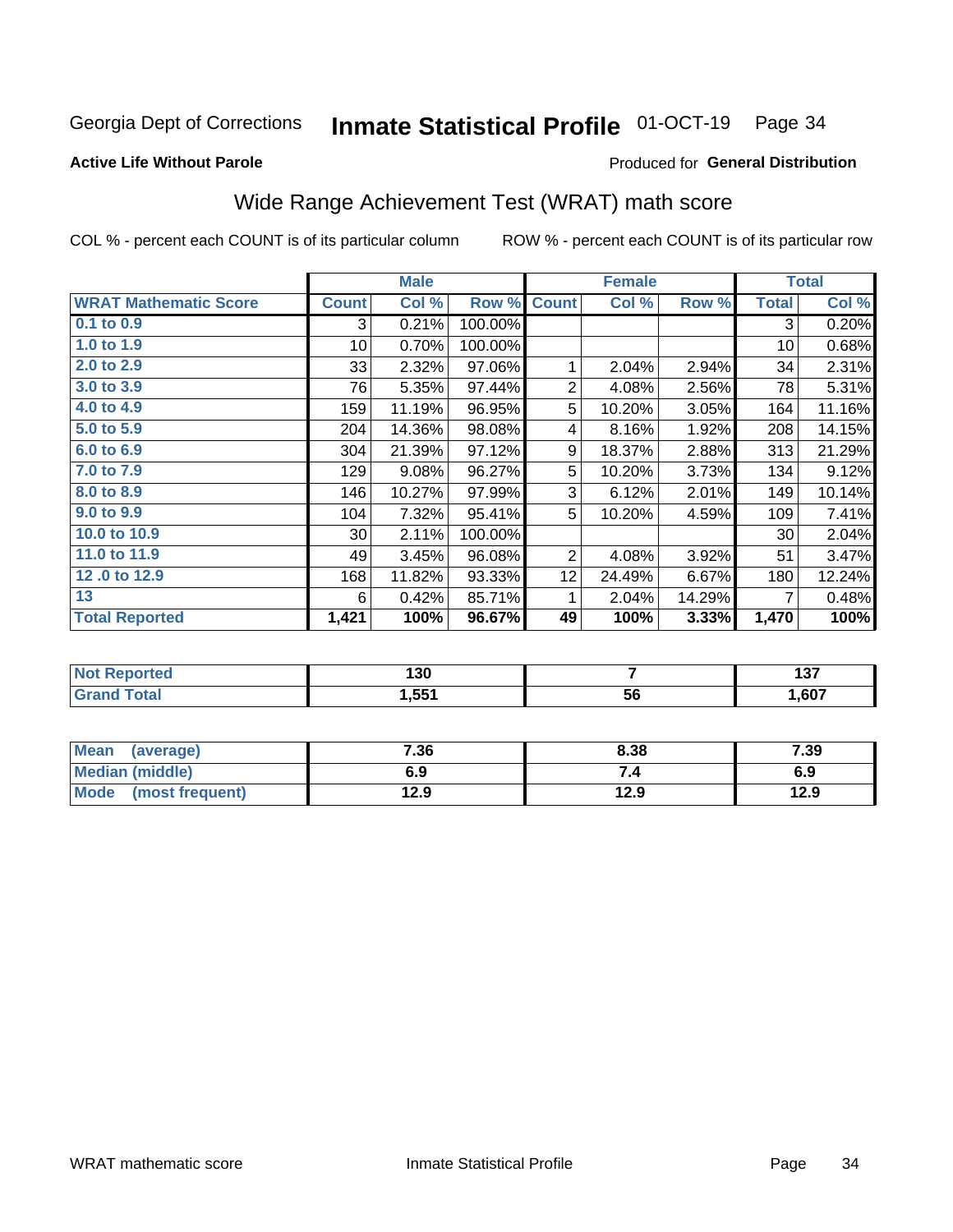Georgia Dept of Corrections **Inmate Statistical Profile** 01-OCT-19

**Active Life Without Parole**

Produced for **General Distribution**

## Wide Range Achievement Test (WRAT) math score

COL % - percent each COUNT is of its particular column ROW % - percent each COUNT is of its particular row

| | Male | | | Female | | | Total | |
|---|---|---|---|---|---|---|---|---|
| **WRAT Mathematic Score** | **Count** | **Col %** | **Row %** | **Count** | **Col %** | **Row %** | **Total** | **Col %** |
| 0.1 to 0.9 | 3 | 0.21% | 100.00% | | | | 3 | 0.20% |
| 1.0 to 1.9 | 10 | 0.70% | 100.00% | | | | 10 | 0.68% |
| 2.0 to 2.9 | 33 | 2.32% | 97.06% | 1 | 2.04% | 2.94% | 34 | 2.31% |
| 3.0 to 3.9 | 76 | 5.35% | 97.44% | 2 | 4.08% | 2.56% | 78 | 5.31% |
| 4.0 to 4.9 | 159 | 11.19% | 96.95% | 5 | 10.20% | 3.05% | 164 | 11.16% |
| 5.0 to 5.9 | 204 | 14.36% | 98.08% | 4 | 8.16% | 1.92% | 208 | 14.15% |
| 6.0 to 6.9 | 304 | 21.39% | 97.12% | 9 | 18.37% | 2.88% | 313 | 21.29% |
| 7.0 to 7.9 | 129 | 9.08% | 96.27% | 5 | 10.20% | 3.73% | 134 | 9.12% |
| 8.0 to 8.9 | 146 | 10.27% | 97.99% | 3 | 6.12% | 2.01% | 149 | 10.14% |
| 9.0 to 9.9 | 104 | 7.32% | 95.41% | 5 | 10.20% | 4.59% | 109 | 7.41% |
| 10.0 to 10.9 | 30 | 2.11% | 100.00% | | | | 30 | 2.04% |
| 11.0 to 11.9 | 49 | 3.45% | 96.08% | 2 | 4.08% | 3.92% | 51 | 3.47% |
| 12 .0 to 12.9 | 168 | 11.82% | 93.33% | 12 | 24.49% | 6.67% | 180 | 12.24% |
| 13 | 6 | 0.42% | 85.71% | 1 | 2.04% | 14.29% | 7 | 0.48% |
| **Total Reported** | **1,421** | **100%** | **96.67%** | **49** | **100%** | **3.33%** | **1,470** | **100%** |

| | Male | Female | Total |
|---|---|---|---|
| Not Reported | 130 | 7 | 137 |
| Grand Total | 1,551 | 56 | 1,607 |

| | Male | Female | Total |
|---|---|---|---|
| Mean (average) | 7.36 | 8.38 | 7.39 |
| Median (middle) | 6.9 | 7.4 | 6.9 |
| Mode (most frequent) | 12.9 | 12.9 | 12.9 |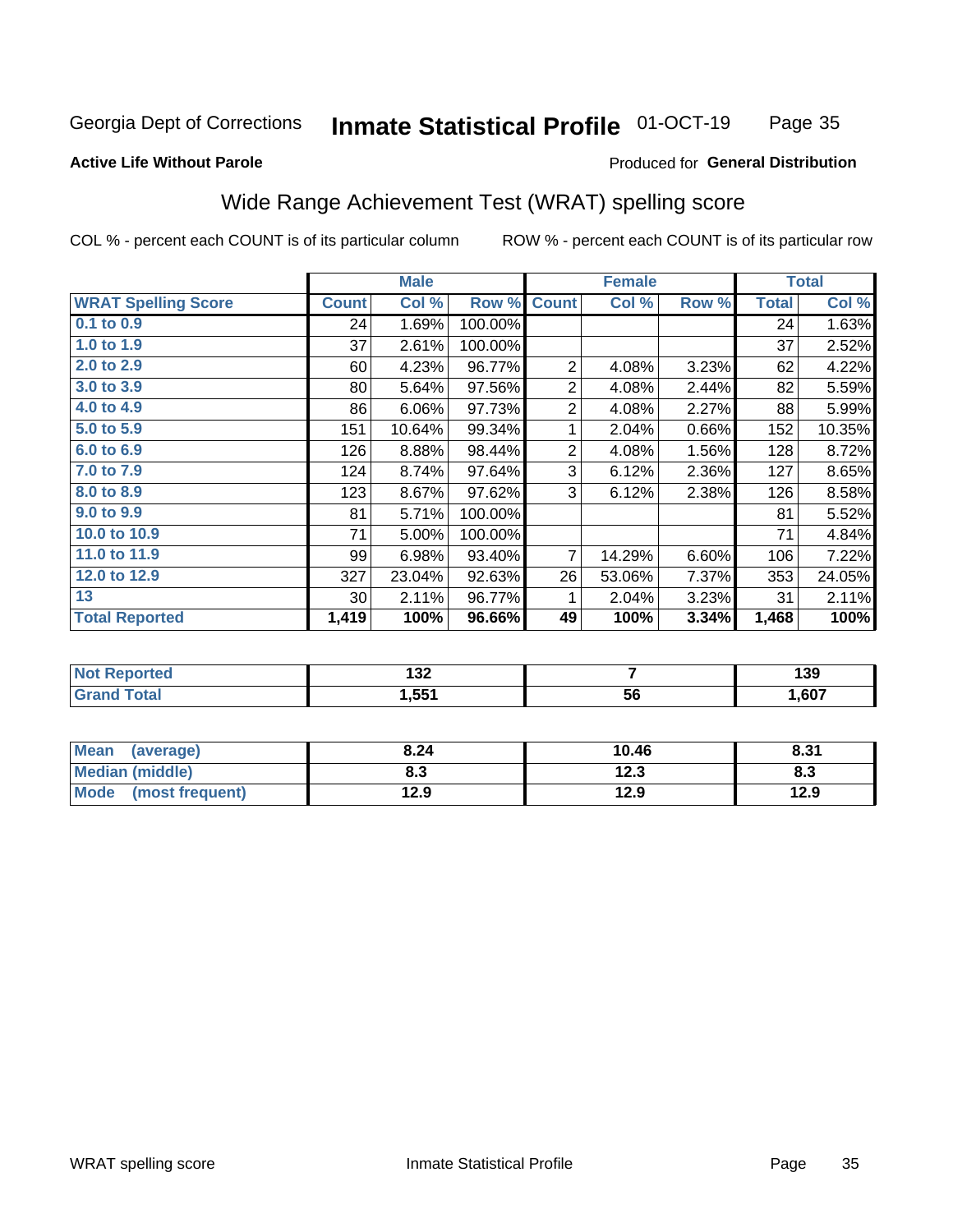Georgia Dept of Corrections **Inmate Statistical Profile** 01-OCT-19

**Active Life Without Parole** Produced for **General Distribution**

## Wide Range Achievement Test (WRAT) spelling score

COL % - percent each COUNT is of its particular column ROW % - percent each COUNT is of its particular row

| | Male | | | Female | | | Total | |
|---|---|---|---|---|---|---|---|---|
| **WRAT Spelling Score** | **Count** | **Col %** | **Row %** | **Count** | **Col %** | **Row %** | **Total** | **Col %** |
| 0.1 to 0.9 | 24 | 1.69% | 100.00% | | | | 24 | 1.63% |
| 1.0 to 1.9 | 37 | 2.61% | 100.00% | | | | 37 | 2.52% |
| 2.0 to 2.9 | 60 | 4.23% | 96.77% | 2 | 4.08% | 3.23% | 62 | 4.22% |
| 3.0 to 3.9 | 80 | 5.64% | 97.56% | 2 | 4.08% | 2.44% | 82 | 5.59% |
| 4.0 to 4.9 | 86 | 6.06% | 97.73% | 2 | 4.08% | 2.27% | 88 | 5.99% |
| 5.0 to 5.9 | 151 | 10.64% | 99.34% | 1 | 2.04% | 0.66% | 152 | 10.35% |
| 6.0 to 6.9 | 126 | 8.88% | 98.44% | 2 | 4.08% | 1.56% | 128 | 8.72% |
| 7.0 to 7.9 | 124 | 8.74% | 97.64% | 3 | 6.12% | 2.36% | 127 | 8.65% |
| 8.0 to 8.9 | 123 | 8.67% | 97.62% | 3 | 6.12% | 2.38% | 126 | 8.58% |
| 9.0 to 9.9 | 81 | 5.71% | 100.00% | | | | 81 | 5.52% |
| 10.0 to 10.9 | 71 | 5.00% | 100.00% | | | | 71 | 4.84% |
| 11.0 to 11.9 | 99 | 6.98% | 93.40% | 7 | 14.29% | 6.60% | 106 | 7.22% |
| 12.0 to 12.9 | 327 | 23.04% | 92.63% | 26 | 53.06% | 7.37% | 353 | 24.05% |
| 13 | 30 | 2.11% | 96.77% | 1 | 2.04% | 3.23% | 31 | 2.11% |
| **Total Reported** | **1,419** | **100%** | **96.66%** | **49** | **100%** | **3.34%** | **1,468** | **100%** |

| | Male | Female | Total |
|---|---|---|---|
| Not Reported | 132 | 7 | 139 |
| Grand Total | 1,551 | 56 | 1,607 |

| | Male | Female | Total |
|---|---|---|---|
| Mean (average) | 8.24 | 10.46 | 8.31 |
| Median (middle) | 8.3 | 12.3 | 8.3 |
| Mode (most frequent) | 12.9 | 12.9 | 12.9 |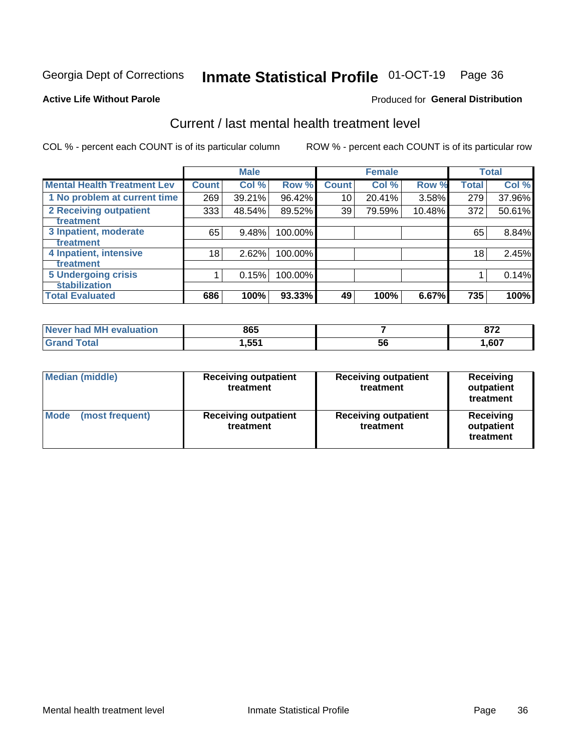Georgia Dept of Corrections **Inmate Statistical Profile** 01-OCT-19

**Active Life Without Parole**

Produced for **General Distribution**

## Current / last mental health treatment level

COL % - percent each COUNT is of its particular column

ROW % - percent each COUNT is of its particular row

| | Male | | | Female | | | Total | |
|---|---|---|---|---|---|---|---|---|
| **Mental Health Treatment Lev** | **Count** | **Col %** | **Row %** | **Count** | **Col %** | **Row %** | **Total** | **Col %** |
| 1 No problem at current time | 269 | 39.21% | 96.42% | 10 | 20.41% | 3.58% | 279 | 37.96% |
| 2 Receiving outpatient treatment | 333 | 48.54% | 89.52% | 39 | 79.59% | 10.48% | 372 | 50.61% |
| 3 Inpatient, moderate treatment | 65 | 9.48% | 100.00% | | | | 65 | 8.84% |
| 4 Inpatient, intensive treatment | 18 | 2.62% | 100.00% | | | | 18 | 2.45% |
| 5 Undergoing crisis stabilization | 1 | 0.15% | 100.00% | | | | 1 | 0.14% |
| **Total Evaluated** | **686** | **100%** | **93.33%** | **49** | **100%** | **6.67%** | **735** | **100%** |

| | Male | Female | Total |
|---|---|---|---|
| Never had MH evaluation | 865 | 7 | 872 |
| Grand Total | 1,551 | 56 | 1,607 |

| | Male | Female | Total |
|---|---|---|---|
| Median (middle) | Receiving outpatient treatment | Receiving outpatient treatment | Receiving outpatient treatment |
| Mode (most frequent) | Receiving outpatient treatment | Receiving outpatient treatment | Receiving outpatient treatment |

Mental health treatment level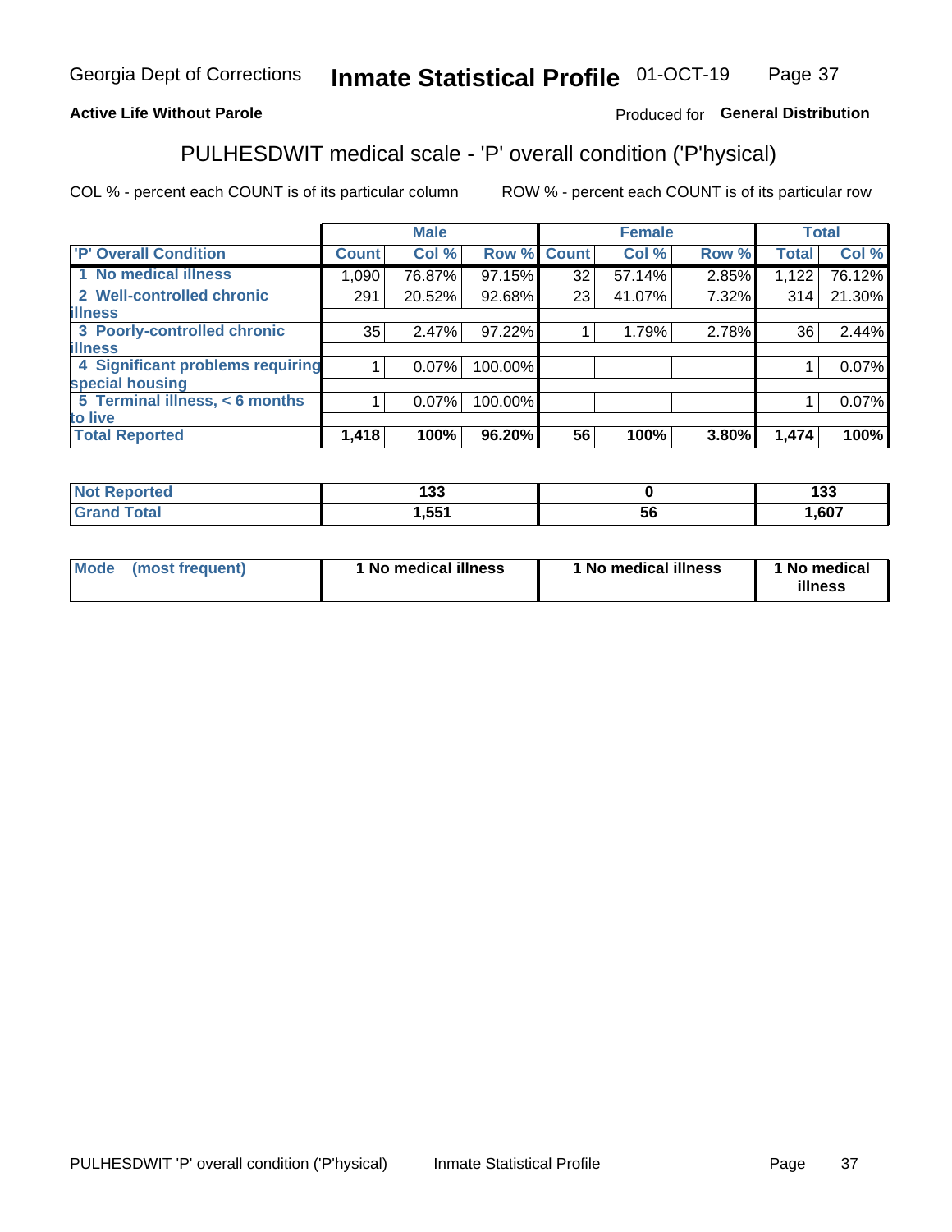Georgia Dept of Corrections **Inmate Statistical Profile** 01-OCT-19

**Active Life Without Parole**

Produced for **General Distribution**

## PULHESDWIT medical scale - 'P' overall condition ('P'hysical)

COL % - percent each COUNT is of its particular column

ROW % - percent each COUNT is of its particular row

| | Male | | | Female | | | Total | |
|---|---|---|---|---|---|---|---|---|
| **'P' Overall Condition** | **Count** | **Col %** | **Row %** | **Count** | **Col %** | **Row %** | **Total** | **Col %** |
| **1 No medical illness** | 1,090 | 76.87% | 97.15% | 32 | 57.14% | 2.85% | 1,122 | 76.12% |
| **2 Well-controlled chronic illness** | 291 | 20.52% | 92.68% | 23 | 41.07% | 7.32% | 314 | 21.30% |
| **3 Poorly-controlled chronic illness** | 35 | 2.47% | 97.22% | 1 | 1.79% | 2.78% | 36 | 2.44% |
| **4 Significant problems requiring special housing** | 1 | 0.07% | 100.00% | | | | 1 | 0.07% |
| **5 Terminal illness, < 6 months to live** | 1 | 0.07% | 100.00% | | | | 1 | 0.07% |
| **Total Reported** | **1,418** | **100%** | **96.20%** | **56** | **100%** | **3.80%** | **1,474** | **100%** |

| | Male | Female | Total |
|---|---|---|---|
| **Not Reported** | **133** | **0** | **133** |
| **Grand Total** | **1,551** | **56** | **1,607** |

| | Male | Female | Total |
|---|---|---|---|
| **Mode (most frequent)** | **1 No medical illness** | **1 No medical illness** | **1 No medical illness** |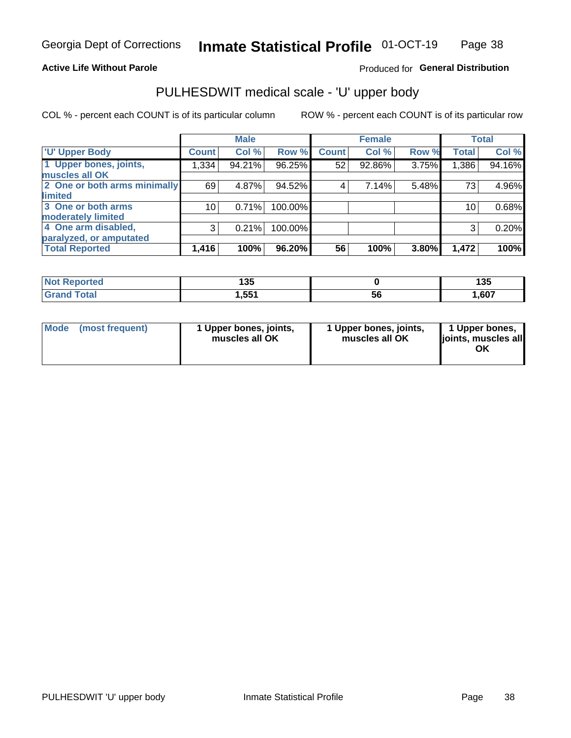Georgia Dept of Corrections **Inmate Statistical Profile** 01-OCT-19

**Active Life Without Parole**

Produced for **General Distribution**

## PULHESDWIT medical scale - 'U' upper body

COL % - percent each COUNT is of its particular column    ROW % - percent each COUNT is of its particular row

| | Male | | | Female | | | Total | |
|---|---|---|---|---|---|---|---|---|
| 'U' Upper Body | Count | Col % | Row % | Count | Col % | Row % | Total | Col % |
| 1 Upper bones, joints, muscles all OK | 1,334 | 94.21% | 96.25% | 52 | 92.86% | 3.75% | 1,386 | 94.16% |
| 2 One or both arms minimally limited | 69 | 4.87% | 94.52% | 4 | 7.14% | 5.48% | 73 | 4.96% |
| 3 One or both arms moderately limited | 10 | 0.71% | 100.00% | | | | 10 | 0.68% |
| 4 One arm disabled, paralyzed, or amputated | 3 | 0.21% | 100.00% | | | | 3 | 0.20% |
| **Total Reported** | **1,416** | **100%** | **96.20%** | **56** | **100%** | **3.80%** | **1,472** | **100%** |

| | Male | Female | Total |
|---|---|---|---|
| Not Reported | 135 | 0 | 135 |
| Grand Total | 1,551 | 56 | 1,607 |

| | Male | Female | Total |
|---|---|---|---|
| Mode (most frequent) | 1 Upper bones, joints, muscles all OK | 1 Upper bones, joints, muscles all OK | 1 Upper bones, joints, muscles all OK |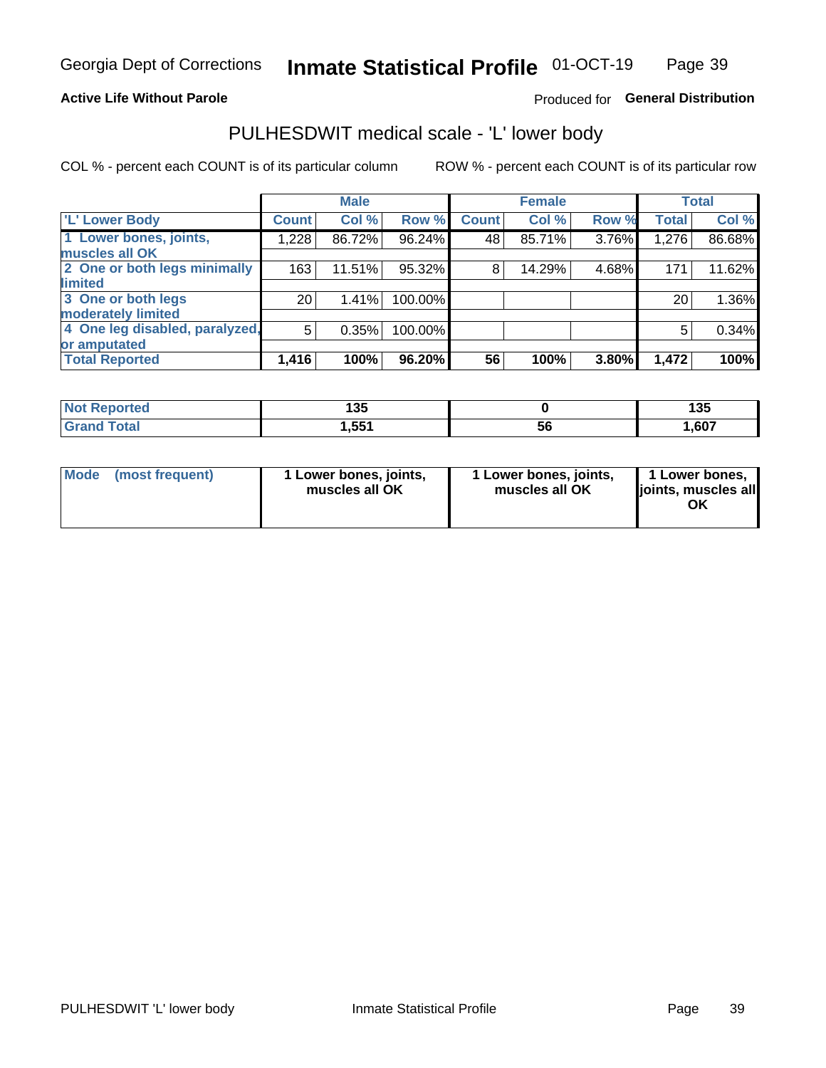Georgia Dept of Corrections **Inmate Statistical Profile** 01-OCT-19

**Active Life Without Parole**

Produced for **General Distribution**

# PULHESDWIT medical scale - 'L' lower body

COL % - percent each COUNT is of its particular column

ROW % - percent each COUNT is of its particular row

| | Male | | | Female | | | Total | |
|---|---|---|---|---|---|---|---|---|
| 'L' Lower Body | Count | Col % | Row % | Count | Col % | Row % | Total | Col % |
| 1 Lower bones, joints, muscles all OK | 1,228 | 86.72% | 96.24% | 48 | 85.71% | 3.76% | 1,276 | 86.68% |
| 2 One or both legs minimally limited | 163 | 11.51% | 95.32% | 8 | 14.29% | 4.68% | 171 | 11.62% |
| 3 One or both legs moderately limited | 20 | 1.41% | 100.00% | | | | 20 | 1.36% |
| 4 One leg disabled, paralyzed, or amputated | 5 | 0.35% | 100.00% | | | | 5 | 0.34% |
| **Total Reported** | **1,416** | **100%** | **96.20%** | **56** | **100%** | **3.80%** | **1,472** | **100%** |

| | Male | Female | Total |
|---|---|---|---|
| Not Reported | 135 | 0 | 135 |
| Grand Total | 1,551 | 56 | 1,607 |

| | Male | Female | Total |
|---|---|---|---|
| Mode (most frequent) | 1 Lower bones, joints, muscles all OK | 1 Lower bones, joints, muscles all OK | 1 Lower bones, joints, muscles all OK |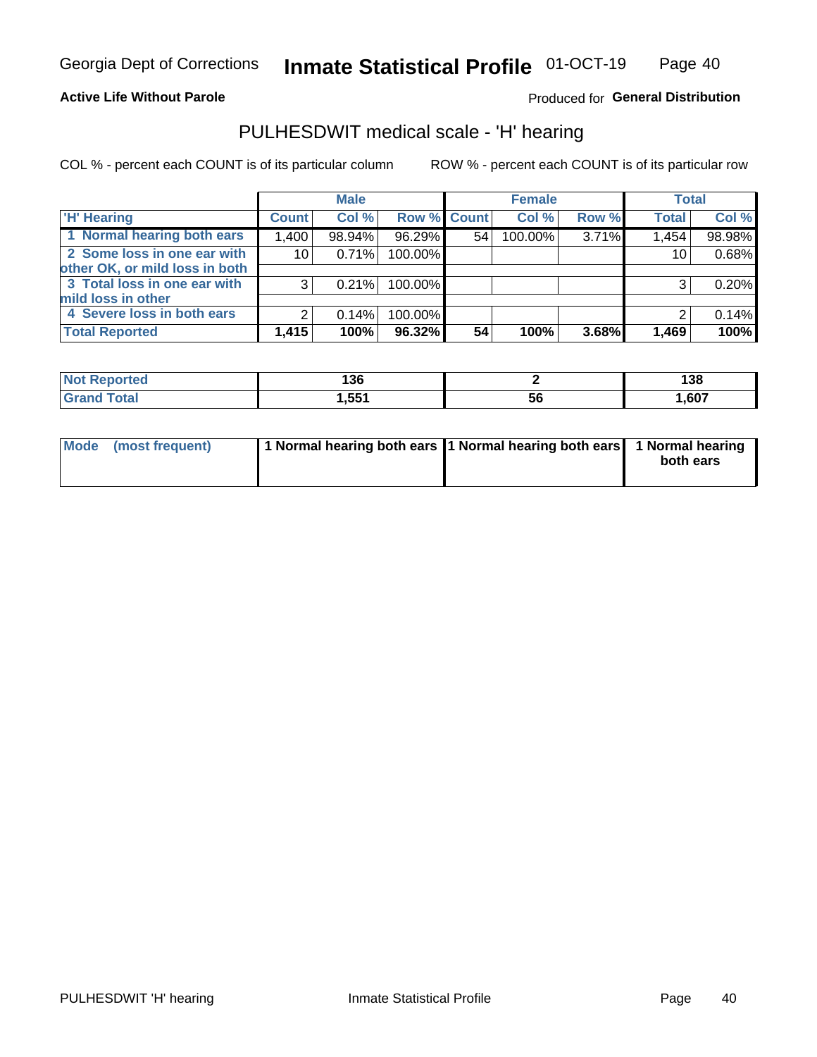Georgia Dept of Corrections **Inmate Statistical Profile** 01-OCT-19

**Active Life Without Parole**

Produced for **General Distribution**

## PULHESDWIT medical scale - 'H' hearing

COL % - percent each COUNT is of its particular column

ROW % - percent each COUNT is of its particular row

| | Male | | | Female | | | Total | |
|---|---|---|---|---|---|---|---|---|
| 'H' Hearing | Count | Col % | Row % | Count | Col % | Row % | Total | Col % |
| 1 Normal hearing both ears | 1,400 | 98.94% | 96.29% | 54 | 100.00% | 3.71% | 1,454 | 98.98% |
| 2 Some loss in one ear with other OK, or mild loss in both | 10 | 0.71% | 100.00% | | | | 10 | 0.68% |
| 3 Total loss in one ear with mild loss in other | 3 | 0.21% | 100.00% | | | | 3 | 0.20% |
| 4 Severe loss in both ears | 2 | 0.14% | 100.00% | | | | 2 | 0.14% |
| **Total Reported** | **1,415** | **100%** | **96.32%** | **54** | **100%** | **3.68%** | **1,469** | **100%** |

| | Male | Female | Total |
|---|---|---|---|
| Not Reported | 136 | 2 | 138 |
| Grand Total | 1,551 | 56 | 1,607 |

| | Male | Female | Total |
|---|---|---|---|
| Mode (most frequent) | 1 Normal hearing both ears | 1 Normal hearing both ears | 1 Normal hearing both ears |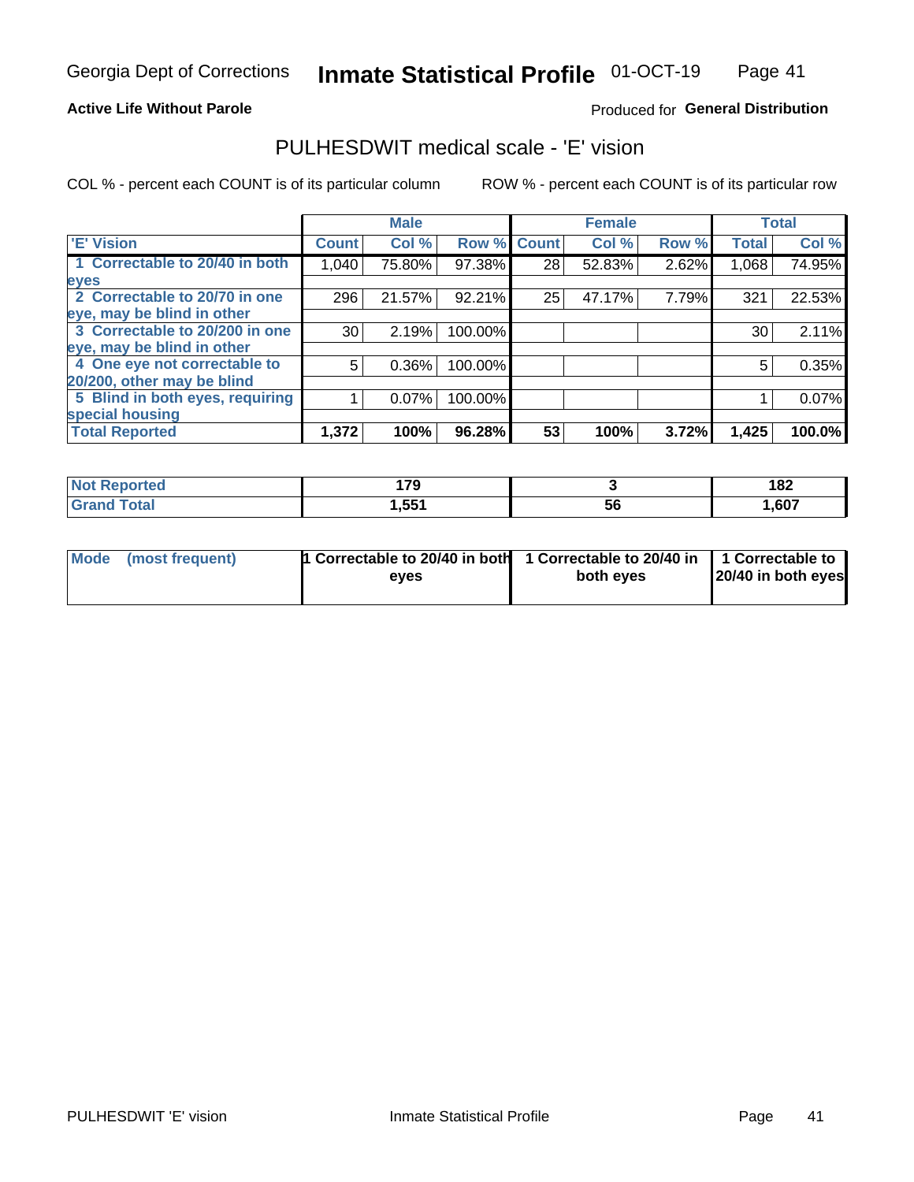Georgia Dept of Corrections **Inmate Statistical Profile** 01-OCT-19

**Active Life Without Parole**

Produced for **General Distribution**

## PULHESDWIT medical scale - 'E' vision

COL % - percent each COUNT is of its particular column

ROW % - percent each COUNT is of its particular row

| | Male | | | Female | | | Total | |
|---|---|---|---|---|---|---|---|---|
| 'E' Vision | Count | Col % | Row % | Count | Col % | Row % | Total | Col % |
| 1 Correctable to 20/40 in both eyes | 1,040 | 75.80% | 97.38% | 28 | 52.83% | 2.62% | 1,068 | 74.95% |
| 2 Correctable to 20/70 in one eye, may be blind in other | 296 | 21.57% | 92.21% | 25 | 47.17% | 7.79% | 321 | 22.53% |
| 3 Correctable to 20/200 in one eye, may be blind in other | 30 | 2.19% | 100.00% | | | | 30 | 2.11% |
| 4 One eye not correctable to 20/200, other may be blind | 5 | 0.36% | 100.00% | | | | 5 | 0.35% |
| 5 Blind in both eyes, requiring special housing | 1 | 0.07% | 100.00% | | | | 1 | 0.07% |
| **Total Reported** | **1,372** | **100%** | **96.28%** | **53** | **100%** | **3.72%** | **1,425** | **100.0%** |

| | Male | Female | Total |
|---|---|---|---|
| Not Reported | 179 | 3 | 182 |
| Grand Total | 1,551 | 56 | 1,607 |

| | Male | Female | Total |
|---|---|---|---|
| Mode (most frequent) | 1 Correctable to 20/40 in both eyes | 1 Correctable to 20/40 in both eyes | 1 Correctable to 20/40 in both eyes |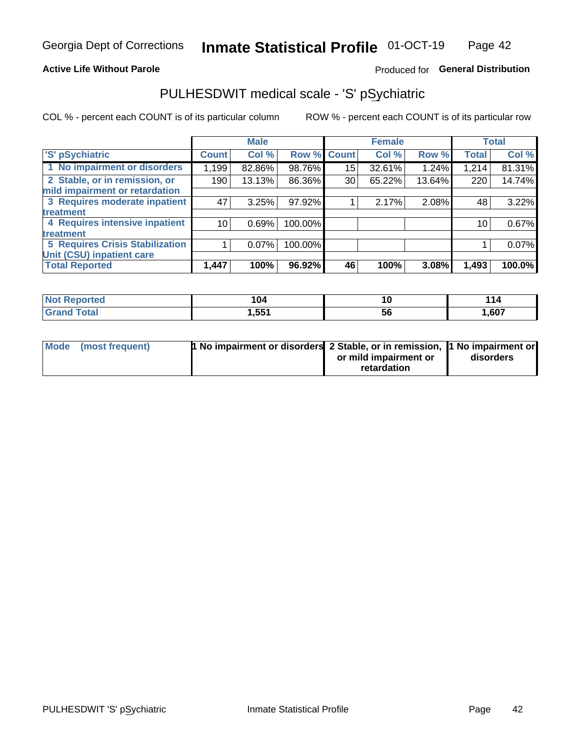Georgia Dept of Corrections **Inmate Statistical Profile** 01-OCT-19

**Active Life Without Parole** Produced for **General Distribution**

## PULHESDWIT medical scale - 'S' pSychiatric

COL % - percent each COUNT is of its particular column ROW % - percent each COUNT is of its particular row

| | Male | | | Female | | | Total | |
|---|---|---|---|---|---|---|---|---|
| 'S' pSychiatric | Count | Col % | Row % | Count | Col % | Row % | Total | Col % |
| 1 No impairment or disorders | 1,199 | 82.86% | 98.76% | 15 | 32.61% | 1.24% | 1,214 | 81.31% |
| 2 Stable, or in remission, or mild impairment or retardation | 190 | 13.13% | 86.36% | 30 | 65.22% | 13.64% | 220 | 14.74% |
| 3 Requires moderate inpatient treatment | 47 | 3.25% | 97.92% | 1 | 2.17% | 2.08% | 48 | 3.22% |
| 4 Requires intensive inpatient treatment | 10 | 0.69% | 100.00% | | | | 10 | 0.67% |
| 5 Requires Crisis Stabilization Unit (CSU) inpatient care | 1 | 0.07% | 100.00% | | | | 1 | 0.07% |
| **Total Reported** | **1,447** | **100%** | **96.92%** | **46** | **100%** | **3.08%** | **1,493** | **100.0%** |

| | Male | Female | Total |
|---|---|---|---|
| Not Reported | 104 | 10 | 114 |
| Grand Total | 1,551 | 56 | 1,607 |

| | Male | Female | Total |
|---|---|---|---|
| Mode (most frequent) | 1 No impairment or disorders | 2 Stable, or in remission, or mild impairment or retardation | 1 No impairment or disorders |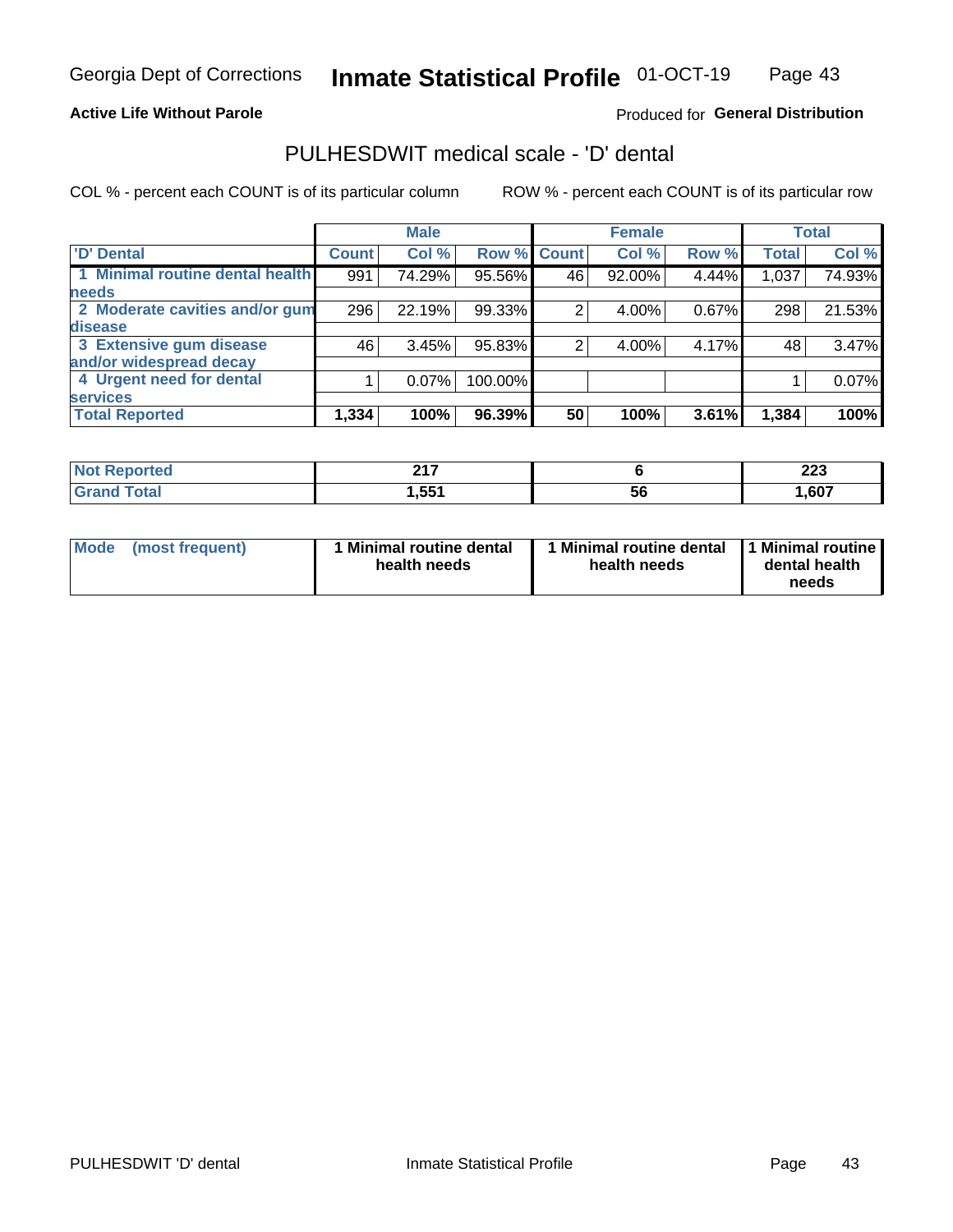Georgia Dept of Corrections **Inconstatistical Profile** 01-OCT-19

**Active Life Without Parole**

Produced for **General Distribution**

## PULHESDWIT medical scale - 'D' dental

COL % - percent each COUNT is of its particular column

ROW % - percent each COUNT is of its particular row

| | Male | | | Female | | | Total | |
|---|---|---|---|---|---|---|---|---|
| 'D' Dental | Count | Col % | Row % | Count | Col % | Row % | Total | Col % |
| 1 Minimal routine dental health needs | 991 | 74.29% | 95.56% | 46 | 92.00% | 4.44% | 1,037 | 74.93% |
| 2 Moderate cavities and/or gum disease | 296 | 22.19% | 99.33% | 2 | 4.00% | 0.67% | 298 | 21.53% |
| 3 Extensive gum disease and/or widespread decay | 46 | 3.45% | 95.83% | 2 | 4.00% | 4.17% | 48 | 3.47% |
| 4 Urgent need for dental services | 1 | 0.07% | 100.00% | | | | 1 | 0.07% |
| **Total Reported** | **1,334** | **100%** | **96.39%** | **50** | **100%** | **3.61%** | **1,384** | **100%** |

| | Male | Female | Total |
|---|---|---|---|
| **Not Reported** | **217** | **6** | **223** |
| **Grand Total** | **1,551** | **56** | **1,607** |

| | Male | Female | Total |
|---|---|---|---|
| **Mode (most frequent)** | **1 Minimal routine dental health needs** | **1 Minimal routine dental health needs** | **1 Minimal routine dental health needs** |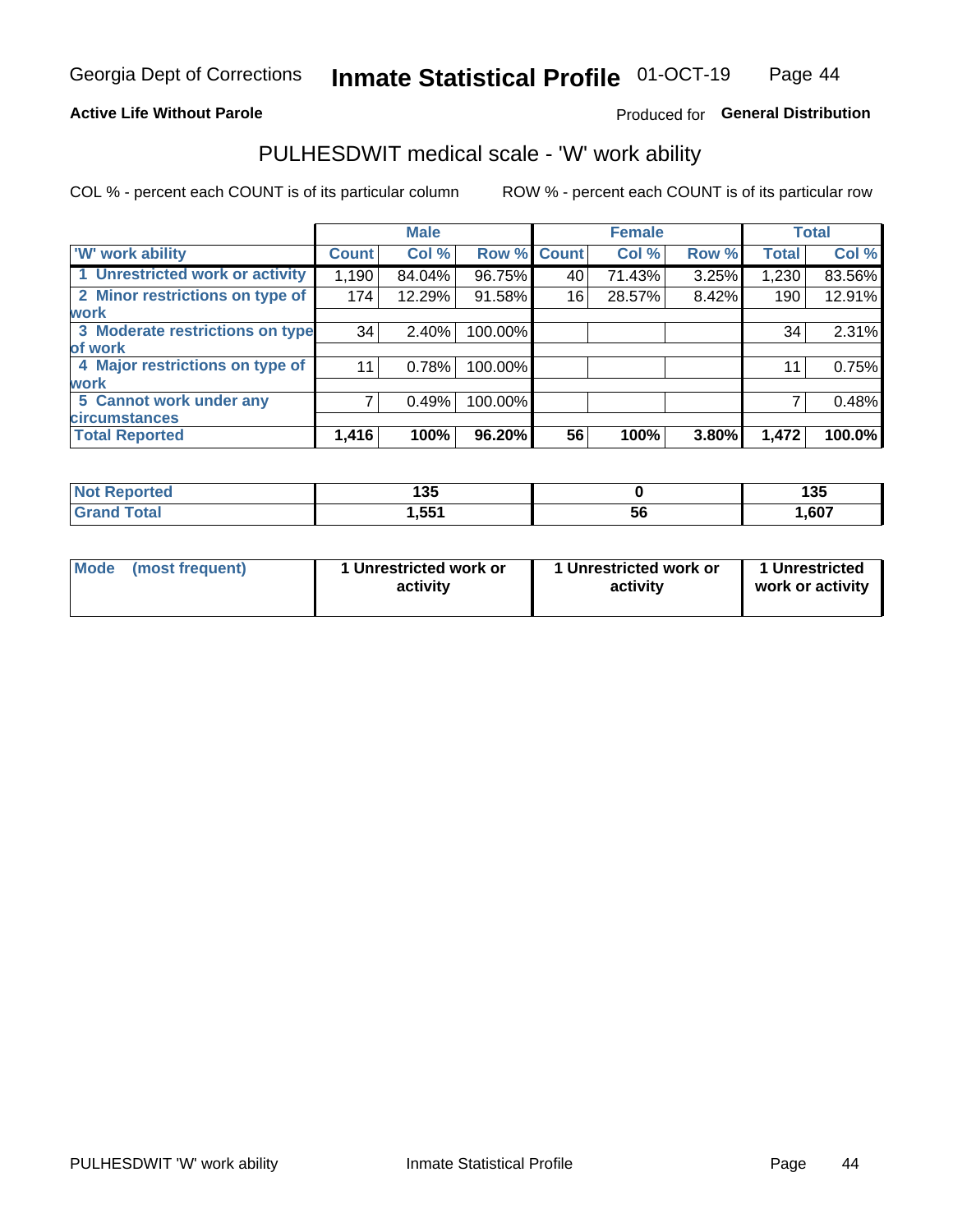Georgia Dept of Corrections **Inmate Statistical Profile** 01-OCT-19

**Active Life Without Parole**

Produced for **General Distribution**

## PULHESDWIT medical scale - 'W' work ability

COL % - percent each COUNT is of its particular column

ROW % - percent each COUNT is of its particular row

| | Male | | | Female | | | Total | |
|---|---|---|---|---|---|---|---|---|
| 'W' work ability | Count | Col % | Row % | Count | Col % | Row % | Total | Col % |
| 1 Unrestricted work or activity | 1,190 | 84.04% | 96.75% | 40 | 71.43% | 3.25% | 1,230 | 83.56% |
| 2 Minor restrictions on type of work | 174 | 12.29% | 91.58% | 16 | 28.57% | 8.42% | 190 | 12.91% |
| 3 Moderate restrictions on type of work | 34 | 2.40% | 100.00% | | | | 34 | 2.31% |
| 4 Major restrictions on type of work | 11 | 0.78% | 100.00% | | | | 11 | 0.75% |
| 5 Cannot work under any circumstances | 7 | 0.49% | 100.00% | | | | 7 | 0.48% |
| **Total Reported** | **1,416** | **100%** | **96.20%** | **56** | **100%** | **3.80%** | **1,472** | **100.0%** |

| | Male | Female | Total |
|---|---|---|---|
| Not Reported | 135 | 0 | 135 |
| Grand Total | 1,551 | 56 | 1,607 |

| | Male | Female | Total |
|---|---|---|---|
| Mode (most frequent) | 1 Unrestricted work or activity | 1 Unrestricted work or activity | 1 Unrestricted work or activity |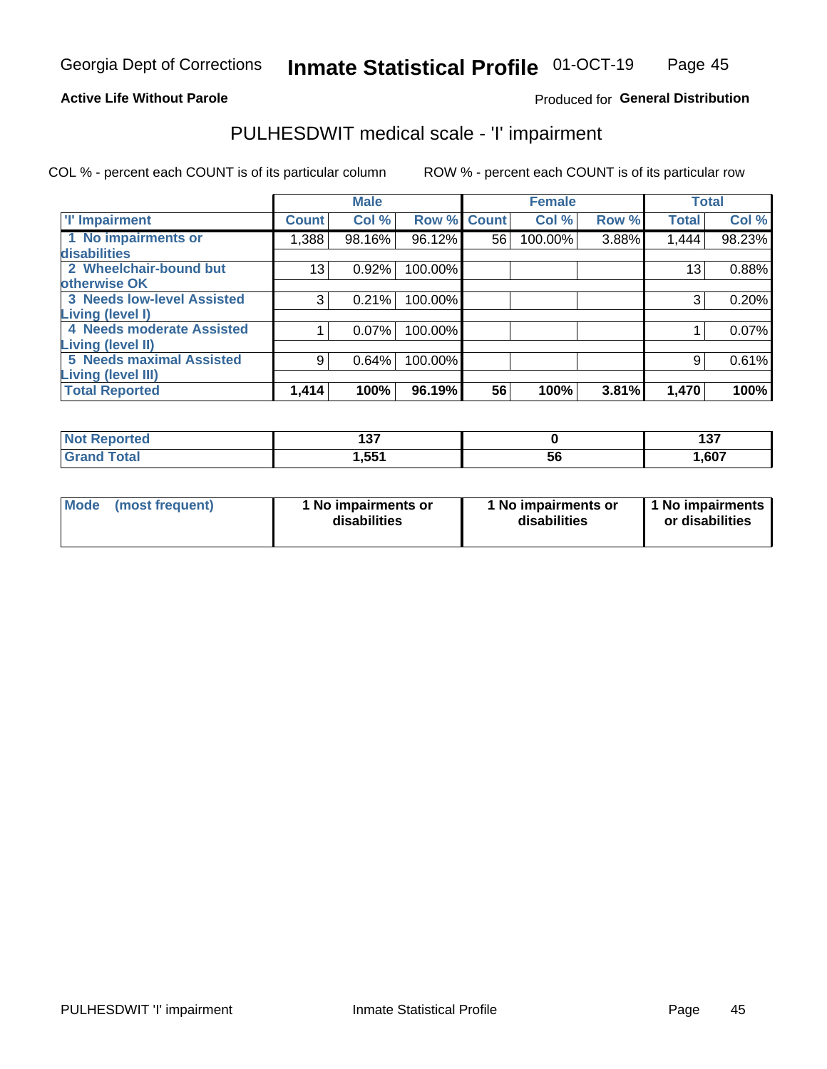**Active Life Without Parole**

Produced for **General Distribution**

## PULHESDWIT medical scale - 'I' impairment

COL % - percent each COUNT is of its particular column ROW % - percent each COUNT is of its particular row

| | Male | | | Female | | | Total | |
|---|---|---|---|---|---|---|---|---|
| 'I' Impairment | Count | Col % | Row % | Count | Col % | Row % | Total | Col % |
| 1 No impairments or disabilities | 1,388 | 98.16% | 96.12% | 56 | 100.00% | 3.88% | 1,444 | 98.23% |
| 2 Wheelchair-bound but otherwise OK | 13 | 0.92% | 100.00% | | | | 13 | 0.88% |
| 3 Needs low-level Assisted Living (level I) | 3 | 0.21% | 100.00% | | | | 3 | 0.20% |
| 4 Needs moderate Assisted Living (level II) | 1 | 0.07% | 100.00% | | | | 1 | 0.07% |
| 5 Needs maximal Assisted Living (level III) | 9 | 0.64% | 100.00% | | | | 9 | 0.61% |
| **Total Reported** | **1,414** | **100%** | **96.19%** | **56** | **100%** | **3.81%** | **1,470** | **100%** |

| | Male | Female | Total |
|---|---|---|---|
| Not Reported | 137 | 0 | 137 |
| Grand Total | 1,551 | 56 | 1,607 |

| Mode (most frequent) | 1 No impairments or disabilities | 1 No impairments or disabilities | 1 No impairments or disabilities |
|---|---|---|---|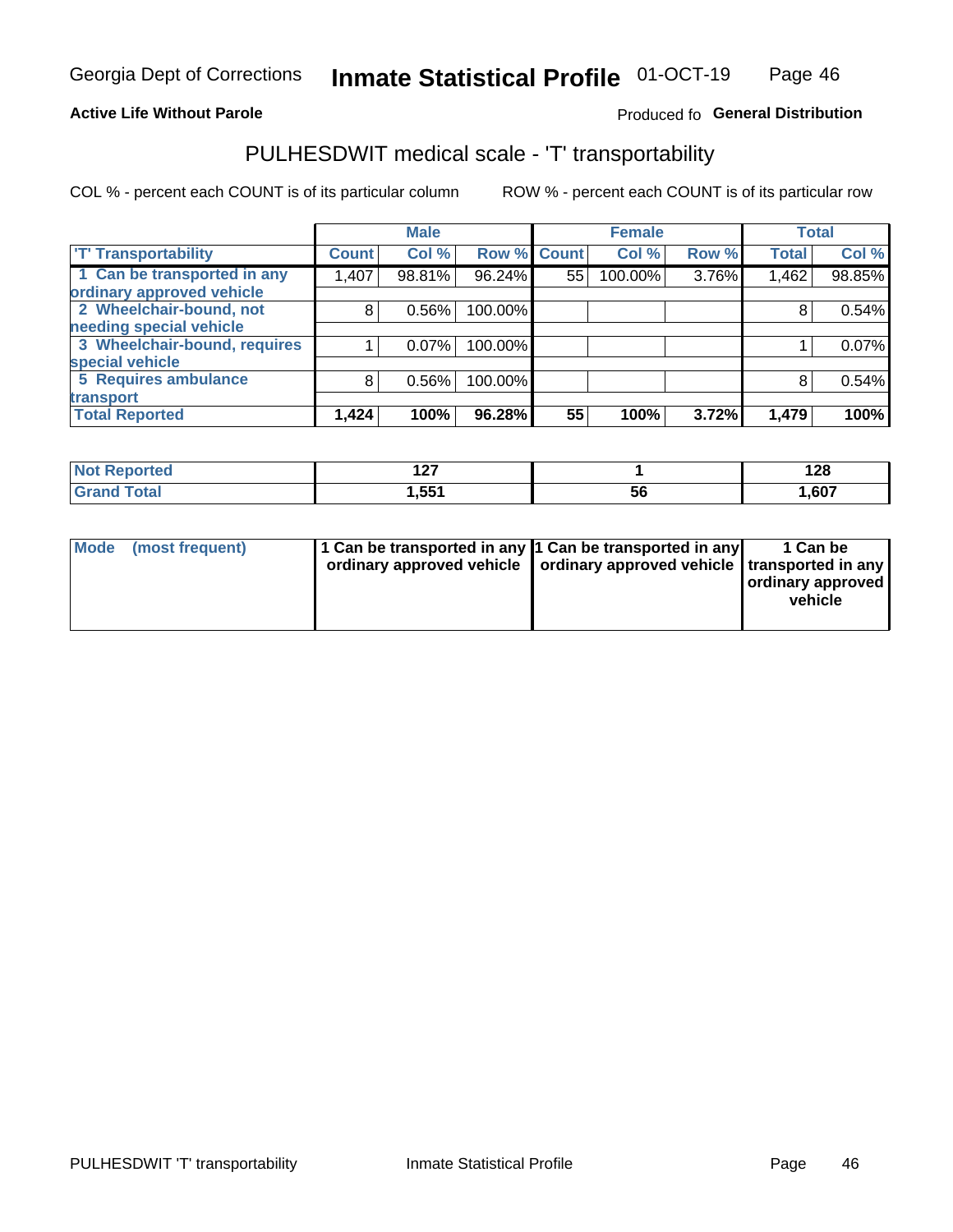Georgia Dept of Corrections **Inmate Statistical Profile** 01-OCT-19

**Active Life Without Parole**

Produced fo **General Distribution**

## PULHESDWIT medical scale - 'T' transportability

COL % - percent each COUNT is of its particular column     ROW % - percent each COUNT is of its particular row

| | Male | | | Female | | | Total | |
|---|---|---|---|---|---|---|---|---|
| 'T' Transportability | Count | Col % | Row % | Count | Col % | Row % | Total | Col % |
| 1 Can be transported in any ordinary approved vehicle | 1,407 | 98.81% | 96.24% | 55 | 100.00% | 3.76% | 1,462 | 98.85% |
| 2 Wheelchair-bound, not needing special vehicle | 8 | 0.56% | 100.00% | | | | 8 | 0.54% |
| 3 Wheelchair-bound, requires special vehicle | 1 | 0.07% | 100.00% | | | | 1 | 0.07% |
| 5 Requires ambulance transport | 8 | 0.56% | 100.00% | | | | 8 | 0.54% |
| **Total Reported** | **1,424** | **100%** | **96.28%** | **55** | **100%** | **3.72%** | **1,479** | **100%** |

| | Male | Female | Total |
|---|---|---|---|
| Not Reported | 127 | 1 | 128 |
| Grand Total | 1,551 | 56 | 1,607 |

| | Male | Female | Total |
|---|---|---|---|
| Mode (most frequent) | 1 Can be transported in any ordinary approved vehicle | 1 Can be transported in any ordinary approved vehicle | 1 Can be transported in any ordinary approved vehicle |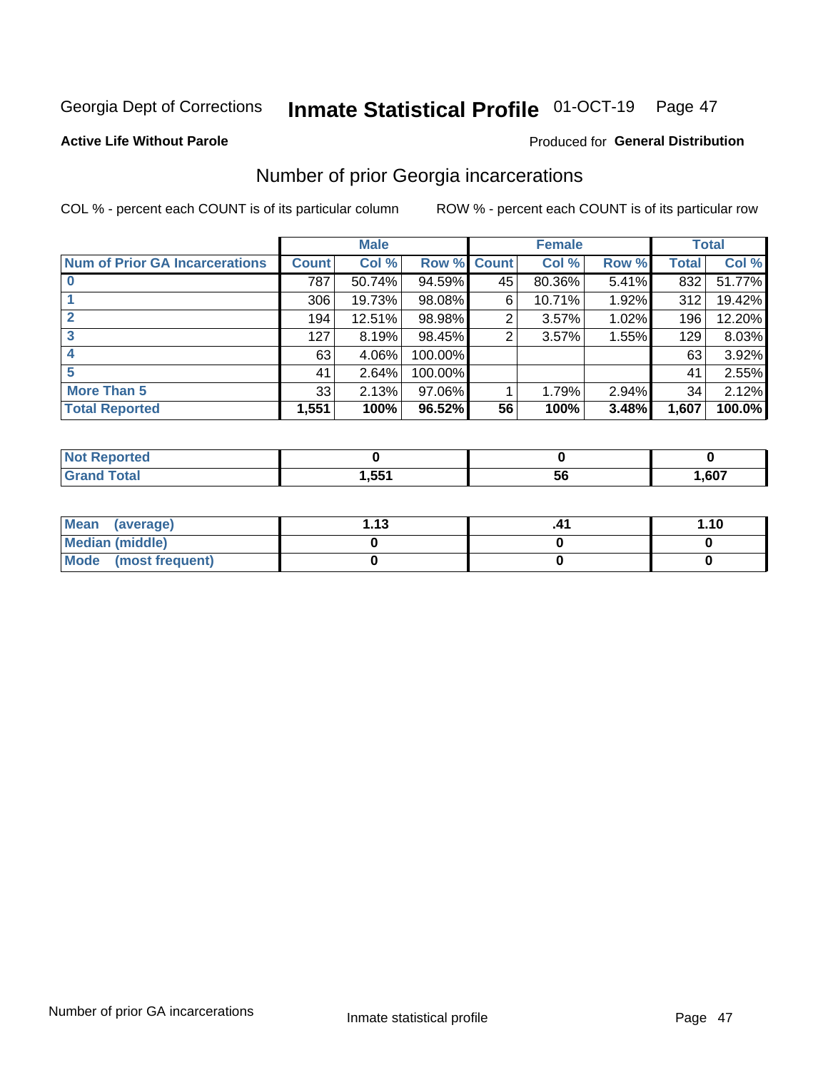Georgia Dept of Corrections **Inmate Statistical Profile** 01-OCT-19

**Active Life Without Parole**

Produced for **General Distribution**

## Number of prior Georgia incarcerations

COL % - percent each COUNT is of its particular column

ROW % - percent each COUNT is of its particular row

| | Male | | | Female | | | Total | |
|---|---|---|---|---|---|---|---|---|
| **Num of Prior GA Incarcerations** | **Count** | **Col %** | **Row %** | **Count** | **Col %** | **Row %** | **Total** | **Col %** |
| **0** | 787 | 50.74% | 94.59% | 45 | 80.36% | 5.41% | 832 | 51.77% |
| **1** | 306 | 19.73% | 98.08% | 6 | 10.71% | 1.92% | 312 | 19.42% |
| **2** | 194 | 12.51% | 98.98% | 2 | 3.57% | 1.02% | 196 | 12.20% |
| **3** | 127 | 8.19% | 98.45% | 2 | 3.57% | 1.55% | 129 | 8.03% |
| **4** | 63 | 4.06% | 100.00% | | | | 63 | 3.92% |
| **5** | 41 | 2.64% | 100.00% | | | | 41 | 2.55% |
| **More Than 5** | 33 | 2.13% | 97.06% | 1 | 1.79% | 2.94% | 34 | 2.12% |
| **Total Reported** | **1,551** | **100%** | **96.52%** | **56** | **100%** | **3.48%** | **1,607** | **100.0%** |

| | Male | Female | Total |
|---|---|---|---|
| **Not Reported** | **0** | **0** | **0** |
| **Grand Total** | **1,551** | **56** | **1,607** |

| | Male | Female | Total |
|---|---|---|---|
| **Mean (average)** | **1.13** | **.41** | **1.10** |
| **Median (middle)** | **0** | **0** | **0** |
| **Mode (most frequent)** | **0** | **0** | **0** |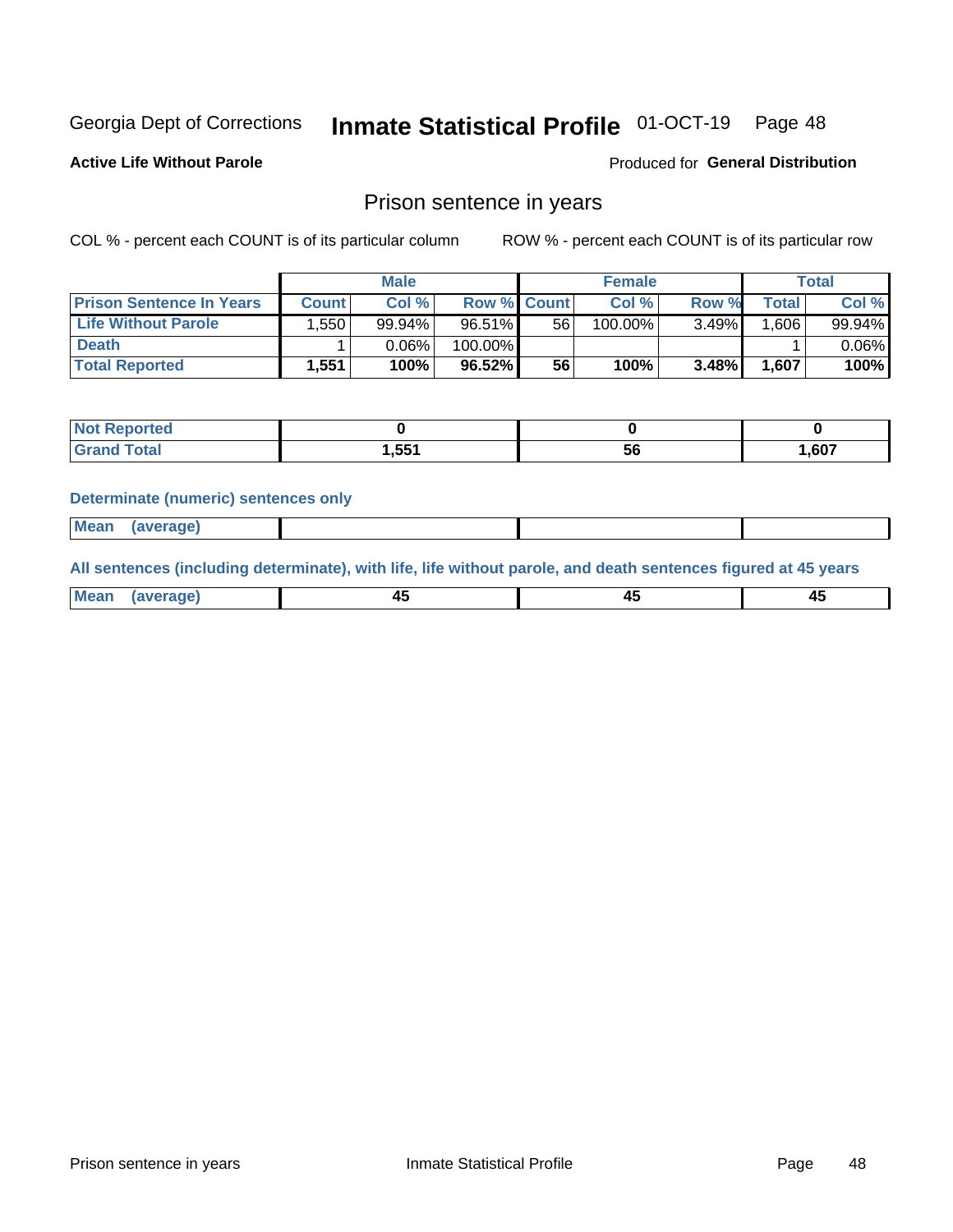Georgia Dept of Corrections **Inmate Statistical Profile** 01-OCT-19

**Active Life Without Parole**

Produced for **General Distribution**

## Prison sentence in years

COL % - percent each COUNT is of its particular column

ROW % - percent each COUNT is of its particular row

| | Male | | | Female | | | Total | |
|---|---|---|---|---|---|---|---|---|
| **Prison Sentence In Years** | **Count** | **Col %** | **Row %** | **Count** | **Col %** | **Row %** | **Total** | **Col %** |
| **Life Without Parole** | 1,550 | 99.94% | 96.51% | 56 | 100.00% | 3.49% | 1,606 | 99.94% |
| **Death** | 1 | 0.06% | 100.00% | | | | 1 | 0.06% |
| **Total Reported** | **1,551** | **100%** | **96.52%** | **56** | **100%** | **3.48%** | **1,607** | **100%** |

| | Male | Female | Total |
|---|---|---|---|
| **Not Reported** | **0** | **0** | **0** |
| **Grand Total** | **1,551** | **56** | **1,607** |

**Determinate (numeric) sentences only**

| | Male | Female | Total |
|---|---|---|---|
| **Mean (average)** | | | |

**All sentences (including determinate), with life, life without parole, and death sentences figured at 45 years**

| | Male | Female | Total |
|---|---|---|---|
| **Mean (average)** | **45** | **45** | **45** |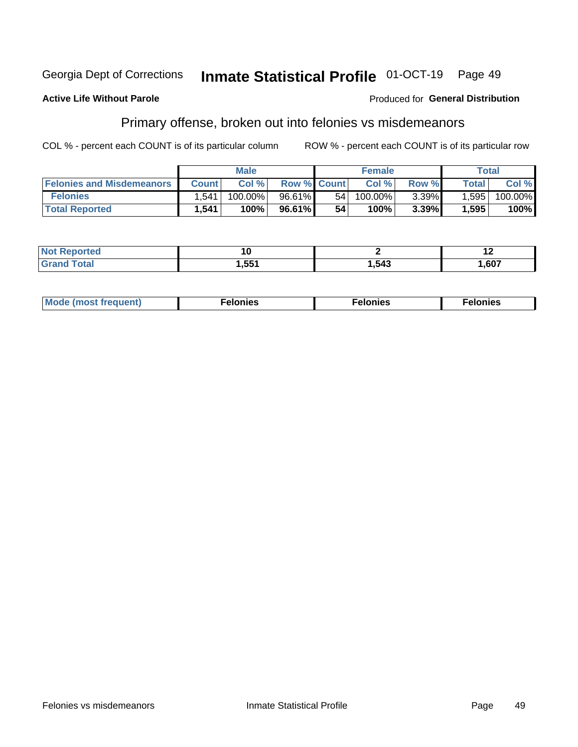Georgia Dept of Corrections **Inmate Statistical Profile** 01-OCT-19

**Active Life Without Parole**

Produced for **General Distribution**

## Primary offense, broken out into felonies vs misdemeanors

COL % - percent each COUNT is of its particular column

ROW % - percent each COUNT is of its particular row

| | Male | | | Female | | | Total | |
|---|---|---|---|---|---|---|---|---|
| **Felonies and Misdemeanors** | **Count** | **Col %** | **Row %** | **Count** | **Col %** | **Row %** | **Total** | **Col %** |
| **Felonies** | 1,541 | 100.00% | 96.61% | 54 | 100.00% | 3.39% | 1,595 | 100.00% |
| **Total Reported** | **1,541** | **100%** | **96.61%** | **54** | **100%** | **3.39%** | **1,595** | **100%** |

| | Male | Female | Total |
|---|---|---|---|
| **Not Reported** | **10** | **2** | **12** |
| **Grand Total** | **1,551** | **1,543** | **1,607** |

| | Male | Female | Total |
|---|---|---|---|
| **Mode (most frequent)** | **Felonies** | **Felonies** | **Felonies** |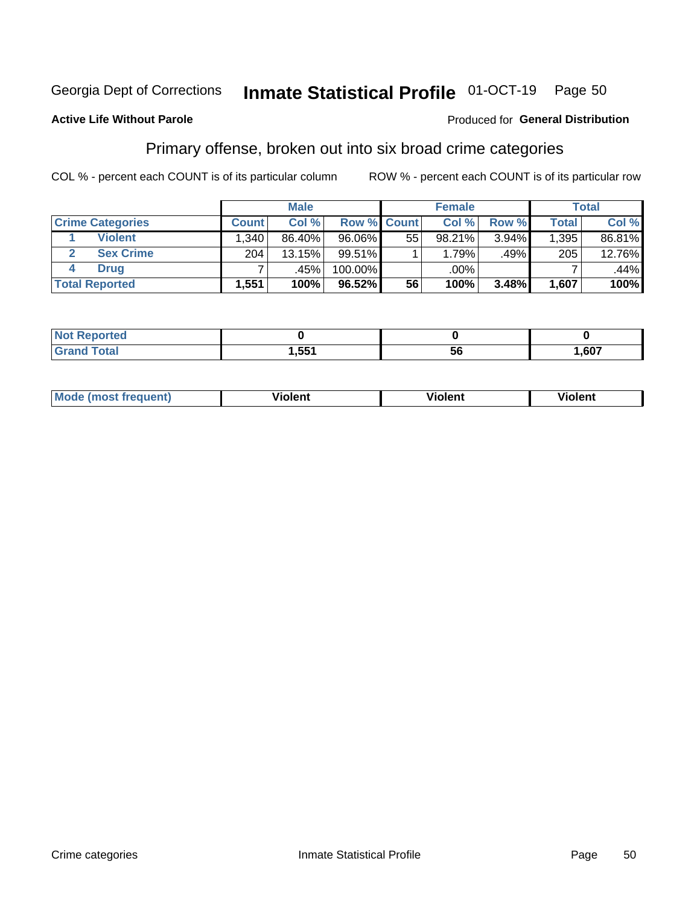Georgia Dept of Corrections **Inmate Statistical Profile** 01-OCT-19

**Active Life Without Parole**

Produced for **General Distribution**

## Primary offense, broken out into six broad crime categories

COL % - percent each COUNT is of its particular column

ROW % - percent each COUNT is of its particular row

| | | Male | | | Female | | | Total | |
|---|---|---|---|---|---|---|---|---|---|
| **Crime Categories** | | **Count** | **Col %** | **Row %** | **Count** | **Col %** | **Row %** | **Total** | **Col %** |
| 1 | **Violent** | 1,340 | 86.40% | 96.06% | 55 | 98.21% | 3.94% | 1,395 | 86.81% |
| 2 | **Sex Crime** | 204 | 13.15% | 99.51% | 1 | 1.79% | .49% | 205 | 12.76% |
| 4 | **Drug** | 7 | .45% | 100.00% | | .00% | | 7 | .44% |
| **Total Reported** | | **1,551** | **100%** | **96.52%** | **56** | **100%** | **3.48%** | **1,607** | **100%** |

| | Male | Female | Total |
|---|---|---|---|
| **Not Reported** | **0** | **0** | **0** |
| **Grand Total** | **1,551** | **56** | **1,607** |

| | Male | Female | Total |
|---|---|---|---|
| **Mode (most frequent)** | **Violent** | **Violent** | **Violent** |

Crime categories

Inmate Statistical Profile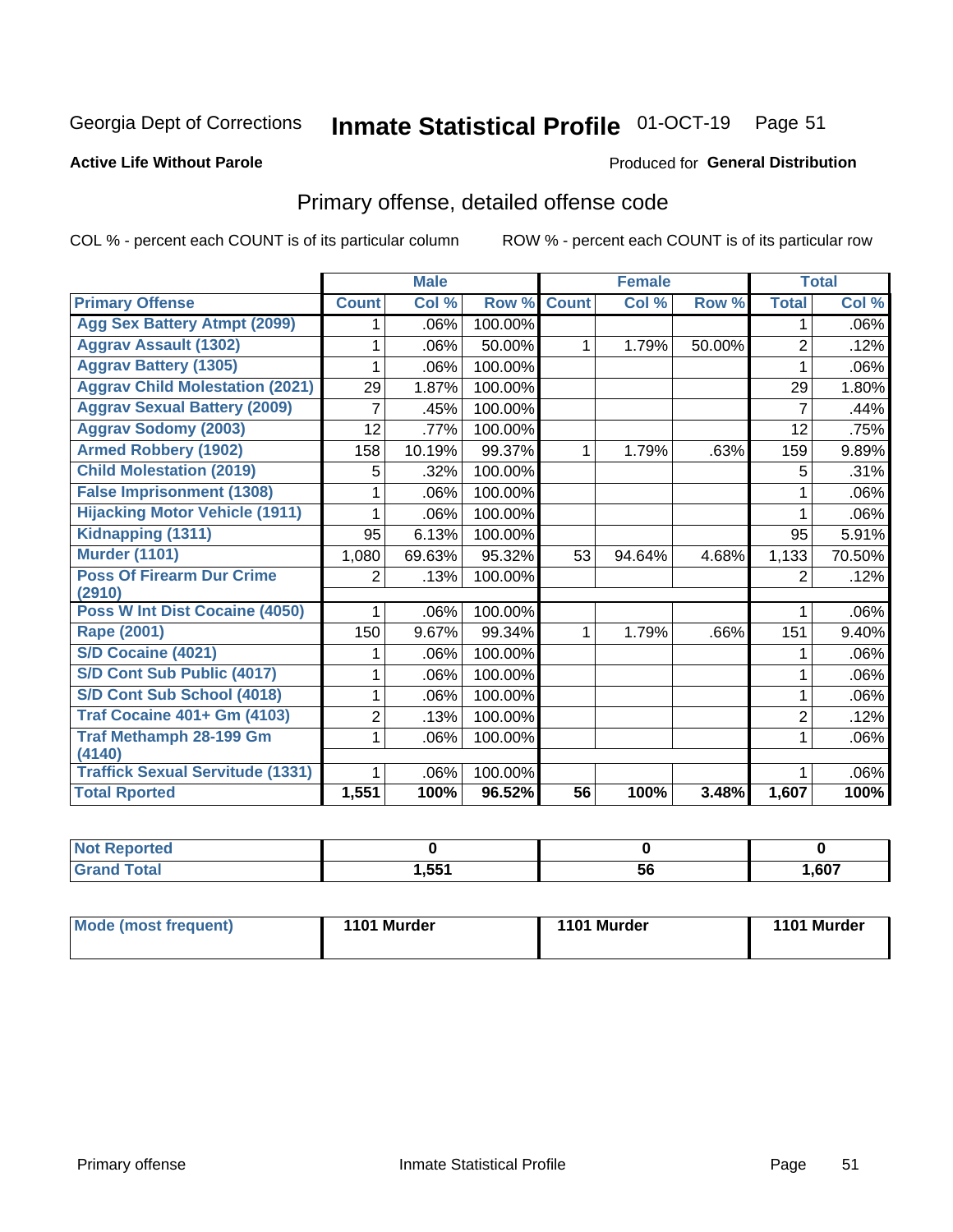Georgia Dept of Corrections **Inmate Statistical Profile** 01-OCT-19

**Active Life Without Parole**

Produced for **General Distribution**

## Primary offense, detailed offense code

COL % - percent each COUNT is of its particular column

ROW % - percent each COUNT is of its particular row

| | Male | | | Female | | | Total | |
|---|---|---|---|---|---|---|---|---|
| Primary Offense | Count | Col % | Row % | Count | Col % | Row % | Total | Col % |
| Agg Sex Battery Atmpt (2099) | 1 | .06% | 100.00% | | | | 1 | .06% |
| Aggrav Assault (1302) | 1 | .06% | 50.00% | 1 | 1.79% | 50.00% | 2 | .12% |
| Aggrav Battery (1305) | 1 | .06% | 100.00% | | | | 1 | .06% |
| Aggrav Child Molestation (2021) | 29 | 1.87% | 100.00% | | | | 29 | 1.80% |
| Aggrav Sexual Battery (2009) | 7 | .45% | 100.00% | | | | 7 | .44% |
| Aggrav Sodomy (2003) | 12 | .77% | 100.00% | | | | 12 | .75% |
| Armed Robbery (1902) | 158 | 10.19% | 99.37% | 1 | 1.79% | .63% | 159 | 9.89% |
| Child Molestation (2019) | 5 | .32% | 100.00% | | | | 5 | .31% |
| False Imprisonment (1308) | 1 | .06% | 100.00% | | | | 1 | .06% |
| Hijacking Motor Vehicle (1911) | 1 | .06% | 100.00% | | | | 1 | .06% |
| Kidnapping (1311) | 95 | 6.13% | 100.00% | | | | 95 | 5.91% |
| Murder (1101) | 1,080 | 69.63% | 95.32% | 53 | 94.64% | 4.68% | 1,133 | 70.50% |
| Poss Of Firearm Dur Crime (2910) | 2 | .13% | 100.00% | | | | 2 | .12% |
| Poss W Int Dist Cocaine (4050) | 1 | .06% | 100.00% | | | | 1 | .06% |
| Rape (2001) | 150 | 9.67% | 99.34% | 1 | 1.79% | .66% | 151 | 9.40% |
| S/D Cocaine (4021) | 1 | .06% | 100.00% | | | | 1 | .06% |
| S/D Cont Sub Public (4017) | 1 | .06% | 100.00% | | | | 1 | .06% |
| S/D Cont Sub School (4018) | 1 | .06% | 100.00% | | | | 1 | .06% |
| Traf Cocaine 401+ Gm (4103) | 2 | .13% | 100.00% | | | | 2 | .12% |
| Traf Methamph 28-199 Gm (4140) | 1 | .06% | 100.00% | | | | 1 | .06% |
| Traffick Sexual Servitude (1331) | 1 | .06% | 100.00% | | | | 1 | .06% |
| **Total Rported** | **1,551** | **100%** | **96.52%** | **56** | **100%** | **3.48%** | **1,607** | **100%** |

| | Male | Female | Total |
|---|---|---|---|
| Not Reported | 0 | 0 | 0 |
| Grand Total | 1,551 | 56 | 1,607 |

| | Male | Female | Total |
|---|---|---|---|
| Mode (most frequent) | 1101 Murder | 1101 Murder | 1101 Murder |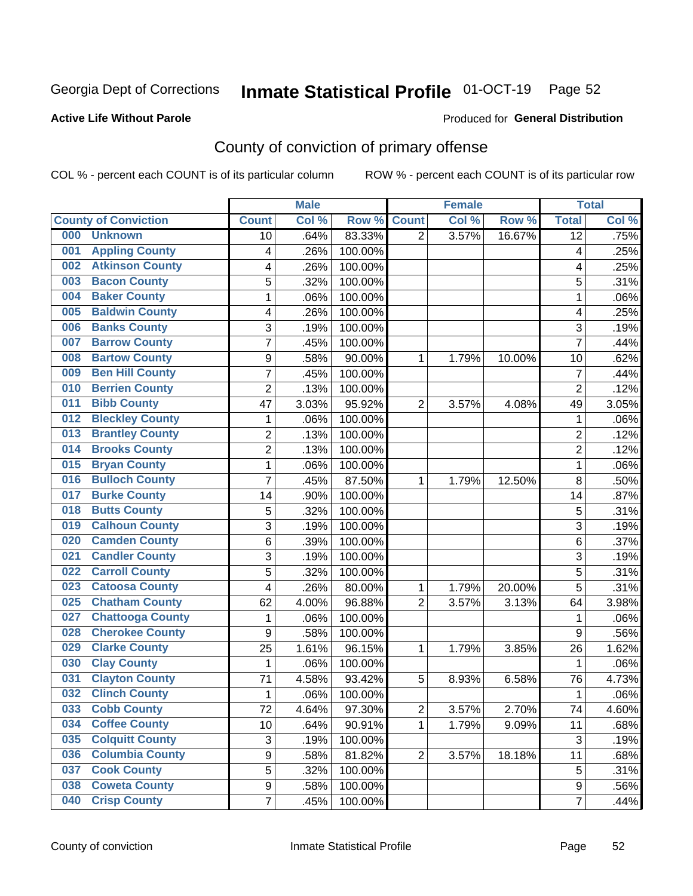Georgia Dept of Corrections **Inmate Statistical Profile** 01-OCT-19 Page 52

**Active Life Without Parole**

Produced for **General Distribution**

# County of conviction of primary offense

COL % - percent each COUNT is of its particular column ROW % - percent each COUNT is of its particular row

| County of Conviction | Male | | | Female | | | Total | |
|---|---|---|---|---|---|---|---|---|
| | Count | Col % | Row % | Count | Col % | Row % | Total | Col % |
| 000 Unknown | 10 | .64% | 83.33% | 2 | 3.57% | 16.67% | 12 | .75% |
| 001 Appling County | 4 | .26% | 100.00% | | | | 4 | .25% |
| 002 Atkinson County | 4 | .26% | 100.00% | | | | 4 | .25% |
| 003 Bacon County | 5 | .32% | 100.00% | | | | 5 | .31% |
| 004 Baker County | 1 | .06% | 100.00% | | | | 1 | .06% |
| 005 Baldwin County | 4 | .26% | 100.00% | | | | 4 | .25% |
| 006 Banks County | 3 | .19% | 100.00% | | | | 3 | .19% |
| 007 Barrow County | 7 | .45% | 100.00% | | | | 7 | .44% |
| 008 Bartow County | 9 | .58% | 90.00% | 1 | 1.79% | 10.00% | 10 | .62% |
| 009 Ben Hill County | 7 | .45% | 100.00% | | | | 7 | .44% |
| 010 Berrien County | 2 | .13% | 100.00% | | | | 2 | .12% |
| 011 Bibb County | 47 | 3.03% | 95.92% | 2 | 3.57% | 4.08% | 49 | 3.05% |
| 012 Bleckley County | 1 | .06% | 100.00% | | | | 1 | .06% |
| 013 Brantley County | 2 | .13% | 100.00% | | | | 2 | .12% |
| 014 Brooks County | 2 | .13% | 100.00% | | | | 2 | .12% |
| 015 Bryan County | 1 | .06% | 100.00% | | | | 1 | .06% |
| 016 Bulloch County | 7 | .45% | 87.50% | 1 | 1.79% | 12.50% | 8 | .50% |
| 017 Burke County | 14 | .90% | 100.00% | | | | 14 | .87% |
| 018 Butts County | 5 | .32% | 100.00% | | | | 5 | .31% |
| 019 Calhoun County | 3 | .19% | 100.00% | | | | 3 | .19% |
| 020 Camden County | 6 | .39% | 100.00% | | | | 6 | .37% |
| 021 Candler County | 3 | .19% | 100.00% | | | | 3 | .19% |
| 022 Carroll County | 5 | .32% | 100.00% | | | | 5 | .31% |
| 023 Catoosa County | 4 | .26% | 80.00% | 1 | 1.79% | 20.00% | 5 | .31% |
| 025 Chatham County | 62 | 4.00% | 96.88% | 2 | 3.57% | 3.13% | 64 | 3.98% |
| 027 Chattooga County | 1 | .06% | 100.00% | | | | 1 | .06% |
| 028 Cherokee County | 9 | .58% | 100.00% | | | | 9 | .56% |
| 029 Clarke County | 25 | 1.61% | 96.15% | 1 | 1.79% | 3.85% | 26 | 1.62% |
| 030 Clay County | 1 | .06% | 100.00% | | | | 1 | .06% |
| 031 Clayton County | 71 | 4.58% | 93.42% | 5 | 8.93% | 6.58% | 76 | 4.73% |
| 032 Clinch County | 1 | .06% | 100.00% | | | | 1 | .06% |
| 033 Cobb County | 72 | 4.64% | 97.30% | 2 | 3.57% | 2.70% | 74 | 4.60% |
| 034 Coffee County | 10 | .64% | 90.91% | 1 | 1.79% | 9.09% | 11 | .68% |
| 035 Colquitt County | 3 | .19% | 100.00% | | | | 3 | .19% |
| 036 Columbia County | 9 | .58% | 81.82% | 2 | 3.57% | 18.18% | 11 | .68% |
| 037 Cook County | 5 | .32% | 100.00% | | | | 5 | .31% |
| 038 Coweta County | 9 | .58% | 100.00% | | | | 9 | .56% |
| 040 Crisp County | 7 | .45% | 100.00% | | | | 7 | .44% |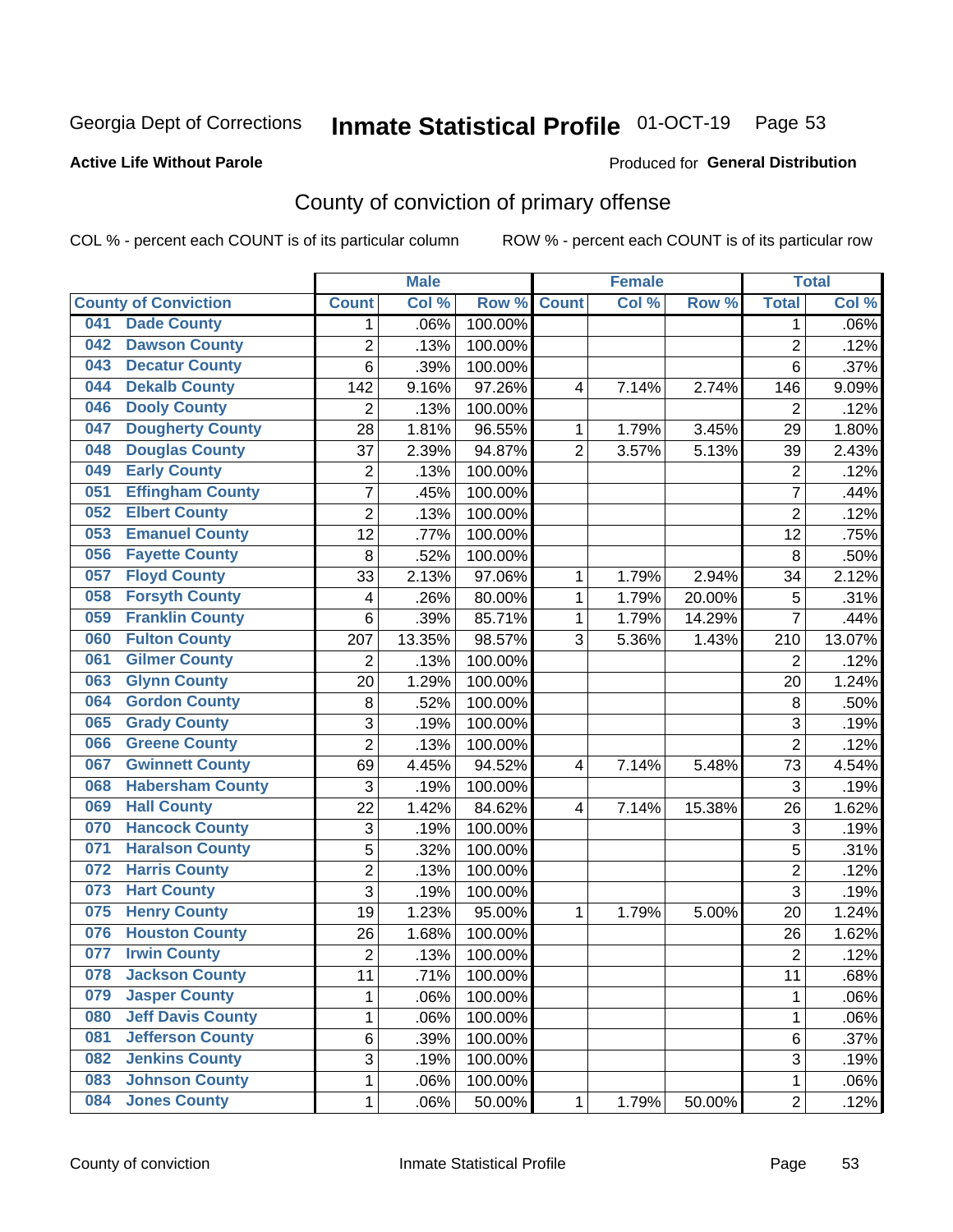Georgia Dept of Corrections **Inmate Statistical Profile** 01-OCT-19

**Active Life Without Parole** Produced for **General Distribution**

## County of conviction of primary offense

COL % - percent each COUNT is of its particular column ROW % - percent each COUNT is of its particular row

| County of Conviction | Male | | | Female | | | Total | |
|---|---|---|---|---|---|---|---|---|
| | Count | Col % | Row % | Count | Col % | Row % | Total | Col % |
| 041 Dade County | 1 | .06% | 100.00% | | | | 1 | .06% |
| 042 Dawson County | 2 | .13% | 100.00% | | | | 2 | .12% |
| 043 Decatur County | 6 | .39% | 100.00% | | | | 6 | .37% |
| 044 Dekalb County | 142 | 9.16% | 97.26% | 4 | 7.14% | 2.74% | 146 | 9.09% |
| 046 Dooly County | 2 | .13% | 100.00% | | | | 2 | .12% |
| 047 Dougherty County | 28 | 1.81% | 96.55% | 1 | 1.79% | 3.45% | 29 | 1.80% |
| 048 Douglas County | 37 | 2.39% | 94.87% | 2 | 3.57% | 5.13% | 39 | 2.43% |
| 049 Early County | 2 | .13% | 100.00% | | | | 2 | .12% |
| 051 Effingham County | 7 | .45% | 100.00% | | | | 7 | .44% |
| 052 Elbert County | 2 | .13% | 100.00% | | | | 2 | .12% |
| 053 Emanuel County | 12 | .77% | 100.00% | | | | 12 | .75% |
| 056 Fayette County | 8 | .52% | 100.00% | | | | 8 | .50% |
| 057 Floyd County | 33 | 2.13% | 97.06% | 1 | 1.79% | 2.94% | 34 | 2.12% |
| 058 Forsyth County | 4 | .26% | 80.00% | 1 | 1.79% | 20.00% | 5 | .31% |
| 059 Franklin County | 6 | .39% | 85.71% | 1 | 1.79% | 14.29% | 7 | .44% |
| 060 Fulton County | 207 | 13.35% | 98.57% | 3 | 5.36% | 1.43% | 210 | 13.07% |
| 061 Gilmer County | 2 | .13% | 100.00% | | | | 2 | .12% |
| 063 Glynn County | 20 | 1.29% | 100.00% | | | | 20 | 1.24% |
| 064 Gordon County | 8 | .52% | 100.00% | | | | 8 | .50% |
| 065 Grady County | 3 | .19% | 100.00% | | | | 3 | .19% |
| 066 Greene County | 2 | .13% | 100.00% | | | | 2 | .12% |
| 067 Gwinnett County | 69 | 4.45% | 94.52% | 4 | 7.14% | 5.48% | 73 | 4.54% |
| 068 Habersham County | 3 | .19% | 100.00% | | | | 3 | .19% |
| 069 Hall County | 22 | 1.42% | 84.62% | 4 | 7.14% | 15.38% | 26 | 1.62% |
| 070 Hancock County | 3 | .19% | 100.00% | | | | 3 | .19% |
| 071 Haralson County | 5 | .32% | 100.00% | | | | 5 | .31% |
| 072 Harris County | 2 | .13% | 100.00% | | | | 2 | .12% |
| 073 Hart County | 3 | .19% | 100.00% | | | | 3 | .19% |
| 075 Henry County | 19 | 1.23% | 95.00% | 1 | 1.79% | 5.00% | 20 | 1.24% |
| 076 Houston County | 26 | 1.68% | 100.00% | | | | 26 | 1.62% |
| 077 Irwin County | 2 | .13% | 100.00% | | | | 2 | .12% |
| 078 Jackson County | 11 | .71% | 100.00% | | | | 11 | .68% |
| 079 Jasper County | 1 | .06% | 100.00% | | | | 1 | .06% |
| 080 Jeff Davis County | 1 | .06% | 100.00% | | | | 1 | .06% |
| 081 Jefferson County | 6 | .39% | 100.00% | | | | 6 | .37% |
| 082 Jenkins County | 3 | .19% | 100.00% | | | | 3 | .19% |
| 083 Johnson County | 1 | .06% | 100.00% | | | | 1 | .06% |
| 084 Jones County | 1 | .06% | 50.00% | 1 | 1.79% | 50.00% | 2 | .12% |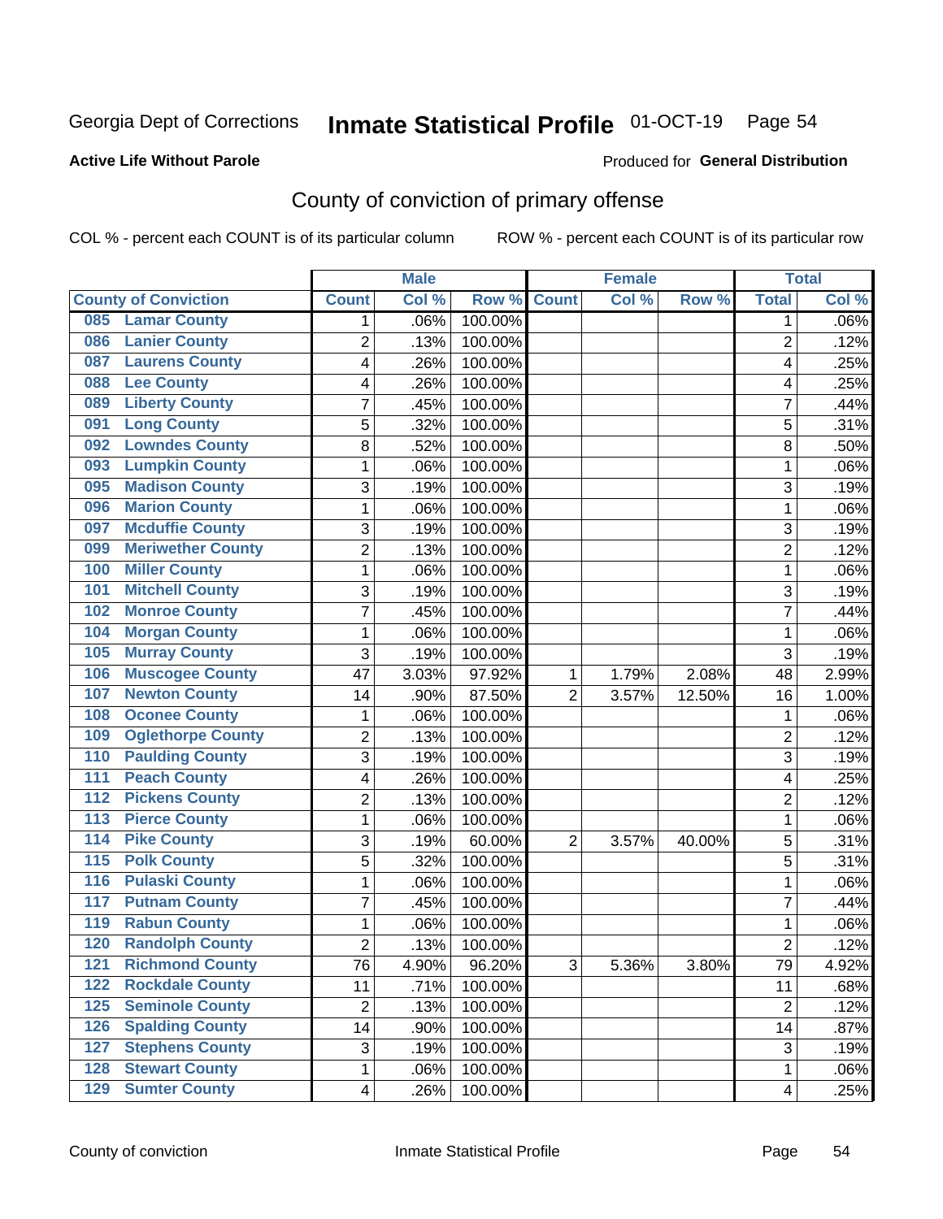Georgia Dept of Corrections **Inmate Statistical Profile** 01-OCT-19

**Active Life Without Parole**

Produced for **General Distribution**

## County of conviction of primary offense

COL % - percent each COUNT is of its particular column ROW % - percent each COUNT is of its particular row

| County of Conviction | Male | | | Female | | | Total | |
|---|---|---|---|---|---|---|---|---|
| | Count | Col % | Row % | Count | Col % | Row % | Total | Col % |
| 085 Lamar County | 1 | .06% | 100.00% | | | | 1 | .06% |
| 086 Lanier County | 2 | .13% | 100.00% | | | | 2 | .12% |
| 087 Laurens County | 4 | .26% | 100.00% | | | | 4 | .25% |
| 088 Lee County | 4 | .26% | 100.00% | | | | 4 | .25% |
| 089 Liberty County | 7 | .45% | 100.00% | | | | 7 | .44% |
| 091 Long County | 5 | .32% | 100.00% | | | | 5 | .31% |
| 092 Lowndes County | 8 | .52% | 100.00% | | | | 8 | .50% |
| 093 Lumpkin County | 1 | .06% | 100.00% | | | | 1 | .06% |
| 095 Madison County | 3 | .19% | 100.00% | | | | 3 | .19% |
| 096 Marion County | 1 | .06% | 100.00% | | | | 1 | .06% |
| 097 Mcduffie County | 3 | .19% | 100.00% | | | | 3 | .19% |
| 099 Meriwether County | 2 | .13% | 100.00% | | | | 2 | .12% |
| 100 Miller County | 1 | .06% | 100.00% | | | | 1 | .06% |
| 101 Mitchell County | 3 | .19% | 100.00% | | | | 3 | .19% |
| 102 Monroe County | 7 | .45% | 100.00% | | | | 7 | .44% |
| 104 Morgan County | 1 | .06% | 100.00% | | | | 1 | .06% |
| 105 Murray County | 3 | .19% | 100.00% | | | | 3 | .19% |
| 106 Muscogee County | 47 | 3.03% | 97.92% | 1 | 1.79% | 2.08% | 48 | 2.99% |
| 107 Newton County | 14 | .90% | 87.50% | 2 | 3.57% | 12.50% | 16 | 1.00% |
| 108 Oconee County | 1 | .06% | 100.00% | | | | 1 | .06% |
| 109 Oglethorpe County | 2 | .13% | 100.00% | | | | 2 | .12% |
| 110 Paulding County | 3 | .19% | 100.00% | | | | 3 | .19% |
| 111 Peach County | 4 | .26% | 100.00% | | | | 4 | .25% |
| 112 Pickens County | 2 | .13% | 100.00% | | | | 2 | .12% |
| 113 Pierce County | 1 | .06% | 100.00% | | | | 1 | .06% |
| 114 Pike County | 3 | .19% | 60.00% | 2 | 3.57% | 40.00% | 5 | .31% |
| 115 Polk County | 5 | .32% | 100.00% | | | | 5 | .31% |
| 116 Pulaski County | 1 | .06% | 100.00% | | | | 1 | .06% |
| 117 Putnam County | 7 | .45% | 100.00% | | | | 7 | .44% |
| 119 Rabun County | 1 | .06% | 100.00% | | | | 1 | .06% |
| 120 Randolph County | 2 | .13% | 100.00% | | | | 2 | .12% |
| 121 Richmond County | 76 | 4.90% | 96.20% | 3 | 5.36% | 3.80% | 79 | 4.92% |
| 122 Rockdale County | 11 | .71% | 100.00% | | | | 11 | .68% |
| 125 Seminole County | 2 | .13% | 100.00% | | | | 2 | .12% |
| 126 Spalding County | 14 | .90% | 100.00% | | | | 14 | .87% |
| 127 Stephens County | 3 | .19% | 100.00% | | | | 3 | .19% |
| 128 Stewart County | 1 | .06% | 100.00% | | | | 1 | .06% |
| 129 Sumter County | 4 | .26% | 100.00% | | | | 4 | .25% |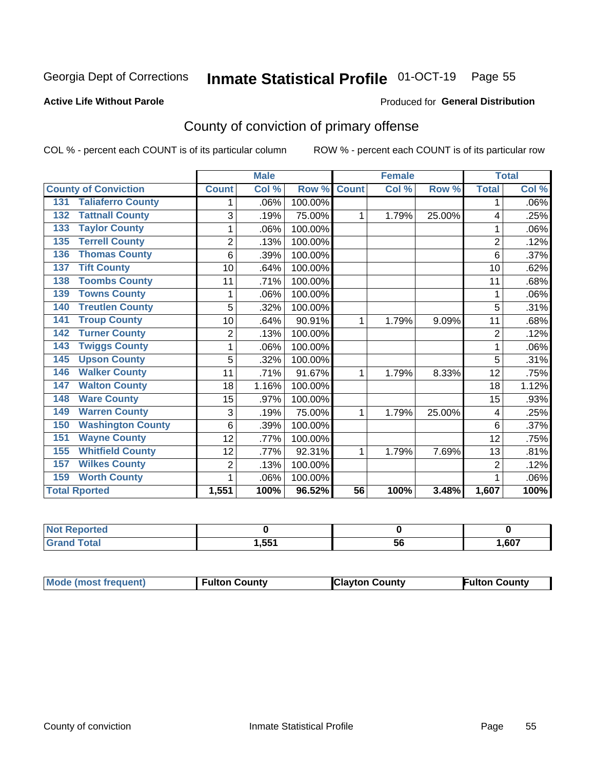Georgia Dept of Corrections **Inmate Statistical Profile** 01-OCT-19

**Active Life Without Parole**

Produced for **General Distribution**

## County of conviction of primary offense

COL % - percent each COUNT is of its particular column ROW % - percent each COUNT is of its particular row

| | | Male | | | Female | | | Total | |
|---|---|---|---|---|---|---|---|---|---|
| County of Conviction | | Count | Col % | Row % | Count | Col % | Row % | Total | Col % |
| 131 | Taliaferro County | 1 | .06% | 100.00% | | | | 1 | .06% |
| 132 | Tattnall County | 3 | .19% | 75.00% | 1 | 1.79% | 25.00% | 4 | .25% |
| 133 | Taylor County | 1 | .06% | 100.00% | | | | 1 | .06% |
| 135 | Terrell County | 2 | .13% | 100.00% | | | | 2 | .12% |
| 136 | Thomas County | 6 | .39% | 100.00% | | | | 6 | .37% |
| 137 | Tift County | 10 | .64% | 100.00% | | | | 10 | .62% |
| 138 | Toombs County | 11 | .71% | 100.00% | | | | 11 | .68% |
| 139 | Towns County | 1 | .06% | 100.00% | | | | 1 | .06% |
| 140 | Treutlen County | 5 | .32% | 100.00% | | | | 5 | .31% |
| 141 | Troup County | 10 | .64% | 90.91% | 1 | 1.79% | 9.09% | 11 | .68% |
| 142 | Turner County | 2 | .13% | 100.00% | | | | 2 | .12% |
| 143 | Twiggs County | 1 | .06% | 100.00% | | | | 1 | .06% |
| 145 | Upson County | 5 | .32% | 100.00% | | | | 5 | .31% |
| 146 | Walker County | 11 | .71% | 91.67% | 1 | 1.79% | 8.33% | 12 | .75% |
| 147 | Walton County | 18 | 1.16% | 100.00% | | | | 18 | 1.12% |
| 148 | Ware County | 15 | .97% | 100.00% | | | | 15 | .93% |
| 149 | Warren County | 3 | .19% | 75.00% | 1 | 1.79% | 25.00% | 4 | .25% |
| 150 | Washington County | 6 | .39% | 100.00% | | | | 6 | .37% |
| 151 | Wayne County | 12 | .77% | 100.00% | | | | 12 | .75% |
| 155 | Whitfield County | 12 | .77% | 92.31% | 1 | 1.79% | 7.69% | 13 | .81% |
| 157 | Wilkes County | 2 | .13% | 100.00% | | | | 2 | .12% |
| 159 | Worth County | 1 | .06% | 100.00% | | | | 1 | .06% |
| Total Rported | | 1,551 | 100% | 96.52% | 56 | 100% | 3.48% | 1,607 | 100% |

| | Male | Female | Total |
|---|---|---|---|
| Not Reported | 0 | 0 | 0 |
| Grand Total | 1,551 | 56 | 1,607 |

| | Male | Female | Total |
|---|---|---|---|
| Mode (most frequent) | Fulton County | Clayton County | Fulton County |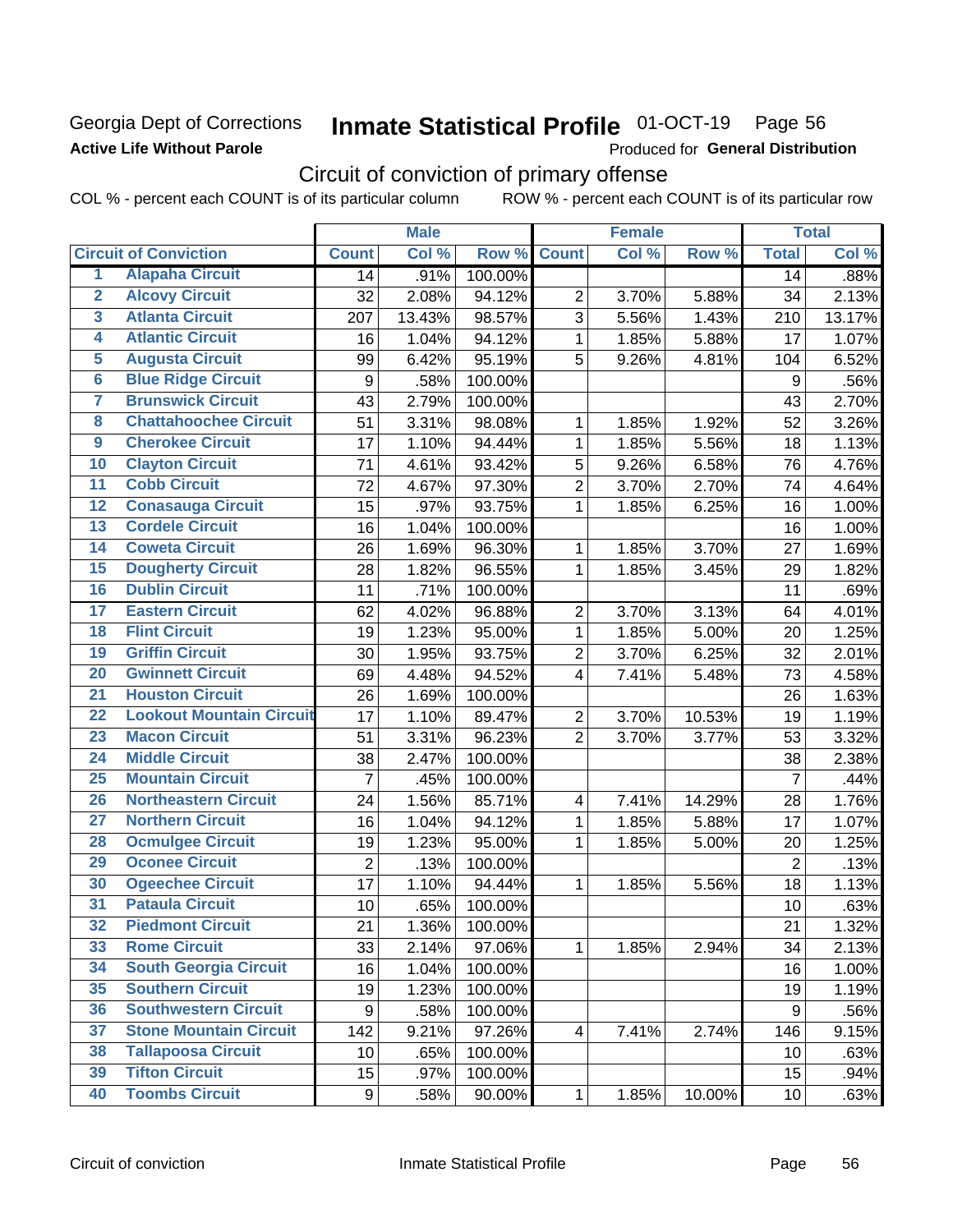Georgia Dept of Corrections
**Active Life Without Parole**

# Inmate Statistical Profile 01-OCT-19 Page 56

Produced for **General Distribution**

## Circuit of conviction of primary offense

COL % - percent each COUNT is of its particular column ROW % - percent each COUNT is of its particular row

| | | Male | | | Female | | | Total | |
|---|---|---|---|---|---|---|---|---|---|
| | **Circuit of Conviction** | **Count** | **Col %** | **Row %** | **Count** | **Col %** | **Row %** | **Total** | **Col %** |
| 1 | Alapaha Circuit | 14 | .91% | 100.00% | | | | 14 | .88% |
| 2 | Alcovy Circuit | 32 | 2.08% | 94.12% | 2 | 3.70% | 5.88% | 34 | 2.13% |
| 3 | Atlanta Circuit | 207 | 13.43% | 98.57% | 3 | 5.56% | 1.43% | 210 | 13.17% |
| 4 | Atlantic Circuit | 16 | 1.04% | 94.12% | 1 | 1.85% | 5.88% | 17 | 1.07% |
| 5 | Augusta Circuit | 99 | 6.42% | 95.19% | 5 | 9.26% | 4.81% | 104 | 6.52% |
| 6 | Blue Ridge Circuit | 9 | .58% | 100.00% | | | | 9 | .56% |
| 7 | Brunswick Circuit | 43 | 2.79% | 100.00% | | | | 43 | 2.70% |
| 8 | Chattahoochee Circuit | 51 | 3.31% | 98.08% | 1 | 1.85% | 1.92% | 52 | 3.26% |
| 9 | Cherokee Circuit | 17 | 1.10% | 94.44% | 1 | 1.85% | 5.56% | 18 | 1.13% |
| 10 | Clayton Circuit | 71 | 4.61% | 93.42% | 5 | 9.26% | 6.58% | 76 | 4.76% |
| 11 | Cobb Circuit | 72 | 4.67% | 97.30% | 2 | 3.70% | 2.70% | 74 | 4.64% |
| 12 | Conasauga Circuit | 15 | .97% | 93.75% | 1 | 1.85% | 6.25% | 16 | 1.00% |
| 13 | Cordele Circuit | 16 | 1.04% | 100.00% | | | | 16 | 1.00% |
| 14 | Coweta Circuit | 26 | 1.69% | 96.30% | 1 | 1.85% | 3.70% | 27 | 1.69% |
| 15 | Dougherty Circuit | 28 | 1.82% | 96.55% | 1 | 1.85% | 3.45% | 29 | 1.82% |
| 16 | Dublin Circuit | 11 | .71% | 100.00% | | | | 11 | .69% |
| 17 | Eastern Circuit | 62 | 4.02% | 96.88% | 2 | 3.70% | 3.13% | 64 | 4.01% |
| 18 | Flint Circuit | 19 | 1.23% | 95.00% | 1 | 1.85% | 5.00% | 20 | 1.25% |
| 19 | Griffin Circuit | 30 | 1.95% | 93.75% | 2 | 3.70% | 6.25% | 32 | 2.01% |
| 20 | Gwinnett Circuit | 69 | 4.48% | 94.52% | 4 | 7.41% | 5.48% | 73 | 4.58% |
| 21 | Houston Circuit | 26 | 1.69% | 100.00% | | | | 26 | 1.63% |
| 22 | Lookout Mountain Circuit | 17 | 1.10% | 89.47% | 2 | 3.70% | 10.53% | 19 | 1.19% |
| 23 | Macon Circuit | 51 | 3.31% | 96.23% | 2 | 3.70% | 3.77% | 53 | 3.32% |
| 24 | Middle Circuit | 38 | 2.47% | 100.00% | | | | 38 | 2.38% |
| 25 | Mountain Circuit | 7 | .45% | 100.00% | | | | 7 | .44% |
| 26 | Northeastern Circuit | 24 | 1.56% | 85.71% | 4 | 7.41% | 14.29% | 28 | 1.76% |
| 27 | Northern Circuit | 16 | 1.04% | 94.12% | 1 | 1.85% | 5.88% | 17 | 1.07% |
| 28 | Ocmulgee Circuit | 19 | 1.23% | 95.00% | 1 | 1.85% | 5.00% | 20 | 1.25% |
| 29 | Oconee Circuit | 2 | .13% | 100.00% | | | | 2 | .13% |
| 30 | Ogeechee Circuit | 17 | 1.10% | 94.44% | 1 | 1.85% | 5.56% | 18 | 1.13% |
| 31 | Pataula Circuit | 10 | .65% | 100.00% | | | | 10 | .63% |
| 32 | Piedmont Circuit | 21 | 1.36% | 100.00% | | | | 21 | 1.32% |
| 33 | Rome Circuit | 33 | 2.14% | 97.06% | 1 | 1.85% | 2.94% | 34 | 2.13% |
| 34 | South Georgia Circuit | 16 | 1.04% | 100.00% | | | | 16 | 1.00% |
| 35 | Southern Circuit | 19 | 1.23% | 100.00% | | | | 19 | 1.19% |
| 36 | Southwestern Circuit | 9 | .58% | 100.00% | | | | 9 | .56% |
| 37 | Stone Mountain Circuit | 142 | 9.21% | 97.26% | 4 | 7.41% | 2.74% | 146 | 9.15% |
| 38 | Tallapoosa Circuit | 10 | .65% | 100.00% | | | | 10 | .63% |
| 39 | Tifton Circuit | 15 | .97% | 100.00% | | | | 15 | .94% |
| 40 | Toombs Circuit | 9 | .58% | 90.00% | 1 | 1.85% | 10.00% | 10 | .63% |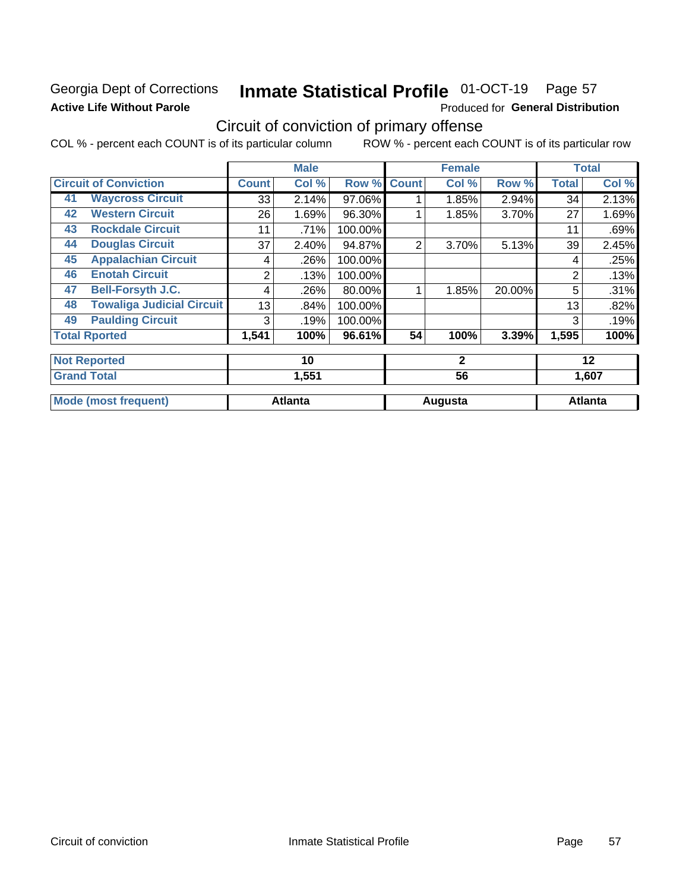Georgia Dept of Corrections **Inmate Statistical Profile** 01-OCT-19

**Active Life Without Parole**

Produced for **General Distribution**

## Circuit of conviction of primary offense

COL % - percent each COUNT is of its particular column ROW % - percent each COUNT is of its particular row

| Circuit of Conviction | Male | | | Female | | | Total | |
|---|---|---|---|---|---|---|---|---|
| | Count | Col % | Row % | Count | Col % | Row % | Total | Col % |
| 41 Waycross Circuit | 33 | 2.14% | 97.06% | 1 | 1.85% | 2.94% | 34 | 2.13% |
| 42 Western Circuit | 26 | 1.69% | 96.30% | 1 | 1.85% | 3.70% | 27 | 1.69% |
| 43 Rockdale Circuit | 11 | .71% | 100.00% | | | | 11 | .69% |
| 44 Douglas Circuit | 37 | 2.40% | 94.87% | 2 | 3.70% | 5.13% | 39 | 2.45% |
| 45 Appalachian Circuit | 4 | .26% | 100.00% | | | | 4 | .25% |
| 46 Enotah Circuit | 2 | .13% | 100.00% | | | | 2 | .13% |
| 47 Bell-Forsyth J.C. | 4 | .26% | 80.00% | 1 | 1.85% | 20.00% | 5 | .31% |
| 48 Towaliga Judicial Circuit | 13 | .84% | 100.00% | | | | 13 | .82% |
| 49 Paulding Circuit | 3 | .19% | 100.00% | | | | 3 | .19% |
| **Total Rported** | **1,541** | **100%** | **96.61%** | **54** | **100%** | **3.39%** | **1,595** | **100%** |

| | Male | Female | Total |
|---|---|---|---|
| Not Reported | 10 | 2 | 12 |
| Grand Total | 1,551 | 56 | 1,607 |
| Mode (most frequent) | Atlanta | Augusta | Atlanta |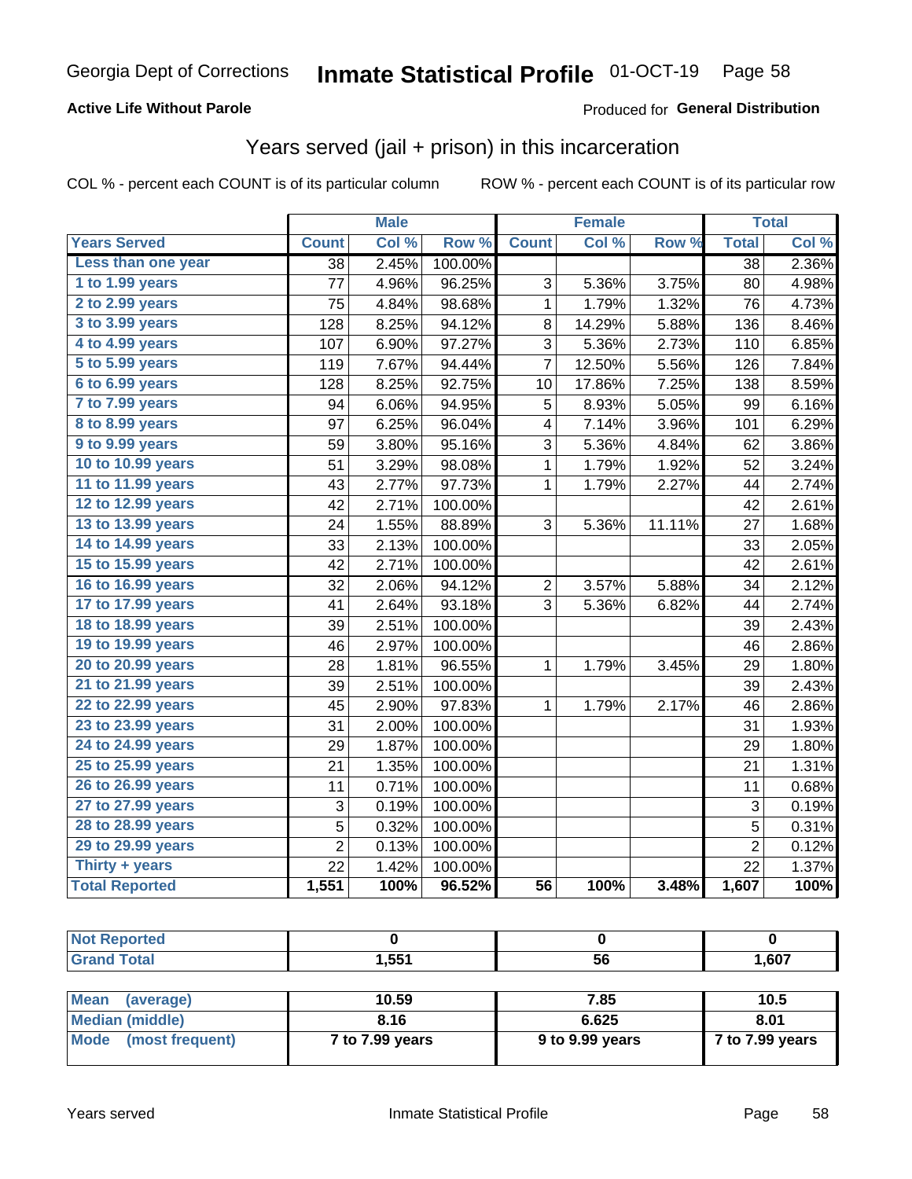Georgia Dept of Corrections **Inmate Statistical Profile** 01-OCT-19

**Active Life Without Parole**

Produced for **General Distribution**

## Years served (jail + prison) in this incarceration

COL % - percent each COUNT is of its particular column ROW % - percent each COUNT is of its particular row

| | Male | | | Female | | | Total | |
|---|---|---|---|---|---|---|---|---|
| **Years Served** | **Count** | **Col %** | **Row %** | **Count** | **Col %** | **Row %** | **Total** | **Col %** |
| Less than one year | 38 | 2.45% | 100.00% | | | | 38 | 2.36% |
| 1 to 1.99 years | 77 | 4.96% | 96.25% | 3 | 5.36% | 3.75% | 80 | 4.98% |
| 2 to 2.99 years | 75 | 4.84% | 98.68% | 1 | 1.79% | 1.32% | 76 | 4.73% |
| 3 to 3.99 years | 128 | 8.25% | 94.12% | 8 | 14.29% | 5.88% | 136 | 8.46% |
| 4 to 4.99 years | 107 | 6.90% | 97.27% | 3 | 5.36% | 2.73% | 110 | 6.85% |
| 5 to 5.99 years | 119 | 7.67% | 94.44% | 7 | 12.50% | 5.56% | 126 | 7.84% |
| 6 to 6.99 years | 128 | 8.25% | 92.75% | 10 | 17.86% | 7.25% | 138 | 8.59% |
| 7 to 7.99 years | 94 | 6.06% | 94.95% | 5 | 8.93% | 5.05% | 99 | 6.16% |
| 8 to 8.99 years | 97 | 6.25% | 96.04% | 4 | 7.14% | 3.96% | 101 | 6.29% |
| 9 to 9.99 years | 59 | 3.80% | 95.16% | 3 | 5.36% | 4.84% | 62 | 3.86% |
| 10 to 10.99 years | 51 | 3.29% | 98.08% | 1 | 1.79% | 1.92% | 52 | 3.24% |
| 11 to 11.99 years | 43 | 2.77% | 97.73% | 1 | 1.79% | 2.27% | 44 | 2.74% |
| 12 to 12.99 years | 42 | 2.71% | 100.00% | | | | 42 | 2.61% |
| 13 to 13.99 years | 24 | 1.55% | 88.89% | 3 | 5.36% | 11.11% | 27 | 1.68% |
| 14 to 14.99 years | 33 | 2.13% | 100.00% | | | | 33 | 2.05% |
| 15 to 15.99 years | 42 | 2.71% | 100.00% | | | | 42 | 2.61% |
| 16 to 16.99 years | 32 | 2.06% | 94.12% | 2 | 3.57% | 5.88% | 34 | 2.12% |
| 17 to 17.99 years | 41 | 2.64% | 93.18% | 3 | 5.36% | 6.82% | 44 | 2.74% |
| 18 to 18.99 years | 39 | 2.51% | 100.00% | | | | 39 | 2.43% |
| 19 to 19.99 years | 46 | 2.97% | 100.00% | | | | 46 | 2.86% |
| 20 to 20.99 years | 28 | 1.81% | 96.55% | 1 | 1.79% | 3.45% | 29 | 1.80% |
| 21 to 21.99 years | 39 | 2.51% | 100.00% | | | | 39 | 2.43% |
| 22 to 22.99 years | 45 | 2.90% | 97.83% | 1 | 1.79% | 2.17% | 46 | 2.86% |
| 23 to 23.99 years | 31 | 2.00% | 100.00% | | | | 31 | 1.93% |
| 24 to 24.99 years | 29 | 1.87% | 100.00% | | | | 29 | 1.80% |
| 25 to 25.99 years | 21 | 1.35% | 100.00% | | | | 21 | 1.31% |
| 26 to 26.99 years | 11 | 0.71% | 100.00% | | | | 11 | 0.68% |
| 27 to 27.99 years | 3 | 0.19% | 100.00% | | | | 3 | 0.19% |
| 28 to 28.99 years | 5 | 0.32% | 100.00% | | | | 5 | 0.31% |
| 29 to 29.99 years | 2 | 0.13% | 100.00% | | | | 2 | 0.12% |
| Thirty + years | 22 | 1.42% | 100.00% | | | | 22 | 1.37% |
| **Total Reported** | **1,551** | **100%** | **96.52%** | **56** | **100%** | **3.48%** | **1,607** | **100%** |

| | Male | Female | Total |
|---|---|---|---|
| Not Reported | 0 | 0 | 0 |
| Grand Total | 1,551 | 56 | 1,607 |

| | Male | Female | Total |
|---|---|---|---|
| Mean (average) | 10.59 | 7.85 | 10.5 |
| Median (middle) | 8.16 | 6.625 | 8.01 |
| Mode (most frequent) | 7 to 7.99 years | 9 to 9.99 years | 7 to 7.99 years |

Years served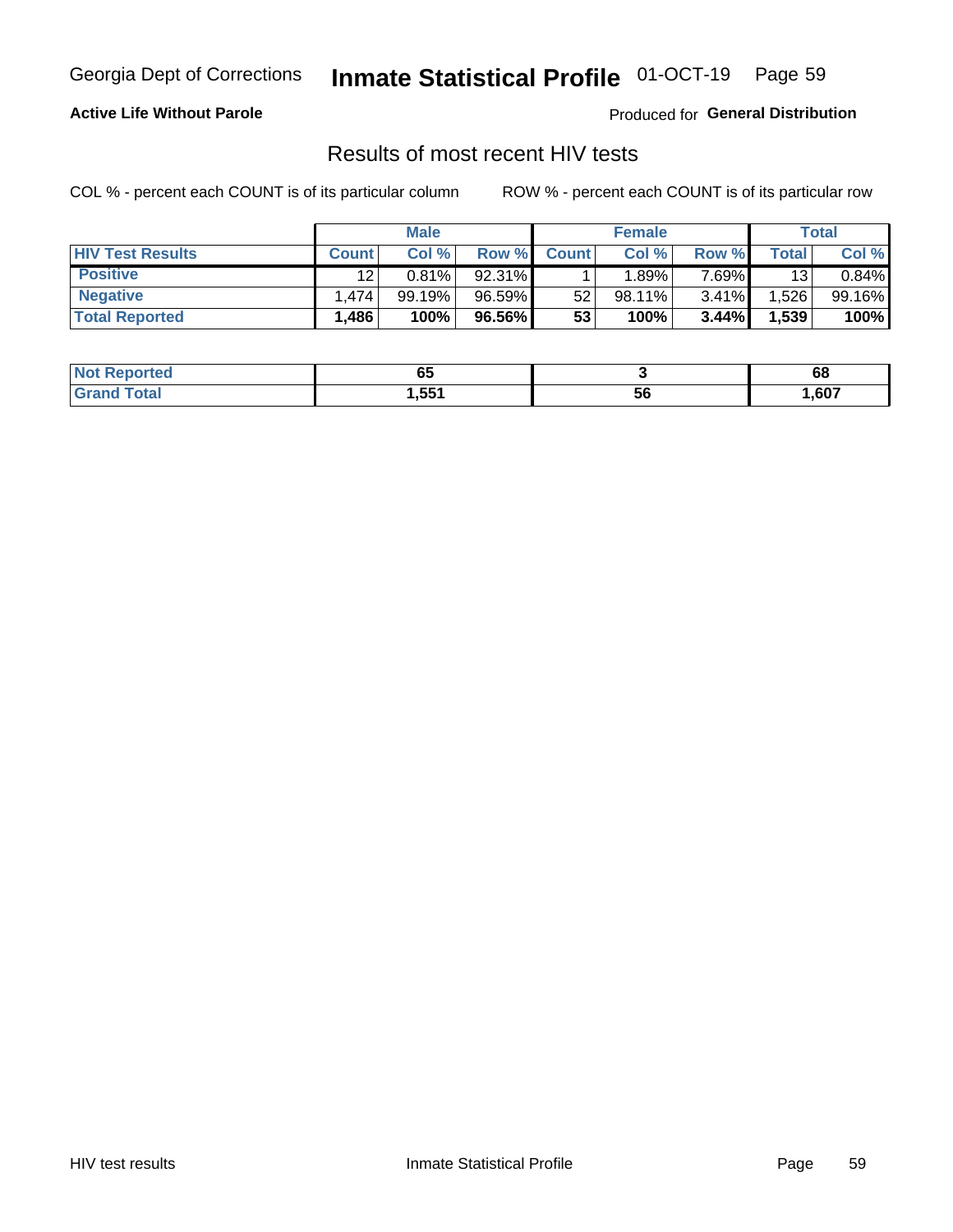Georgia Dept of Corrections **Inmate Statistical Profile** 01-OCT-19

**Active Life Without Parole**

Produced for **General Distribution**

## Results of most recent HIV tests

COL % - percent each COUNT is of its particular column

ROW % - percent each COUNT is of its particular row

| | Male | | | Female | | | Total | |
|---|---|---|---|---|---|---|---|---|
| **HIV Test Results** | **Count** | **Col %** | **Row %** | **Count** | **Col %** | **Row %** | **Total** | **Col %** |
| **Positive** | 12 | 0.81% | 92.31% | 1 | 1.89% | 7.69% | 13 | 0.84% |
| **Negative** | 1,474 | 99.19% | 96.59% | 52 | 98.11% | 3.41% | 1,526 | 99.16% |
| **Total Reported** | **1,486** | **100%** | **96.56%** | **53** | **100%** | **3.44%** | **1,539** | **100%** |

| | Male | Female | Total |
|---|---|---|---|
| **Not Reported** | **65** | **3** | **68** |
| **Grand Total** | **1,551** | **56** | **1,607** |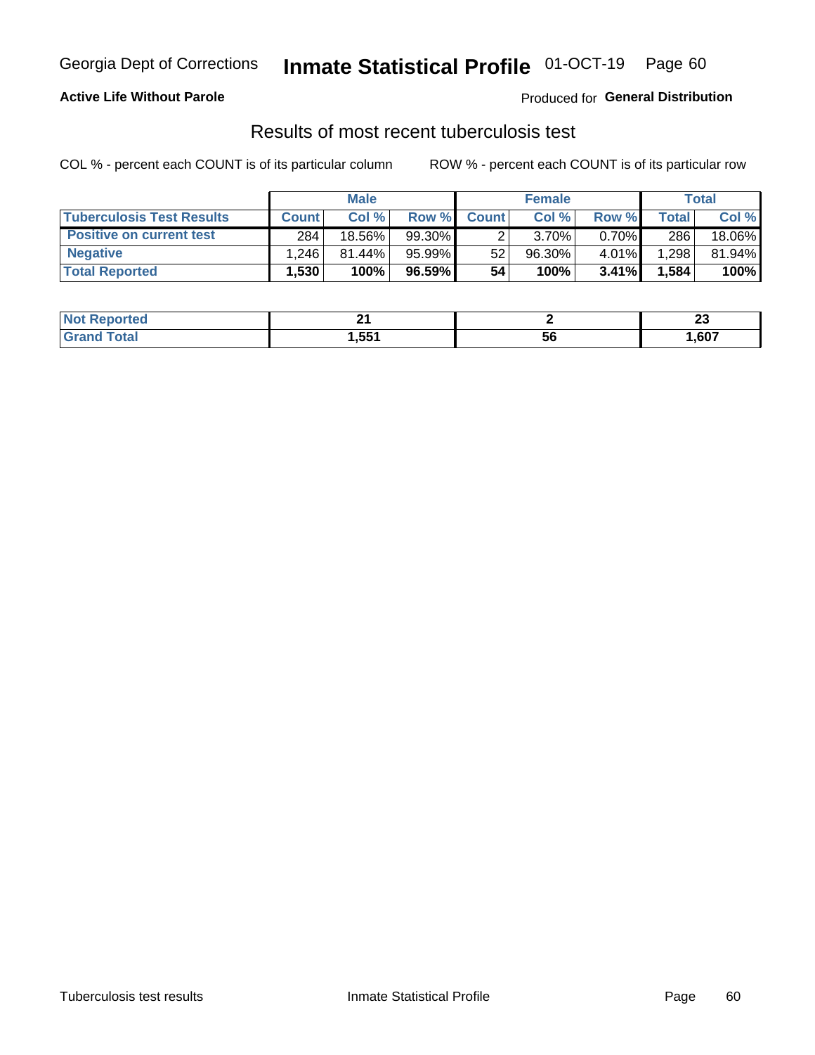**Active Life Without Parole**

Produced for **General Distribution**

## Results of most recent tuberculosis test

COL % - percent each COUNT is of its particular column

ROW % - percent each COUNT is of its particular row

| | Male | | | Female | | | Total | |
|---|---|---|---|---|---|---|---|---|
| **Tuberculosis Test Results** | **Count** | **Col %** | **Row %** | **Count** | **Col %** | **Row %** | **Total** | **Col %** |
| **Positive on current test** | 284 | 18.56% | 99.30% | 2 | 3.70% | 0.70% | 286 | 18.06% |
| **Negative** | 1,246 | 81.44% | 95.99% | 52 | 96.30% | 4.01% | 1,298 | 81.94% |
| **Total Reported** | **1,530** | **100%** | **96.59%** | **54** | **100%** | **3.41%** | **1,584** | **100%** |

| | Male | Female | Total |
|---|---|---|---|
| **Not Reported** | **21** | **2** | **23** |
| **Grand Total** | **1,551** | **56** | **1,607** |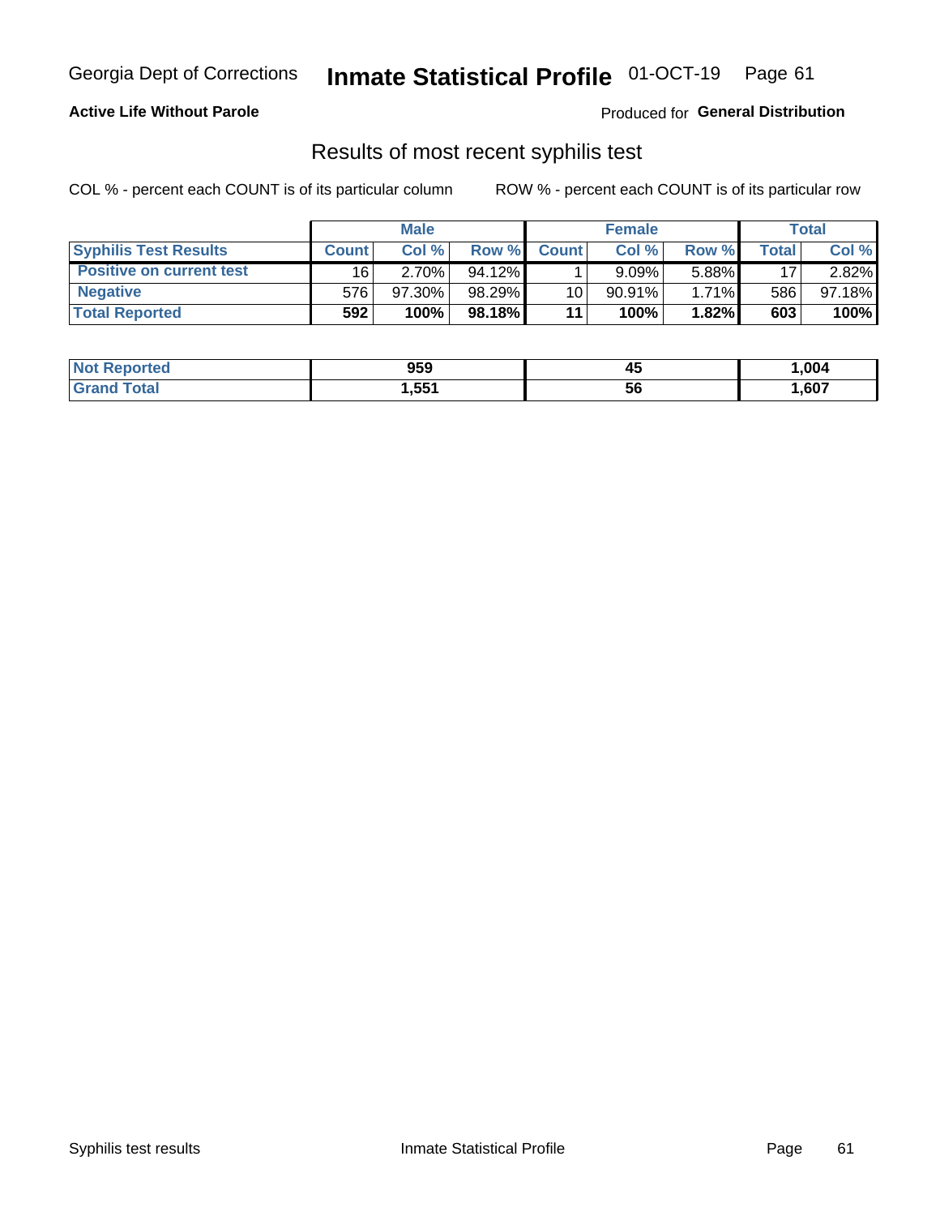Georgia Dept of Corrections **Inmate Statistical Profile** 01-OCT-19

**Active Life Without Parole**

Produced for **General Distribution**

## Results of most recent syphilis test

COL % - percent each COUNT is of its particular column

ROW % - percent each COUNT is of its particular row

| | Male | | | Female | | | Total | |
|---|---|---|---|---|---|---|---|---|
| **Syphilis Test Results** | **Count** | **Col %** | **Row %** | **Count** | **Col %** | **Row %** | **Total** | **Col %** |
| **Positive on current test** | 16 | 2.70% | 94.12% | 1 | 9.09% | 5.88% | 17 | 2.82% |
| **Negative** | 576 | 97.30% | 98.29% | 10 | 90.91% | 1.71% | 586 | 97.18% |
| **Total Reported** | **592** | **100%** | **98.18%** | **11** | **100%** | **1.82%** | **603** | **100%** |

| | Male | Female | Total |
|---|---|---|---|
| **Not Reported** | **959** | **45** | **1,004** |
| **Grand Total** | **1,551** | **56** | **1,607** |

Syphilis test results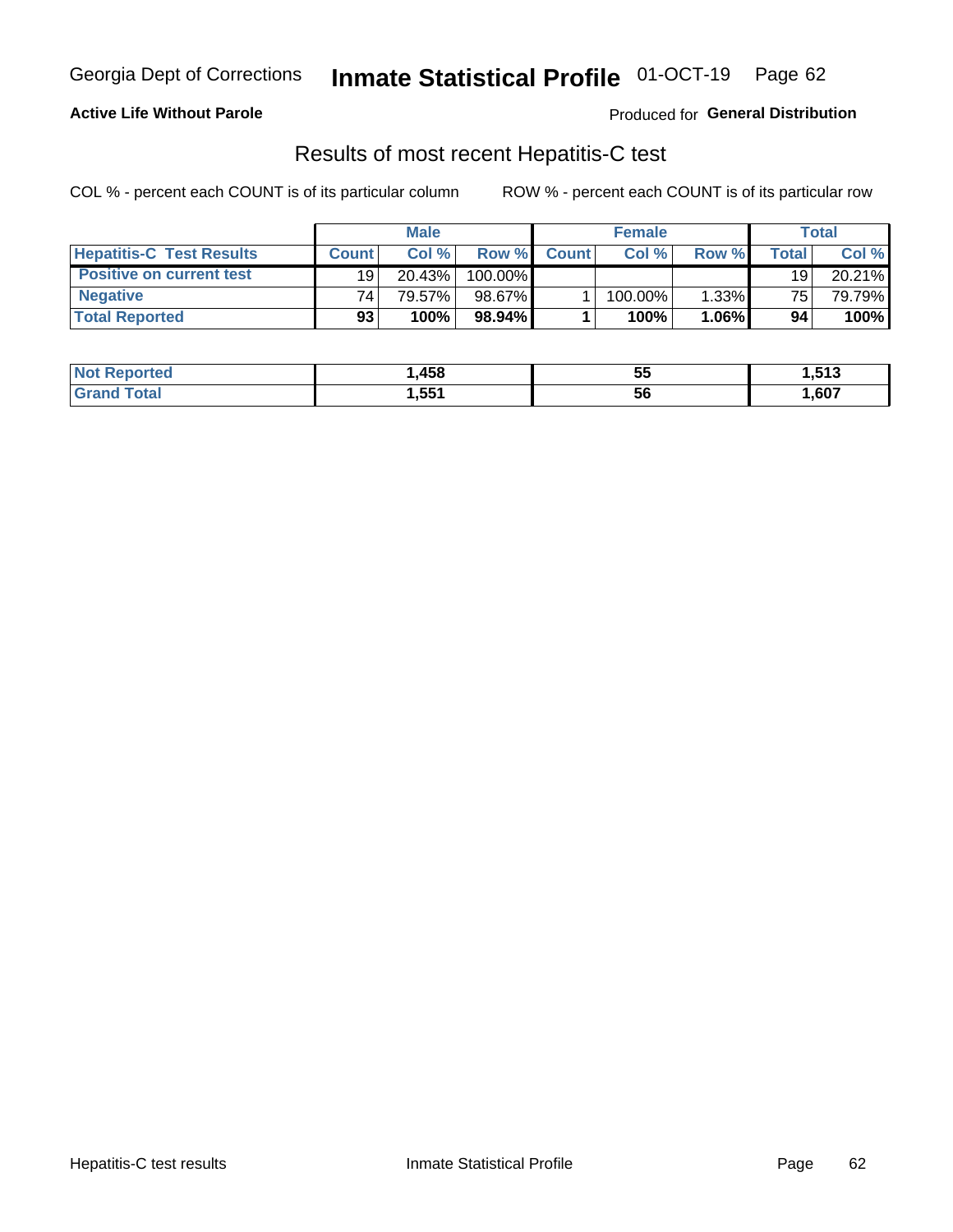Georgia Dept of Corrections **Inmate Statistical Profile** 01-OCT-19

**Active Life Without Parole**

Produced for **General Distribution**

## Results of most recent Hepatitis-C test

COL % - percent each COUNT is of its particular column

ROW % - percent each COUNT is of its particular row

| | Male | | | Female | | | Total | |
|---|---|---|---|---|---|---|---|---|
| **Hepatitis-C Test Results** | **Count** | **Col %** | **Row %** | **Count** | **Col %** | **Row %** | **Total** | **Col %** |
| **Positive on current test** | 19 | 20.43% | 100.00% | | | | 19 | 20.21% |
| **Negative** | 74 | 79.57% | 98.67% | 1 | 100.00% | 1.33% | 75 | 79.79% |
| **Total Reported** | **93** | **100%** | **98.94%** | **1** | **100%** | **1.06%** | **94** | **100%** |

| | Male | Female | Total |
|---|---|---|---|
| **Not Reported** | **1,458** | **55** | **1,513** |
| **Grand Total** | **1,551** | **56** | **1,607** |